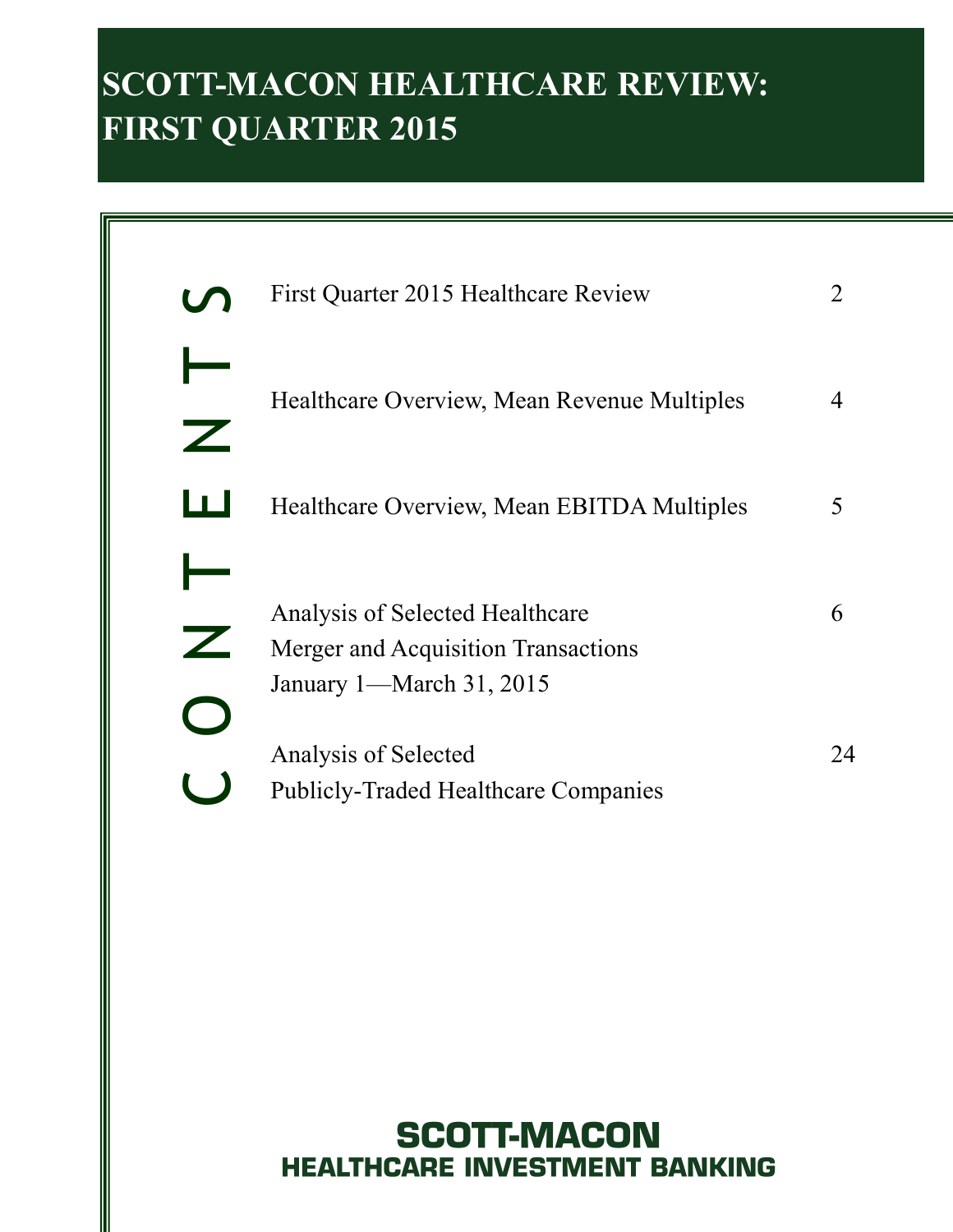# SCOTT-MACON HEALTHCARE REVIEW: FIRST QUARTER 2015

## CONTENTS

| | |
|---|---|
| First Quarter 2015 Healthcare Review | 2 |
| Healthcare Overview, Mean Revenue Multiples | 4 |
| Healthcare Overview, Mean EBITDA Multiples | 5 |
| Analysis of Selected Healthcare Merger and Acquisition Transactions January 1—March 31, 2015 | 6 |
| Analysis of Selected Publicly-Traded Healthcare Companies | 24 |

**SCOTT-MACON**
**HEALTHCARE INVESTMENT BANKING**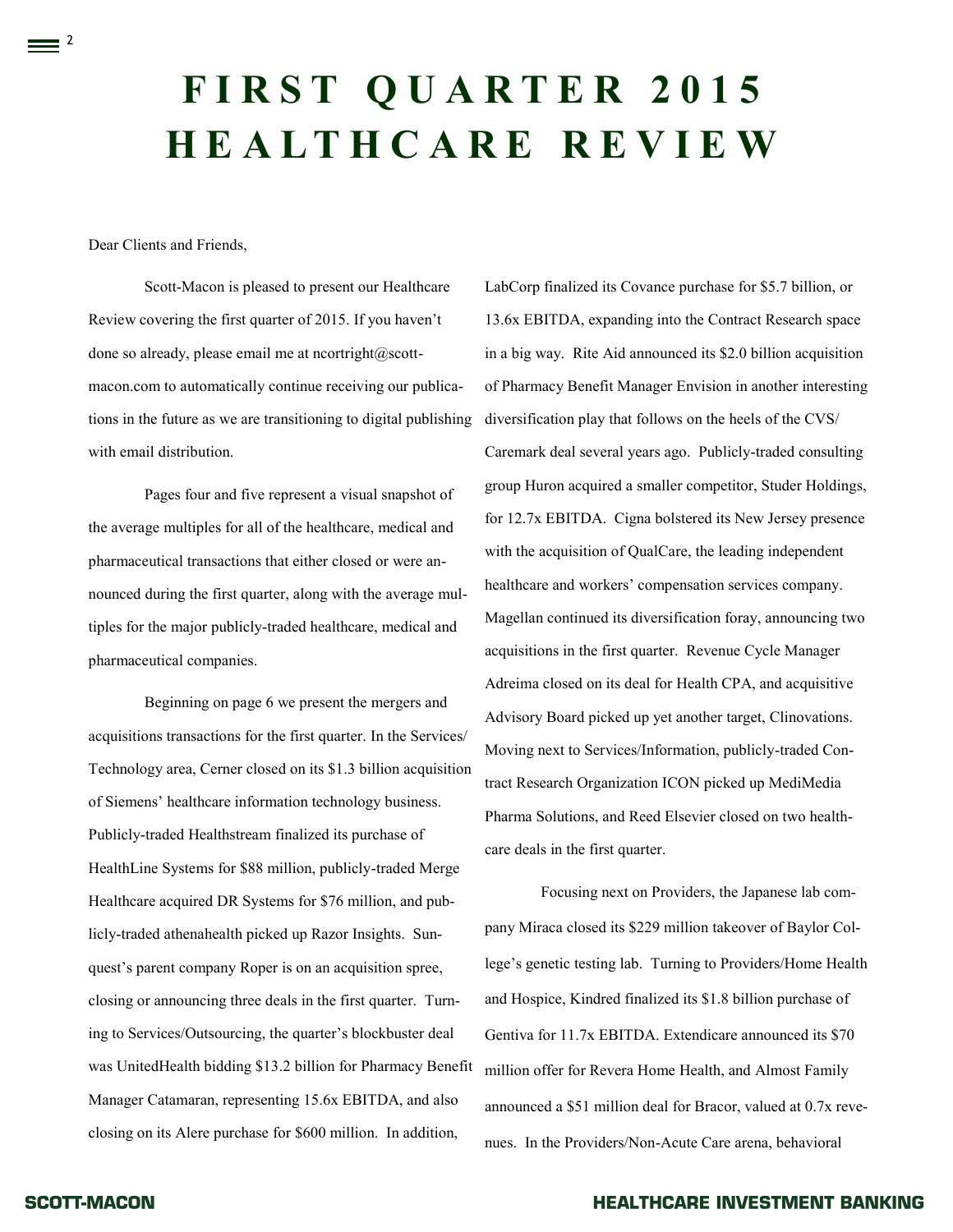# FIRST QUARTER 2015 HEALTHCARE REVIEW

Dear Clients and Friends,

Scott-Macon is pleased to present our Healthcare Review covering the first quarter of 2015. If you haven't done so already, please email me at ncortright@scott-macon.com to automatically continue receiving our publications in the future as we are transitioning to digital publishing with email distribution.

Pages four and five represent a visual snapshot of the average multiples for all of the healthcare, medical and pharmaceutical transactions that either closed or were announced during the first quarter, along with the average multiples for the major publicly-traded healthcare, medical and pharmaceutical companies.

Beginning on page 6 we present the mergers and acquisitions transactions for the first quarter. In the Services/Technology area, Cerner closed on its $1.3 billion acquisition of Siemens' healthcare information technology business. Publicly-traded Healthstream finalized its purchase of HealthLine Systems for $88 million, publicly-traded Merge Healthcare acquired DR Systems for $76 million, and publicly-traded athenahealth picked up Razor Insights. Sunquest's parent company Roper is on an acquisition spree, closing or announcing three deals in the first quarter. Turning to Services/Outsourcing, the quarter's blockbuster deal was UnitedHealth bidding $13.2 billion for Pharmacy Benefit Manager Catamaran, representing 15.6x EBITDA, and also closing on its Alere purchase for $600 million. In addition, LabCorp finalized its Covance purchase for $5.7 billion, or 13.6x EBITDA, expanding into the Contract Research space in a big way. Rite Aid announced its $2.0 billion acquisition of Pharmacy Benefit Manager Envision in another interesting diversification play that follows on the heels of the CVS/Caremark deal several years ago. Publicly-traded consulting group Huron acquired a smaller competitor, Studer Holdings, for 12.7x EBITDA. Cigna bolstered its New Jersey presence with the acquisition of QualCare, the leading independent healthcare and workers' compensation services company. Magellan continued its diversification foray, announcing two acquisitions in the first quarter. Revenue Cycle Manager Adreima closed on its deal for Health CPA, and acquisitive Advisory Board picked up yet another target, Clinovations. Moving next to Services/Information, publicly-traded Contract Research Organization ICON picked up MediMedia Pharma Solutions, and Reed Elsevier closed on two healthcare deals in the first quarter.

Focusing next on Providers, the Japanese lab company Miraca closed its $229 million takeover of Baylor College's genetic testing lab. Turning to Providers/Home Health and Hospice, Kindred finalized its $1.8 billion purchase of Gentiva for 11.7x EBITDA. Extendicare announced its $70 million offer for Revera Home Health, and Almost Family announced a $51 million deal for Bracor, valued at 0.7x revenues. In the Providers/Non-Acute Care arena, behavioral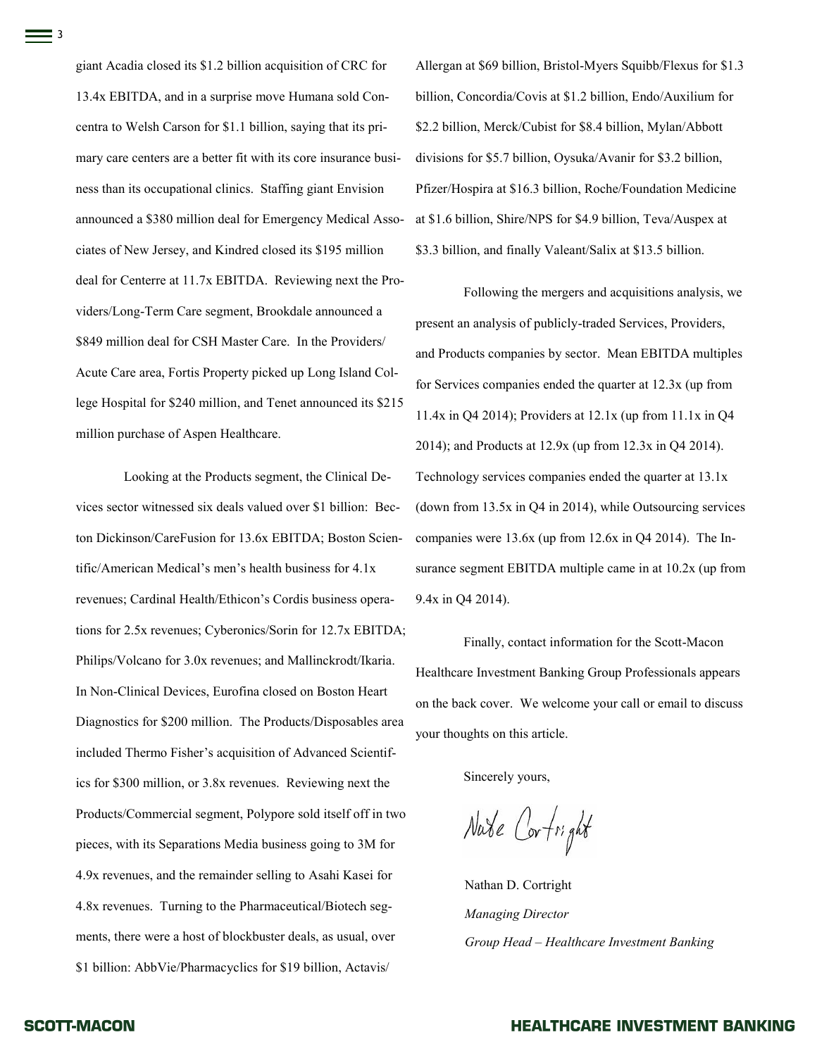giant Acadia closed its $1.2 billion acquisition of CRC for 13.4x EBITDA, and in a surprise move Humana sold Concentra to Welsh Carson for $1.1 billion, saying that its primary care centers are a better fit with its core insurance business than its occupational clinics. Staffing giant Envision announced a $380 million deal for Emergency Medical Associates of New Jersey, and Kindred closed its $195 million deal for Centerre at 11.7x EBITDA. Reviewing next the Providers/Long-Term Care segment, Brookdale announced a $849 million deal for CSH Master Care. In the Providers/Acute Care area, Fortis Property picked up Long Island College Hospital for $240 million, and Tenet announced its $215 million purchase of Aspen Healthcare.

Looking at the Products segment, the Clinical Devices sector witnessed six deals valued over $1 billion: Becton Dickinson/CareFusion for 13.6x EBITDA; Boston Scientific/American Medical's men's health business for 4.1x revenues; Cardinal Health/Ethicon's Cordis business operations for 2.5x revenues; Cyberonics/Sorin for 12.7x EBITDA; Philips/Volcano for 3.0x revenues; and Mallinckrodt/Ikaria. In Non-Clinical Devices, Eurofina closed on Boston Heart Diagnostics for $200 million. The Products/Disposables area included Thermo Fisher's acquisition of Advanced Scientifics for $300 million, or 3.8x revenues. Reviewing next the Products/Commercial segment, Polypore sold itself off in two pieces, with its Separations Media business going to 3M for 4.9x revenues, and the remainder selling to Asahi Kasei for 4.8x revenues. Turning to the Pharmaceutical/Biotech segments, there were a host of blockbuster deals, as usual, over $1 billion: AbbVie/Pharmacyclics for $19 billion, Actavis/Allergan at $69 billion, Bristol-Myers Squibb/Flexus for $1.3 billion, Concordia/Covis at $1.2 billion, Endo/Auxilium for $2.2 billion, Merck/Cubist for $8.4 billion, Mylan/Abbott divisions for $5.7 billion, Oysuka/Avanir for $3.2 billion, Pfizer/Hospira at $16.3 billion, Roche/Foundation Medicine at $1.6 billion, Shire/NPS for $4.9 billion, Teva/Auspex at $3.3 billion, and finally Valeant/Salix at $13.5 billion.

Following the mergers and acquisitions analysis, we present an analysis of publicly-traded Services, Providers, and Products companies by sector. Mean EBITDA multiples for Services companies ended the quarter at 12.3x (up from 11.4x in Q4 2014); Providers at 12.1x (up from 11.1x in Q4 2014); and Products at 12.9x (up from 12.3x in Q4 2014). Technology services companies ended the quarter at 13.1x (down from 13.5x in Q4 in 2014), while Outsourcing services companies were 13.6x (up from 12.6x in Q4 2014). The Insurance segment EBITDA multiple came in at 10.2x (up from 9.4x in Q4 2014).

Finally, contact information for the Scott-Macon Healthcare Investment Banking Group Professionals appears on the back cover. We welcome your call or email to discuss your thoughts on this article.

Sincerely yours,

Nate Cortright

Nathan D. Cortright
*Managing Director*
*Group Head – Healthcare Investment Banking*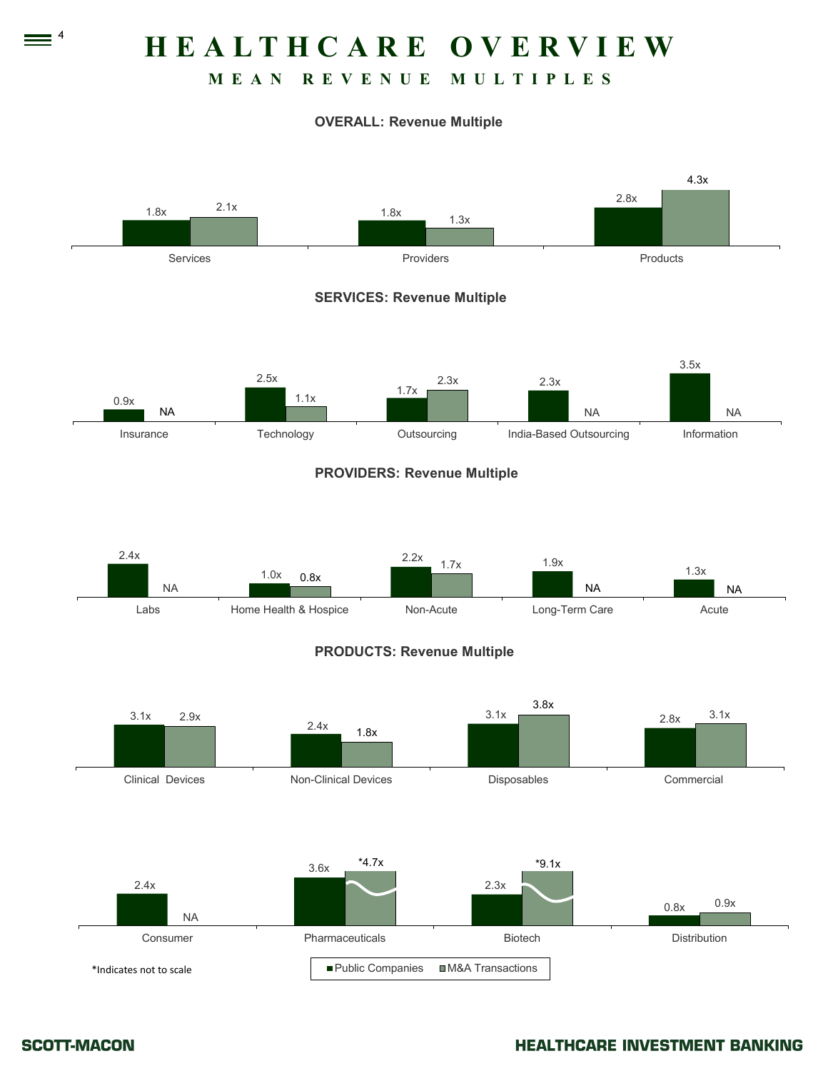# HEALTHCARE OVERVIEW

## MEAN REVENUE MULTIPLES

### OVERALL: Revenue Multiple

| | Public Companies | M&A Transactions |
|---|---|---|
| Services | 1.8x | 2.1x |
| Providers | 1.8x | 1.3x |
| Products | 2.8x | 4.3x |

### SERVICES: Revenue Multiple

| | Public Companies | M&A Transactions |
|---|---|---|
| Insurance | 0.9x | NA |
| Technology | 2.5x | 1.1x |
| Outsourcing | 1.7x | 2.3x |
| India-Based Outsourcing | 2.3x | NA |
| Information | 3.5x | NA |

### PROVIDERS: Revenue Multiple

| | Public Companies | M&A Transactions |
|---|---|---|
| Labs | 2.4x | NA |
| Home Health & Hospice | 1.0x | 0.8x |
| Non-Acute | 2.2x | 1.7x |
| Long-Term Care | 1.9x | NA |
| Acute | 1.3x | NA |

### PRODUCTS: Revenue Multiple

| | Public Companies | M&A Transactions |
|---|---|---|
| Clinical Devices | 3.1x | 2.9x |
| Non-Clinical Devices | 2.4x | 1.8x |
| Disposables | 3.1x | 3.8x |
| Commercial | 2.8x | 3.1x |
| Consumer | 2.4x | NA |
| Pharmaceuticals | 3.6x | *4.7x |
| Biotech | 2.3x | *9.1x |
| Distribution | 0.8x | 0.9x |

*Indicates not to scale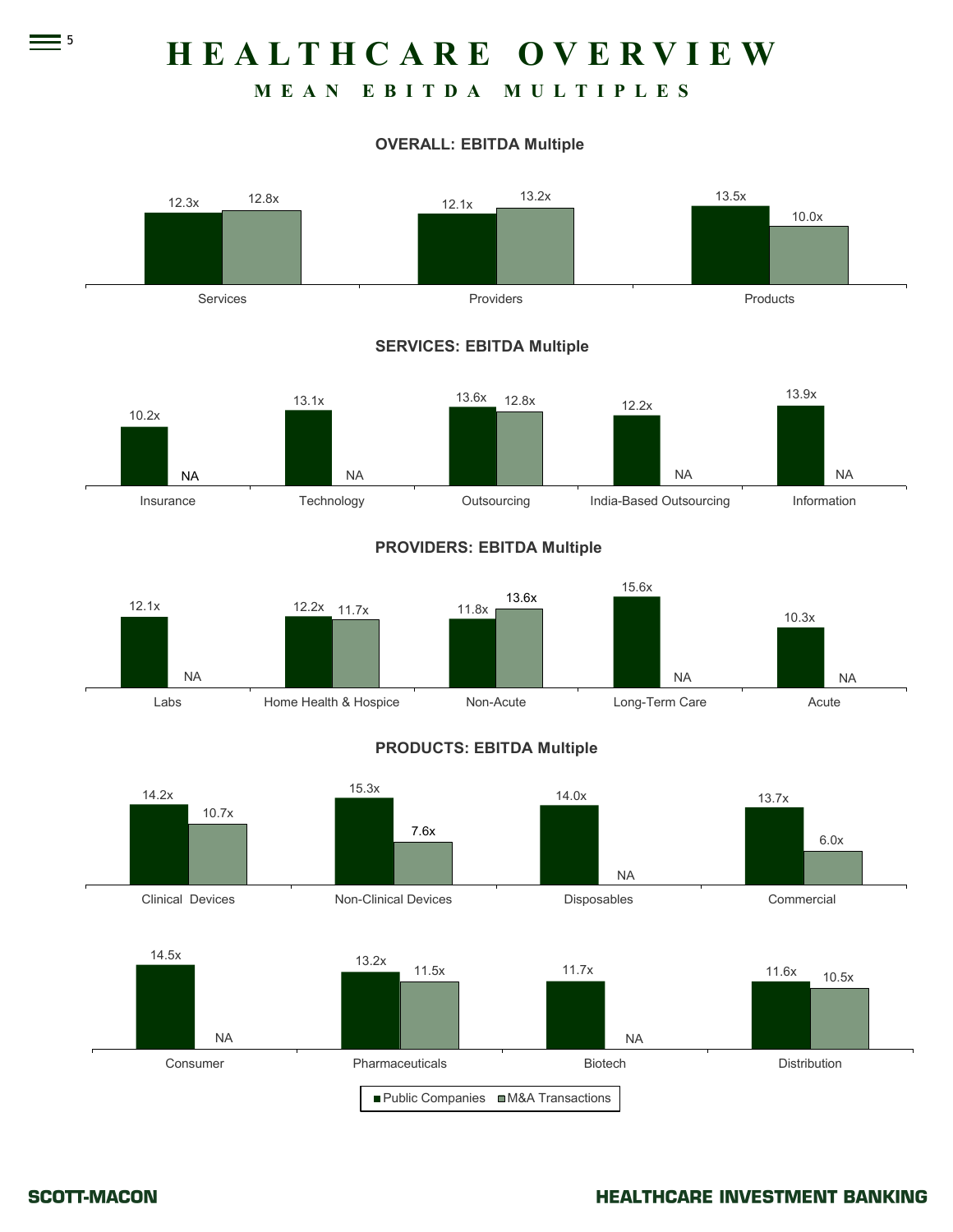# HEALTHCARE OVERVIEW

## MEAN EBITDA MULTIPLES

### OVERALL: EBITDA Multiple

| | Public Companies | M&A Transactions |
|---|---|---|
| Services | 12.3x | 12.8x |
| Providers | 12.1x | 13.2x |
| Products | 13.5x | 10.0x |

### SERVICES: EBITDA Multiple

| | Public Companies | M&A Transactions |
|---|---|---|
| Insurance | 10.2x | NA |
| Technology | 13.1x | NA |
| Outsourcing | 13.6x | 12.8x |
| India-Based Outsourcing | 12.2x | NA |
| Information | 13.9x | NA |

### PROVIDERS: EBITDA Multiple

| | Public Companies | M&A Transactions |
|---|---|---|
| Labs | 12.1x | NA |
| Home Health & Hospice | 12.2x | 11.7x |
| Non-Acute | 11.8x | 13.6x |
| Long-Term Care | 15.6x | NA |
| Acute | 10.3x | NA |

### PRODUCTS: EBITDA Multiple

| | Public Companies | M&A Transactions |
|---|---|---|
| Clinical Devices | 14.2x | 10.7x |
| Non-Clinical Devices | 15.3x | 7.6x |
| Disposables | 14.0x | NA |
| Commercial | 13.7x | 6.0x |
| Consumer | 14.5x | NA |
| Pharmaceuticals | 13.2x | 11.5x |
| Biotech | 11.7x | NA |
| Distribution | 11.6x | 10.5x |

■ Public Companies ■ M&A Transactions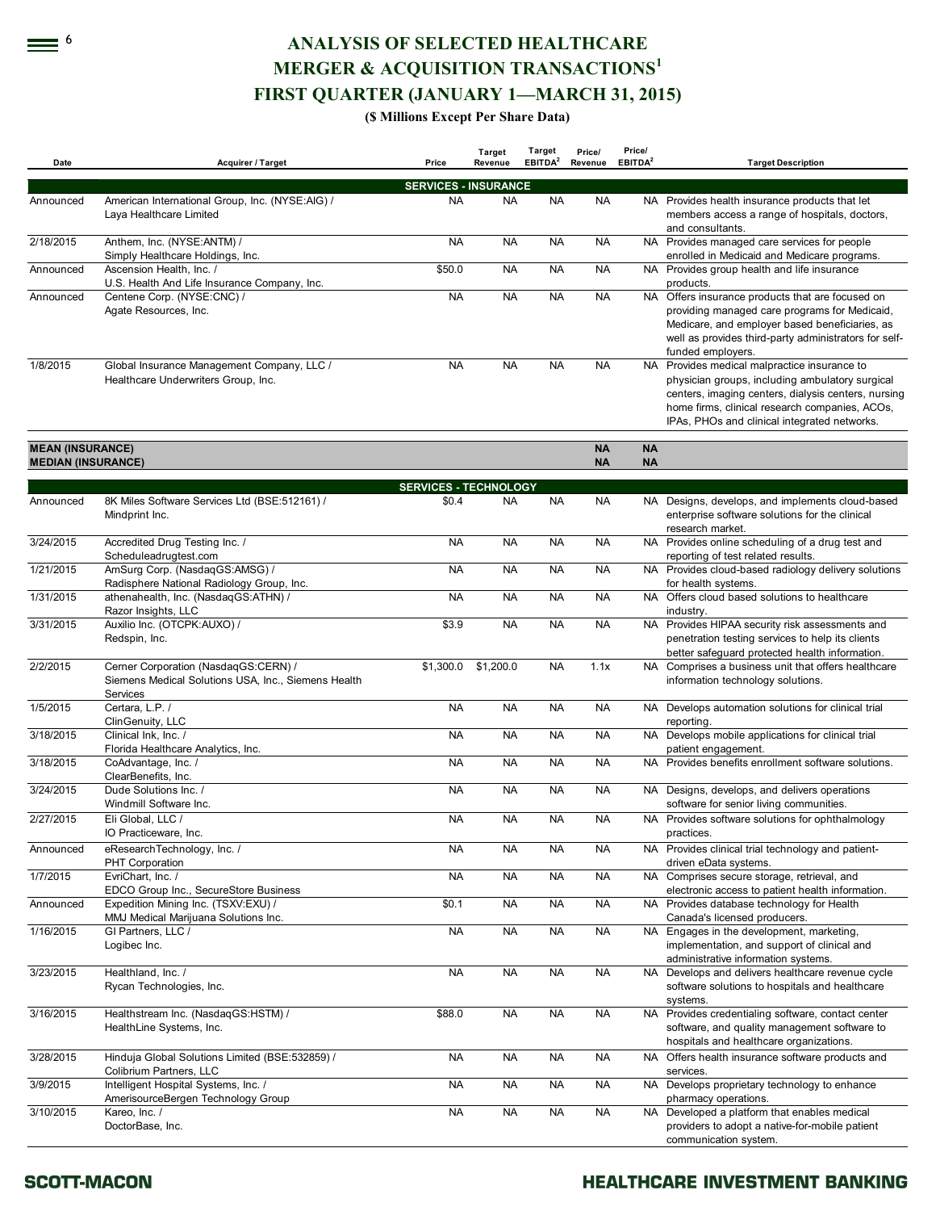# ANALYSIS OF SELECTED HEALTHCARE MERGER & ACQUISITION TRANSACTIONS[1]

## FIRST QUARTER (JANUARY 1—MARCH 31, 2015)

**($ Millions Except Per Share Data)**

| Date | Acquirer / Target | Price | Target Revenue | Target EBITDA[2] | Price/ Revenue | Price/ EBITDA[2] | Target Description |
|---|---|---|---|---|---|---|---|
| | | | **SERVICES - INSURANCE** | | | | |
| Announced | American International Group, Inc. (NYSE:AIG) / Laya Healthcare Limited | NA | NA | NA | NA | NA | Provides health insurance products that let members access a range of hospitals, doctors, and consultants. |
| 2/18/2015 | Anthem, Inc. (NYSE:ANTM) / Simply Healthcare Holdings, Inc. | NA | NA | NA | NA | NA | Provides managed care services for people enrolled in Medicaid and Medicare programs. |
| Announced | Ascension Health, Inc. / U.S. Health And Life Insurance Company, Inc. | $50.0 | NA | NA | NA | NA | Provides group health and life insurance products. |
| Announced | Centene Corp. (NYSE:CNC) / Agate Resources, Inc. | NA | NA | NA | NA | NA | Offers insurance products that are focused on providing managed care programs for Medicaid, Medicare, and employer based beneficiaries, as well as provides third-party administrators for self-funded employers. |
| 1/8/2015 | Global Insurance Management Company, LLC / Healthcare Underwriters Group, Inc. | NA | NA | NA | NA | NA | Provides medical malpractice insurance to physician groups, including ambulatory surgical centers, imaging centers, dialysis centers, nursing home firms, clinical research companies, ACOs, IPAs, PHOs and clinical integrated networks. |
| **MEAN (INSURANCE)** | | | | | **NA** | **NA** | |
| **MEDIAN (INSURANCE)** | | | | | **NA** | **NA** | |
| | | | **SERVICES - TECHNOLOGY** | | | | |
| Announced | 8K Miles Software Services Ltd (BSE:512161) / Mindprint Inc. | $0.4 | NA | NA | NA | NA | Designs, develops, and implements cloud-based enterprise software solutions for the clinical research market. |
| 3/24/2015 | Accredited Drug Testing Inc. / Scheduleadrugtest.com | NA | NA | NA | NA | NA | Provides online scheduling of a drug test and reporting of test related results. |
| 1/21/2015 | AmSurg Corp. (NasdaqGS:AMSG) / Radisphere National Radiology Group, Inc. | NA | NA | NA | NA | NA | Provides cloud-based radiology delivery solutions for health systems. |
| 1/31/2015 | athenahealth, Inc. (NasdaqGS:ATHN) / Razor Insights, LLC | NA | NA | NA | NA | NA | Offers cloud based solutions to healthcare industry. |
| 3/31/2015 | Auxilio Inc. (OTCPK:AUXO) / Redspin, Inc. | $3.9 | NA | NA | NA | NA | Provides HIPAA security risk assessments and penetration testing services to help its clients better safeguard protected health information. |
| 2/2/2015 | Cerner Corporation (NasdaqGS:CERN) / Siemens Medical Solutions USA, Inc., Siemens Health Services | $1,300.0 | $1,200.0 | NA | 1.1x | NA | Comprises a business unit that offers healthcare information technology solutions. |
| 1/5/2015 | Certara, L.P. / ClinGenuity, LLC | NA | NA | NA | NA | NA | Develops automation solutions for clinical trial reporting. |
| 3/18/2015 | Clinical Ink, Inc. / Florida Healthcare Analytics, Inc. | NA | NA | NA | NA | NA | Develops mobile applications for clinical trial patient engagement. |
| 3/18/2015 | CoAdvantage, Inc. / ClearBenefits, Inc. | NA | NA | NA | NA | NA | Provides benefits enrollment software solutions. |
| 3/24/2015 | Dude Solutions Inc. / Windmill Software Inc. | NA | NA | NA | NA | NA | Designs, develops, and delivers operations software for senior living communities. |
| 2/27/2015 | Eli Global, LLC / IO Practiceware, Inc. | NA | NA | NA | NA | NA | Provides software solutions for ophthalmology practices. |
| Announced | eResearchTechnology, Inc. / PHT Corporation | NA | NA | NA | NA | NA | Provides clinical trial technology and patient-driven eData systems. |
| 1/7/2015 | EvriChart, Inc. / EDCO Group Inc., SecureStore Business | NA | NA | NA | NA | NA | Comprises secure storage, retrieval, and electronic access to patient health information. |
| Announced | Expedition Mining Inc. (TSXV:EXU) / MMJ Medical Marijuana Solutions Inc. | $0.1 | NA | NA | NA | NA | Provides database technology for Health Canada's licensed producers. |
| 1/16/2015 | GI Partners, LLC / Logibec Inc. | NA | NA | NA | NA | NA | Engages in the development, marketing, implementation, and support of clinical and administrative information systems. |
| 3/23/2015 | Healthland, Inc. / Rycan Technologies, Inc. | NA | NA | NA | NA | NA | Develops and delivers healthcare revenue cycle software solutions to hospitals and healthcare systems. |
| 3/16/2015 | Healthstream Inc. (NasdaqGS:HSTM) / HealthLine Systems, Inc. | $88.0 | NA | NA | NA | NA | Provides credentialing software, contact center software, and quality management software to hospitals and healthcare organizations. |
| 3/28/2015 | Hinduja Global Solutions Limited (BSE:532859) / Colibrium Partners, LLC | NA | NA | NA | NA | NA | Offers health insurance software products and services. |
| 3/9/2015 | Intelligent Hospital Systems, Inc. / AmerisourceBergen Technology Group | NA | NA | NA | NA | NA | Develops proprietary technology to enhance pharmacy operations. |
| 3/10/2015 | Kareo, Inc. / DoctorBase, Inc. | NA | NA | NA | NA | NA | Developed a platform that enables medical providers to adopt a native-for-mobile patient communication system. |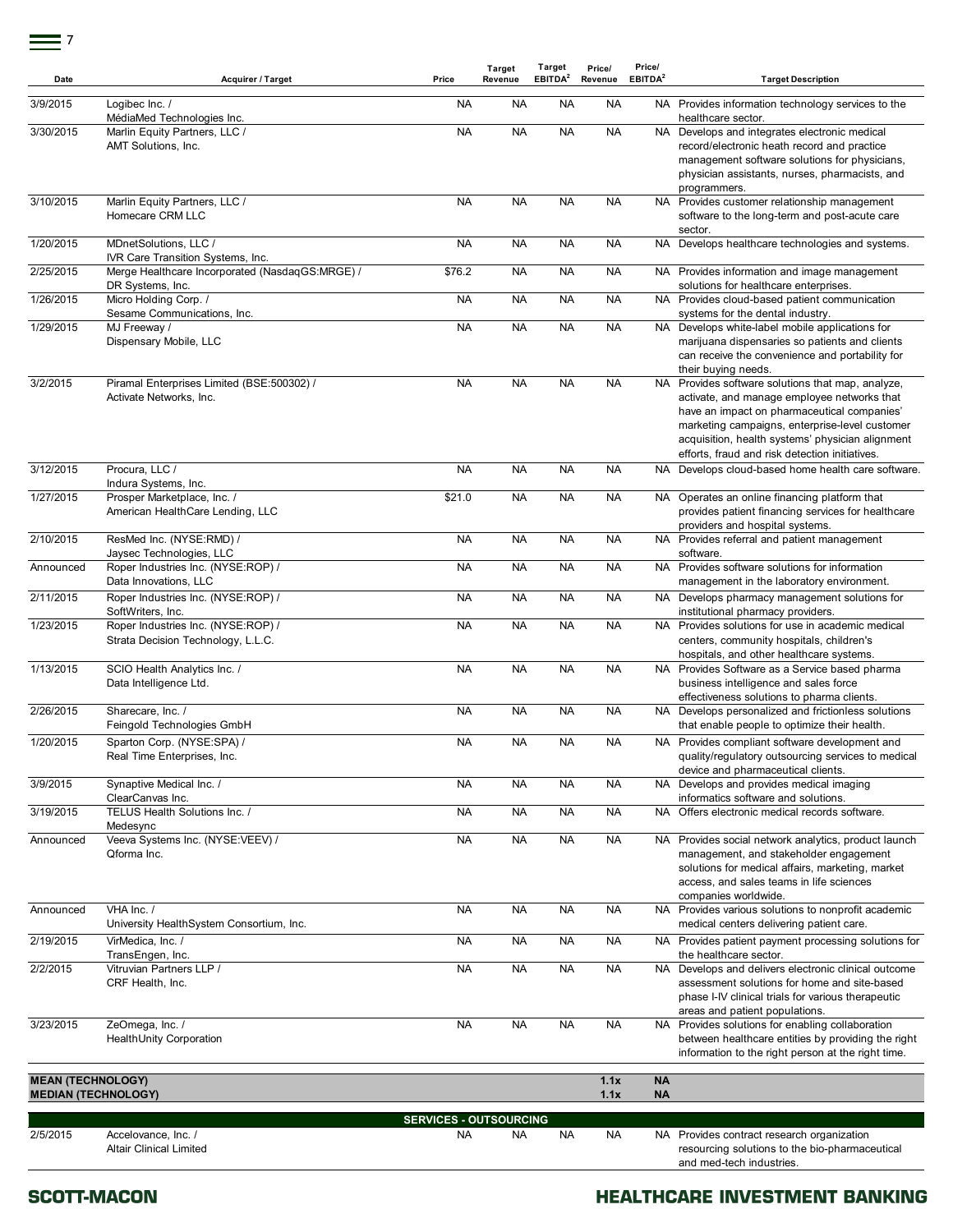| Date | Acquirer / Target | Price | Target Revenue | Target EBITDA[2] | Price/ Revenue | Price/ EBITDA[2] | Target Description |
|---|---|---|---|---|---|---|---|
| 3/9/2015 | Logibec Inc. / MédiaMed Technologies Inc. | NA | NA | NA | NA | NA | Provides information technology services to the healthcare sector. |
| 3/30/2015 | Marlin Equity Partners, LLC / AMT Solutions, Inc. | NA | NA | NA | NA | NA | Develops and integrates electronic medical record/electronic heath record and practice management software solutions for physicians, physician assistants, nurses, pharmacists, and programmers. |
| 3/10/2015 | Marlin Equity Partners, LLC / Homecare CRM LLC | NA | NA | NA | NA | NA | Provides customer relationship management software to the long-term and post-acute care sector. |
| 1/20/2015 | MDnetSolutions, LLC / IVR Care Transition Systems, Inc. | NA | NA | NA | NA | NA | Develops healthcare technologies and systems. |
| 2/25/2015 | Merge Healthcare Incorporated (NasdaqGS:MRGE) / DR Systems, Inc. | $76.2 | NA | NA | NA | NA | Provides information and image management solutions for healthcare enterprises. |
| 1/26/2015 | Micro Holding Corp. / Sesame Communications, Inc. | NA | NA | NA | NA | NA | Provides cloud-based patient communication systems for the dental industry. |
| 1/29/2015 | MJ Freeway / Dispensary Mobile, LLC | NA | NA | NA | NA | NA | Develops white-label mobile applications for marijuana dispensaries so patients and clients can receive the convenience and portability for their buying needs. |
| 3/2/2015 | Piramal Enterprises Limited (BSE:500302) / Activate Networks, Inc. | NA | NA | NA | NA | NA | Provides software solutions that map, analyze, activate, and manage employee networks that have an impact on pharmaceutical companies' marketing campaigns, enterprise-level customer acquisition, health systems' physician alignment efforts, fraud and risk detection initiatives. |
| 3/12/2015 | Procura, LLC / Indura Systems, Inc. | NA | NA | NA | NA | NA | Develops cloud-based home health care software. |
| 1/27/2015 | Prosper Marketplace, Inc. / American HealthCare Lending, LLC | $21.0 | NA | NA | NA | NA | Operates an online financing platform that provides patient financing services for healthcare providers and hospital systems. |
| 2/10/2015 | ResMed Inc. (NYSE:RMD) / Jaysec Technologies, LLC | NA | NA | NA | NA | NA | Provides referral and patient management software. |
| Announced | Roper Industries Inc. (NYSE:ROP) / Data Innovations, LLC | NA | NA | NA | NA | NA | Provides software solutions for information management in the laboratory environment. |
| 2/11/2015 | Roper Industries Inc. (NYSE:ROP) / SoftWriters, Inc. | NA | NA | NA | NA | NA | Develops pharmacy management solutions for institutional pharmacy providers. |
| 1/23/2015 | Roper Industries Inc. (NYSE:ROP) / Strata Decision Technology, L.L.C. | NA | NA | NA | NA | NA | Provides solutions for use in academic medical centers, community hospitals, children's hospitals, and other healthcare systems. |
| 1/13/2015 | SCIO Health Analytics Inc. / Data Intelligence Ltd. | NA | NA | NA | NA | NA | Provides Software as a Service based pharma business intelligence and sales force effectiveness solutions to pharma clients. |
| 2/26/2015 | Sharecare, Inc. / Feingold Technologies GmbH | NA | NA | NA | NA | NA | Develops personalized and frictionless solutions that enable people to optimize their health. |
| 1/20/2015 | Sparton Corp. (NYSE:SPA) / Real Time Enterprises, Inc. | NA | NA | NA | NA | NA | Provides compliant software development and quality/regulatory outsourcing services to medical device and pharmaceutical clients. |
| 3/9/2015 | Synaptive Medical Inc. / ClearCanvas Inc. | NA | NA | NA | NA | NA | Develops and provides medical imaging informatics software and solutions. |
| 3/19/2015 | TELUS Health Solutions Inc. / Medesync | NA | NA | NA | NA | NA | Offers electronic medical records software. |
| Announced | Veeva Systems Inc. (NYSE:VEEV) / Qforma Inc. | NA | NA | NA | NA | NA | Provides social network analytics, product launch management, and stakeholder engagement solutions for medical affairs, marketing, market access, and sales teams in life sciences companies worldwide. |
| Announced | VHA Inc. / University HealthSystem Consortium, Inc. | NA | NA | NA | NA | NA | Provides various solutions to nonprofit academic medical centers delivering patient care. |
| 2/19/2015 | VirMedica, Inc. / TransEngen, Inc. | NA | NA | NA | NA | NA | Provides patient payment processing solutions for the healthcare sector. |
| 2/2/2015 | Vitruvian Partners LLP / CRF Health, Inc. | NA | NA | NA | NA | NA | Develops and delivers electronic clinical outcome assessment solutions for home and site-based phase I-IV clinical trials for various therapeutic areas and patient populations. |
| 3/23/2015 | ZeOmega, Inc. / HealthUnity Corporation | NA | NA | NA | NA | NA | Provides solutions for enabling collaboration between healthcare entities by providing the right information to the right person at the right time. |
| **MEAN (TECHNOLOGY)** | | | | | **1.1x** | **NA** | |
| **MEDIAN (TECHNOLOGY)** | | | | | **1.1x** | **NA** | |
| | | **SERVICES - OUTSOURCING** | | | | | |
| 2/5/2015 | Accelovance, Inc. / Altair Clinical Limited | NA | NA | NA | NA | NA | Provides contract research organization resourcing solutions to the bio-pharmaceutical and med-tech industries. |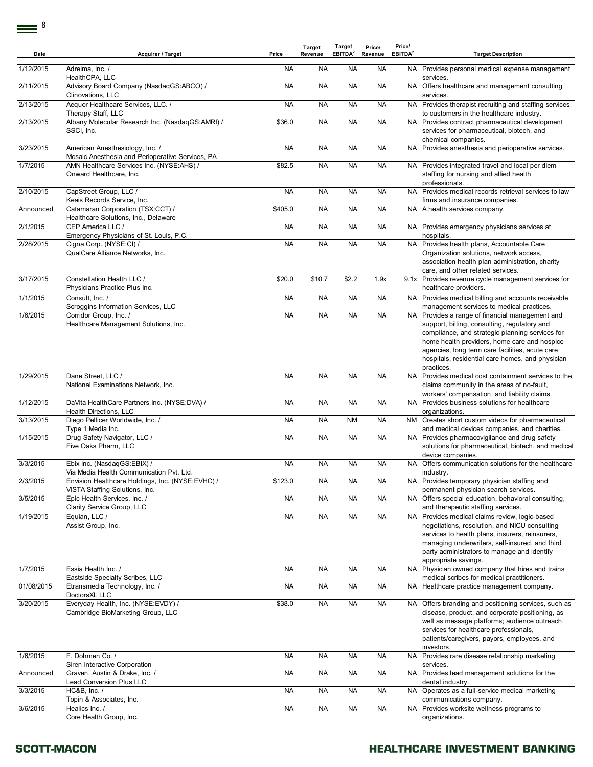| Date | Acquirer / Target | Price | Target Revenue | Target EBITDA[2] | Price/ Revenue | Price/ EBITDA[2] | Target Description |
|---|---|---|---|---|---|---|---|
| 1/12/2015 | Adreima, Inc. / HealthCPA, LLC | NA | NA | NA | NA | NA | Provides personal medical expense management services. |
| 2/11/2015 | Advisory Board Company (NasdaqGS:ABCO) / Clinovations, LLC | NA | NA | NA | NA | NA | Offers healthcare and management consulting services. |
| 2/13/2015 | Aequor Healthcare Services, LLC. / Therapy Staff, LLC | NA | NA | NA | NA | NA | Provides therapist recruiting and staffing services to customers in the healthcare industry. |
| 2/13/2015 | Albany Molecular Research Inc. (NasdaqGS:AMRI) / SSCI, Inc. | $36.0 | NA | NA | NA | NA | Provides contract pharmaceutical development services for pharmaceutical, biotech, and chemical companies. |
| 3/23/2015 | American Anesthesiology, Inc. / Mosaic Anesthesia and Perioperative Services, PA | NA | NA | NA | NA | NA | Provides anesthesia and perioperative services. |
| 1/7/2015 | AMN Healthcare Services Inc. (NYSE:AHS) / Onward Healthcare, Inc. | $82.5 | NA | NA | NA | NA | Provides integrated travel and local per diem staffing for nursing and allied health professionals. |
| 2/10/2015 | CapStreet Group, LLC / Keais Records Service, Inc. | NA | NA | NA | NA | NA | Provides medical records retrieval services to law firms and insurance companies. |
| Announced | Catamaran Corporation (TSX:CCT) / Healthcare Solutions, Inc., Delaware | $405.0 | NA | NA | NA | NA | A health services company. |
| 2/1/2015 | CEP America LLC / Emergency Physicians of St. Louis, P.C. | NA | NA | NA | NA | NA | Provides emergency physicians services at hospitals. |
| 2/28/2015 | Cigna Corp. (NYSE:CI) / QualCare Alliance Networks, Inc. | NA | NA | NA | NA | NA | Provides health plans, Accountable Care Organization solutions, network access, association health plan administration, charity care, and other related services. |
| 3/17/2015 | Constellation Health LLC / Physicians Practice Plus Inc. | $20.0 | $10.7 | $2.2 | 1.9x | 9.1x | Provides revenue cycle management services for healthcare providers. |
| 1/1/2015 | Consult, Inc. / Scroggins Information Services, LLC | NA | NA | NA | NA | NA | Provides medical billing and accounts receivable management services to medical practices. |
| 1/6/2015 | Corridor Group, Inc. / Healthcare Management Solutions, Inc. | NA | NA | NA | NA | NA | Provides a range of financial management and support, billing, consulting, regulatory and compliance, and strategic planning services for home health providers, home care and hospice agencies, long term care facilities, acute care hospitals, residential care homes, and physician practices. |
| 1/29/2015 | Dane Street, LLC / National Examinations Network, Inc. | NA | NA | NA | NA | NA | Provides medical cost containment services to the claims community in the areas of no-fault, workers' compensation, and liability claims. |
| 1/12/2015 | DaVita HealthCare Partners Inc. (NYSE:DVA) / Health Directions, LLC | NA | NA | NA | NA | NA | Provides business solutions for healthcare organizations. |
| 3/13/2015 | Diego Pellicer Worldwide, Inc. / Type 1 Media Inc. | NA | NA | NM | NA | NM | Creates short custom videos for pharmaceutical and medical devices companies, and charities. |
| 1/15/2015 | Drug Safety Navigator, LLC / Five Oaks Pharm, LLC | NA | NA | NA | NA | NA | Provides pharmacovigilance and drug safety solutions for pharmaceutical, biotech, and medical device companies. |
| 3/3/2015 | Ebix Inc. (NasdaqGS:EBIX) / Via Media Health Communication Pvt. Ltd. | NA | NA | NA | NA | NA | Offers communication solutions for the healthcare industry. |
| 2/3/2015 | Envision Healthcare Holdings, Inc. (NYSE:EVHC) / VISTA Staffing Solutions, Inc. | $123.0 | NA | NA | NA | NA | Provides temporary physician staffing and permanent physician search services. |
| 3/5/2015 | Epic Health Services, Inc. / Clarity Service Group, LLC | NA | NA | NA | NA | NA | Offers special education, behavioral consulting, and therapeutic staffing services. |
| 1/19/2015 | Equian, LLC / Assist Group, Inc. | NA | NA | NA | NA | NA | Provides medical claims review, logic-based negotiations, resolution, and NICU consulting services to health plans, insurers, reinsurers, managing underwriters, self-insured, and third party administrators to manage and identify appropriate savings. |
| 1/7/2015 | Essia Health Inc. / Eastside Specialty Scribes, LLC | NA | NA | NA | NA | NA | Physician owned company that hires and trains medical scribes for medical practitioners. |
| 01/08/2015 | Etransmedia Technology, Inc. / DoctorsXL LLC | NA | NA | NA | NA | NA | Healthcare practice management company. |
| 3/20/2015 | Everyday Health, Inc. (NYSE:EVDY) / Cambridge BioMarketing Group, LLC | $38.0 | NA | NA | NA | NA | Offers branding and positioning services, such as disease, product, and corporate positioning, as well as message platforms; audience outreach services for healthcare professionals, patients/caregivers, payors, employees, and investors. |
| 1/6/2015 | F. Dohmen Co. / Siren Interactive Corporation | NA | NA | NA | NA | NA | Provides rare disease relationship marketing services. |
| Announced | Graven, Austin & Drake, Inc. / Lead Conversion Plus LLC | NA | NA | NA | NA | NA | Provides lead management solutions for the dental industry. |
| 3/3/2015 | HC&B, Inc. / Topin & Associates, Inc. | NA | NA | NA | NA | NA | Operates as a full-service medical marketing communications company. |
| 3/6/2015 | Healics Inc. / Core Health Group, Inc. | NA | NA | NA | NA | NA | Provides worksite wellness programs to organizations. |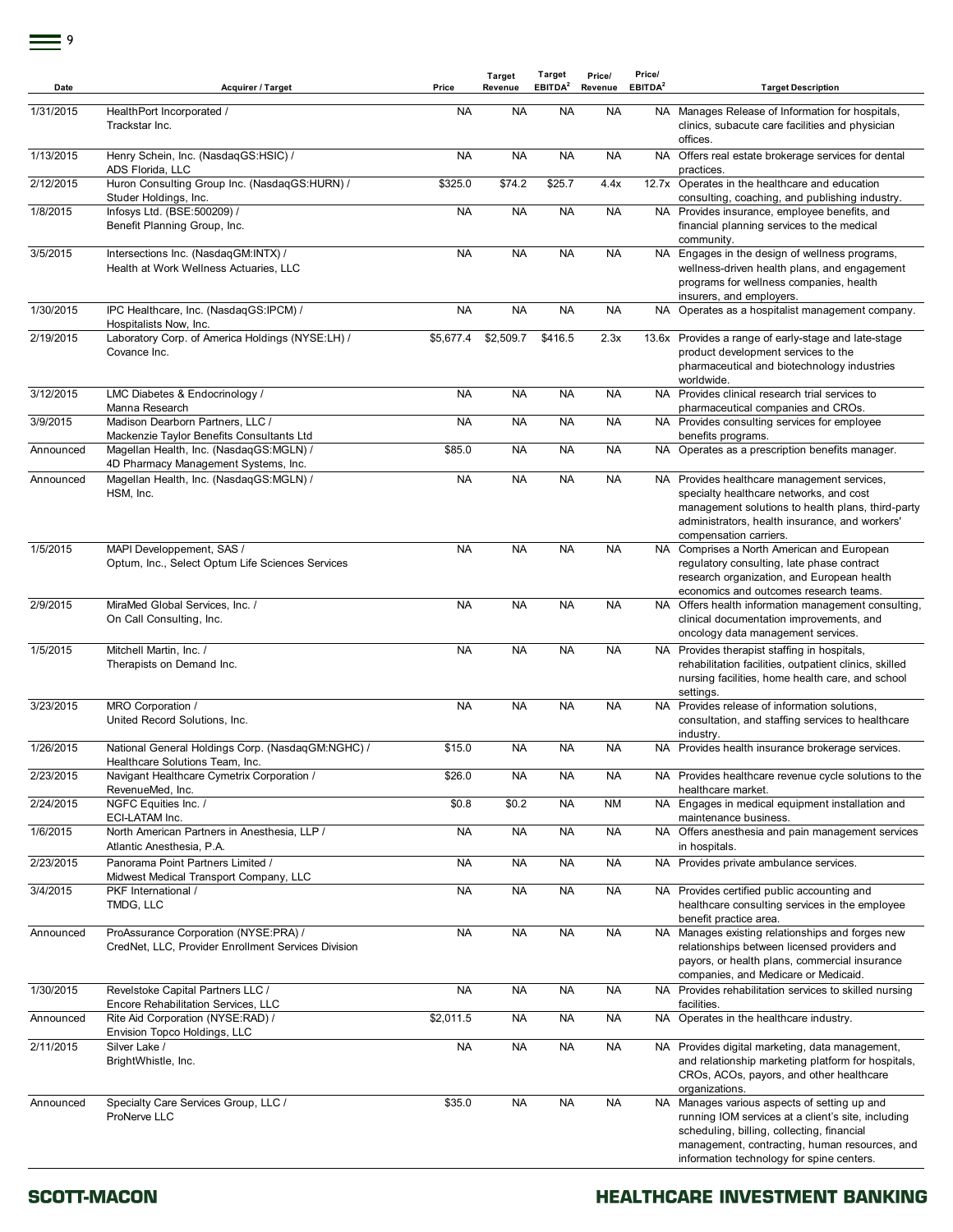| Date | Acquirer / Target | Price | Target Revenue | Target EBITDA[2] | Price/ Revenue | Price/ EBITDA[2] | Target Description |
|---|---|---|---|---|---|---|---|
| 1/31/2015 | HealthPort Incorporated / Trackstar Inc. | NA | NA | NA | NA | NA | Manages Release of Information for hospitals, clinics, subacute care facilities and physician offices. |
| 1/13/2015 | Henry Schein, Inc. (NasdaqGS:HSIC) / ADS Florida, LLC | NA | NA | NA | NA | NA | Offers real estate brokerage services for dental practices. |
| 2/12/2015 | Huron Consulting Group Inc. (NasdaqGS:HURN) / Studer Holdings, Inc. | $325.0 | $74.2 | $25.7 | 4.4x | 12.7x | Operates in the healthcare and education consulting, coaching, and publishing industry. |
| 1/8/2015 | Infosys Ltd. (BSE:500209) / Benefit Planning Group, Inc. | NA | NA | NA | NA | NA | Provides insurance, employee benefits, and financial planning services to the medical community. |
| 3/5/2015 | Intersections Inc. (NasdaqGM:INTX) / Health at Work Wellness Actuaries, LLC | NA | NA | NA | NA | NA | Engages in the design of wellness programs, wellness-driven health plans, and engagement programs for wellness companies, health insurers, and employers. |
| 1/30/2015 | IPC Healthcare, Inc. (NasdaqGS:IPCM) / Hospitalists Now, Inc. | NA | NA | NA | NA | NA | Operates as a hospitalist management company. |
| 2/19/2015 | Laboratory Corp. of America Holdings (NYSE:LH) / Covance Inc. | $5,677.4 | $2,509.7 | $416.5 | 2.3x | 13.6x | Provides a range of early-stage and late-stage product development services to the pharmaceutical and biotechnology industries worldwide. |
| 3/12/2015 | LMC Diabetes & Endocrinology / Manna Research | NA | NA | NA | NA | NA | Provides clinical research trial services to pharmaceutical companies and CROs. |
| 3/9/2015 | Madison Dearborn Partners, LLC / Mackenzie Taylor Benefits Consultants Ltd | NA | NA | NA | NA | NA | Provides consulting services for employee benefits programs. |
| Announced | Magellan Health, Inc. (NasdaqGS:MGLN) / 4D Pharmacy Management Systems, Inc. | $85.0 | NA | NA | NA | NA | Operates as a prescription benefits manager. |
| Announced | Magellan Health, Inc. (NasdaqGS:MGLN) / HSM, Inc. | NA | NA | NA | NA | NA | Provides healthcare management services, specialty healthcare networks, and cost management solutions to health plans, third-party administrators, health insurance, and workers' compensation carriers. |
| 1/5/2015 | MAPI Developpement, SAS / Optum, Inc., Select Optum Life Sciences Services | NA | NA | NA | NA | NA | Comprises a North American and European regulatory consulting, late phase contract research organization, and European health economics and outcomes research teams. |
| 2/9/2015 | MiraMed Global Services, Inc. / On Call Consulting, Inc. | NA | NA | NA | NA | NA | Offers health information management consulting, clinical documentation improvements, and oncology data management services. |
| 1/5/2015 | Mitchell Martin, Inc. / Therapists on Demand Inc. | NA | NA | NA | NA | NA | Provides therapist staffing in hospitals, rehabilitation facilities, outpatient clinics, skilled nursing facilities, home health care, and school settings. |
| 3/23/2015 | MRO Corporation / United Record Solutions, Inc. | NA | NA | NA | NA | NA | Provides release of information solutions, consultation, and staffing services to healthcare industry. |
| 1/26/2015 | National General Holdings Corp. (NasdaqGM:NGHC) / Healthcare Solutions Team, Inc. | $15.0 | NA | NA | NA | NA | Provides health insurance brokerage services. |
| 2/23/2015 | Navigant Healthcare Cymetrix Corporation / RevenueMed, Inc. | $26.0 | NA | NA | NA | NA | Provides healthcare revenue cycle solutions to the healthcare market. |
| 2/24/2015 | NGFC Equities Inc. / ECI-LATAM Inc. | $0.8 | $0.2 | NA | NM | NA | Engages in medical equipment installation and maintenance business. |
| 1/6/2015 | North American Partners in Anesthesia, LLP / Atlantic Anesthesia, P.A. | NA | NA | NA | NA | NA | Offers anesthesia and pain management services in hospitals. |
| 2/23/2015 | Panorama Point Partners Limited / Midwest Medical Transport Company, LLC | NA | NA | NA | NA | NA | Provides private ambulance services. |
| 3/4/2015 | PKF International / TMDG, LLC | NA | NA | NA | NA | NA | Provides certified public accounting and healthcare consulting services in the employee benefit practice area. |
| Announced | ProAssurance Corporation (NYSE:PRA) / CredNet, LLC, Provider Enrollment Services Division | NA | NA | NA | NA | NA | Manages existing relationships and forges new relationships between licensed providers and payors, or health plans, commercial insurance companies, and Medicare or Medicaid. |
| 1/30/2015 | Revelstoke Capital Partners LLC / Encore Rehabilitation Services, LLC | NA | NA | NA | NA | NA | Provides rehabilitation services to skilled nursing facilities. |
| Announced | Rite Aid Corporation (NYSE:RAD) / Envision Topco Holdings, LLC | $2,011.5 | NA | NA | NA | NA | Operates in the healthcare industry. |
| 2/11/2015 | Silver Lake / BrightWhistle, Inc. | NA | NA | NA | NA | NA | Provides digital marketing, data management, and relationship marketing platform for hospitals, CROs, ACOs, payors, and other healthcare organizations. |
| Announced | Specialty Care Services Group, LLC / ProNerve LLC | $35.0 | NA | NA | NA | NA | Manages various aspects of setting up and running IOM services at a client's site, including scheduling, billing, collecting, financial management, contracting, human resources, and information technology for spine centers. |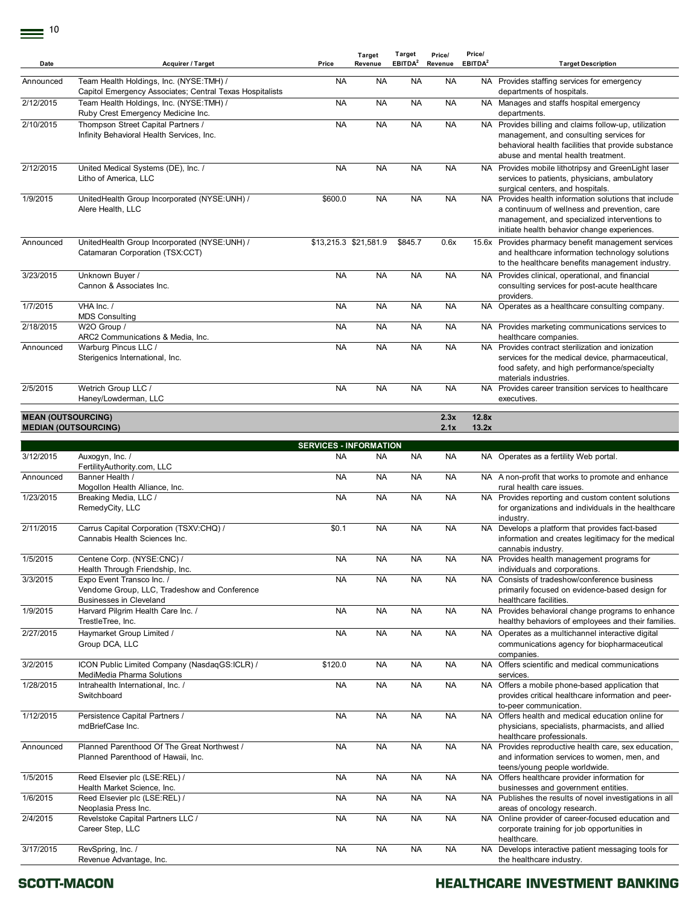| Date | Acquirer / Target | Price | Target Revenue | Target EBITDA[2] | Price/ Revenue | Price/ EBITDA[2] | Target Description |
|---|---|---|---|---|---|---|---|
| Announced | Team Health Holdings, Inc. (NYSE:TMH) / Capitol Emergency Associates; Central Texas Hospitalists | NA | NA | NA | NA | NA | Provides staffing services for emergency departments of hospitals. |
| 2/12/2015 | Team Health Holdings, Inc. (NYSE:TMH) / Ruby Crest Emergency Medicine Inc. | NA | NA | NA | NA | NA | Manages and staffs hospital emergency departments. |
| 2/10/2015 | Thompson Street Capital Partners / Infinity Behavioral Health Services, Inc. | NA | NA | NA | NA | NA | Provides billing and claims follow-up, utilization management, and consulting services for behavioral health facilities that provide substance abuse and mental health treatment. |
| 2/12/2015 | United Medical Systems (DE), Inc. / Litho of America, LLC | NA | NA | NA | NA | NA | Provides mobile lithotripsy and GreenLight laser services to patients, physicians, ambulatory surgical centers, and hospitals. |
| 1/9/2015 | UnitedHealth Group Incorporated (NYSE:UNH) / Alere Health, LLC | $600.0 | NA | NA | NA | NA | Provides health information solutions that include a continuum of wellness and prevention, care management, and specialized interventions to initiate health behavior change experiences. |
| Announced | UnitedHealth Group Incorporated (NYSE:UNH) / Catamaran Corporation (TSX:CCT) | $13,215.3 | $21,581.9 | $845.7 | 0.6x | 15.6x | Provides pharmacy benefit management services and healthcare information technology solutions to the healthcare benefits management industry. |
| 3/23/2015 | Unknown Buyer / Cannon & Associates Inc. | NA | NA | NA | NA | NA | Provides clinical, operational, and financial consulting services for post-acute healthcare providers. |
| 1/7/2015 | VHA Inc. / MDS Consulting | NA | NA | NA | NA | NA | Operates as a healthcare consulting company. |
| 2/18/2015 | W2O Group / ARC2 Communications & Media, Inc. | NA | NA | NA | NA | NA | Provides marketing communications services to healthcare companies. |
| Announced | Warburg Pincus LLC / Sterigenics International, Inc. | NA | NA | NA | NA | NA | Provides contract sterilization and ionization services for the medical device, pharmaceutical, food safety, and high performance/specialty materials industries. |
| 2/5/2015 | Wetrich Group LLC / Haney/Lowderman, LLC | NA | NA | NA | NA | NA | Provides career transition services to healthcare executives. |
| **MEAN (OUTSOURCING)** | | | | | **2.3x** | **12.8x** | |
| **MEDIAN (OUTSOURCING)** | | | | | **2.1x** | **13.2x** | |
| | | **SERVICES - INFORMATION** | | | | | |
| 3/12/2015 | Auxogyn, Inc. / FertilityAuthority.com, LLC | NA | NA | NA | NA | NA | Operates as a fertility Web portal. |
| Announced | Banner Health / Mogollon Health Alliance, Inc. | NA | NA | NA | NA | NA | A non-profit that works to promote and enhance rural health care issues. |
| 1/23/2015 | Breaking Media, LLC / RemedyCity, LLC | NA | NA | NA | NA | NA | Provides reporting and custom content solutions for organizations and individuals in the healthcare industry. |
| 2/11/2015 | Carrus Capital Corporation (TSXV:CHQ) / Cannabis Health Sciences Inc. | $0.1 | NA | NA | NA | NA | Develops a platform that provides fact-based information and creates legitimacy for the medical cannabis industry. |
| 1/5/2015 | Centene Corp. (NYSE:CNC) / Health Through Friendship, Inc. | NA | NA | NA | NA | NA | Provides health management programs for individuals and corporations. |
| 3/3/2015 | Expo Event Transco Inc. / Vendome Group, LLC, Tradeshow and Conference Businesses in Cleveland | NA | NA | NA | NA | NA | Consists of tradeshow/conference business primarily focused on evidence-based design for healthcare facilities. |
| 1/9/2015 | Harvard Pilgrim Health Care Inc. / TrestleTree, Inc. | NA | NA | NA | NA | NA | Provides behavioral change programs to enhance healthy behaviors of employees and their families. |
| 2/27/2015 | Haymarket Group Limited / Group DCA, LLC | NA | NA | NA | NA | NA | Operates as a multichannel interactive digital communications agency for biopharmaceutical companies. |
| 3/2/2015 | ICON Public Limited Company (NasdaqGS:ICLR) / MediMedia Pharma Solutions | $120.0 | NA | NA | NA | NA | Offers scientific and medical communications services. |
| 1/28/2015 | Intrahealth International, Inc. / Switchboard | NA | NA | NA | NA | NA | Offers a mobile phone-based application that provides critical healthcare information and peer-to-peer communication. |
| 1/12/2015 | Persistence Capital Partners / mdBriefCase Inc. | NA | NA | NA | NA | NA | Offers health and medical education online for physicians, specialists, pharmacists, and allied healthcare professionals. |
| Announced | Planned Parenthood Of The Great Northwest / Planned Parenthood of Hawaii, Inc. | NA | NA | NA | NA | NA | Provides reproductive health care, sex education, and information services to women, men, and teens/young people worldwide. |
| 1/5/2015 | Reed Elsevier plc (LSE:REL) / Health Market Science, Inc. | NA | NA | NA | NA | NA | Offers healthcare provider information for businesses and government entities. |
| 1/6/2015 | Reed Elsevier plc (LSE:REL) / Neoplasia Press Inc. | NA | NA | NA | NA | NA | Publishes the results of novel investigations in all areas of oncology research. |
| 2/4/2015 | Revelstoke Capital Partners LLC / Career Step, LLC | NA | NA | NA | NA | NA | Online provider of career-focused education and corporate training for job opportunities in healthcare. |
| 3/17/2015 | RevSpring, Inc. / Revenue Advantage, Inc. | NA | NA | NA | NA | NA | Develops interactive patient messaging tools for the healthcare industry. |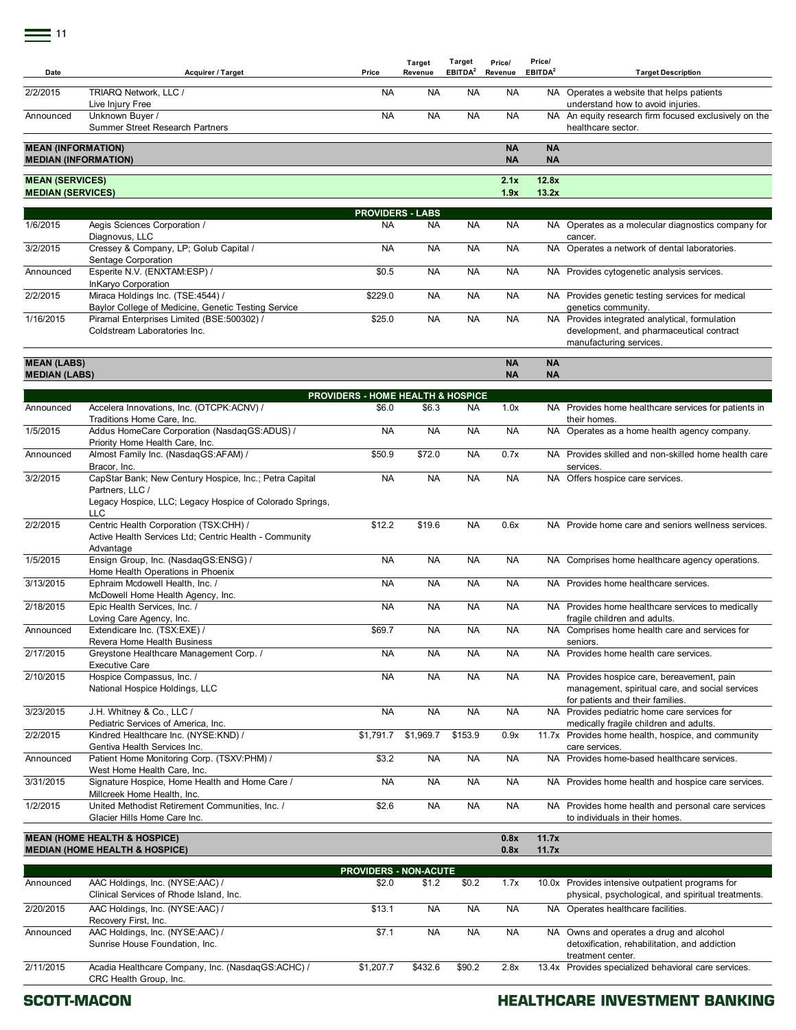| Date | Acquirer / Target | Price | Target Revenue | Target EBITDA[2] | Price/ Revenue | Price/ EBITDA[2] | Target Description |
|---|---|---|---|---|---|---|---|
| 2/2/2015 | TRIARQ Network, LLC / Live Injury Free | NA | NA | NA | NA | NA | Operates a website that helps patients understand how to avoid injuries. |
| Announced | Unknown Buyer / Summer Street Research Partners | NA | NA | NA | NA | NA | An equity research firm focused exclusively on the healthcare sector. |
| **MEAN (INFORMATION)** | | | | | **NA** | **NA** | |
| **MEDIAN (INFORMATION)** | | | | | **NA** | **NA** | |
| **MEAN (SERVICES)** | | | | | **2.1x** | **12.8x** | |
| **MEDIAN (SERVICES)** | | | | | **1.9x** | **13.2x** | |
| | | **PROVIDERS - LABS** | | | | | |
| 1/6/2015 | Aegis Sciences Corporation / Diagnovus, LLC | NA | NA | NA | NA | NA | Operates as a molecular diagnostics company for cancer. |
| 3/2/2015 | Cressey & Company, LP; Golub Capital / Sentage Corporation | NA | NA | NA | NA | NA | Operates a network of dental laboratories. |
| Announced | Esperite N.V. (ENXTAM:ESP) / InKaryo Corporation | $0.5 | NA | NA | NA | NA | Provides cytogenetic analysis services. |
| 2/2/2015 | Miraca Holdings Inc. (TSE:4544) / Baylor College of Medicine, Genetic Testing Service | $229.0 | NA | NA | NA | NA | Provides genetic testing services for medical genetics community. |
| 1/16/2015 | Piramal Enterprises Limited (BSE:500302) / Coldstream Laboratories Inc. | $25.0 | NA | NA | NA | NA | Provides integrated analytical, formulation development, and pharmaceutical contract manufacturing services. |
| **MEAN (LABS)** | | | | | **NA** | **NA** | |
| **MEDIAN (LABS)** | | | | | **NA** | **NA** | |
| | | **PROVIDERS - HOME HEALTH & HOSPICE** | | | | | |
| Announced | Accelera Innovations, Inc. (OTCPK:ACNV) / Traditions Home Care, Inc. | $6.0 | $6.3 | NA | 1.0x | NA | Provides home healthcare services for patients in their homes. |
| 1/5/2015 | Addus HomeCare Corporation (NasdaqGS:ADUS) / Priority Home Health Care, Inc. | NA | NA | NA | NA | NA | Operates as a home health agency company. |
| Announced | Almost Family Inc. (NasdaqGS:AFAM) / Bracor, Inc. | $50.9 | $72.0 | NA | 0.7x | NA | Provides skilled and non-skilled home health care services. |
| 3/2/2015 | CapStar Bank; New Century Hospice, Inc.; Petra Capital Partners, LLC / Legacy Hospice, LLC; Legacy Hospice of Colorado Springs, LLC | NA | NA | NA | NA | NA | Offers hospice care services. |
| 2/2/2015 | Centric Health Corporation (TSX:CHH) / Active Health Services Ltd; Centric Health - Community Advantage | $12.2 | $19.6 | NA | 0.6x | NA | Provide home care and seniors wellness services. |
| 1/5/2015 | Ensign Group, Inc. (NasdaqGS:ENSG) / Home Health Operations in Phoenix | NA | NA | NA | NA | NA | Comprises home healthcare agency operations. |
| 3/13/2015 | Ephraim Mcdowell Health, Inc. / McDowell Home Health Agency, Inc. | NA | NA | NA | NA | NA | Provides home healthcare services. |
| 2/18/2015 | Epic Health Services, Inc. / Loving Care Agency, Inc. | NA | NA | NA | NA | NA | Provides home healthcare services to medically fragile children and adults. |
| Announced | Extendicare Inc. (TSX:EXE) / Revera Home Health Business | $69.7 | NA | NA | NA | NA | Comprises home health care and services for seniors. |
| 2/17/2015 | Greystone Healthcare Management Corp. / Executive Care | NA | NA | NA | NA | NA | Provides home health care services. |
| 2/10/2015 | Hospice Compassus, Inc. / National Hospice Holdings, LLC | NA | NA | NA | NA | NA | Provides hospice care, bereavement, pain management, spiritual care, and social services for patients and their families. |
| 3/23/2015 | J.H. Whitney & Co., LLC / Pediatric Services of America, Inc. | NA | NA | NA | NA | NA | Provides pediatric home care services for medically fragile children and adults. |
| 2/2/2015 | Kindred Healthcare Inc. (NYSE:KND) / Gentiva Health Services Inc. | $1,791.7 | $1,969.7 | $153.9 | 0.9x | 11.7x | Provides home health, hospice, and community care services. |
| Announced | Patient Home Monitoring Corp. (TSXV:PHM) / West Home Health Care, Inc. | $3.2 | NA | NA | NA | NA | Provides home-based healthcare services. |
| 3/31/2015 | Signature Hospice, Home Health and Home Care / Millcreek Home Health, Inc. | NA | NA | NA | NA | NA | Provides home health and hospice care services. |
| 1/2/2015 | United Methodist Retirement Communities, Inc. / Glacier Hills Home Care Inc. | $2.6 | NA | NA | NA | NA | Provides home health and personal care services to individuals in their homes. |
| **MEAN (HOME HEALTH & HOSPICE)** | | | | | **0.8x** | **11.7x** | |
| **MEDIAN (HOME HEALTH & HOSPICE)** | | | | | **0.8x** | **11.7x** | |
| | | **PROVIDERS - NON-ACUTE** | | | | | |
| Announced | AAC Holdings, Inc. (NYSE:AAC) / Clinical Services of Rhode Island, Inc. | $2.0 | $1.2 | $0.2 | 1.7x | 10.0x | Provides intensive outpatient programs for physical, psychological, and spiritual treatments. |
| 2/20/2015 | AAC Holdings, Inc. (NYSE:AAC) / Recovery First, Inc. | $13.1 | NA | NA | NA | NA | Operates healthcare facilities. |
| Announced | AAC Holdings, Inc. (NYSE:AAC) / Sunrise House Foundation, Inc. | $7.1 | NA | NA | NA | NA | Owns and operates a drug and alcohol detoxification, rehabilitation, and addiction treatment center. |
| 2/11/2015 | Acadia Healthcare Company, Inc. (NasdaqGS:ACHC) / CRC Health Group, Inc. | $1,207.7 | $432.6 | $90.2 | 2.8x | 13.4x | Provides specialized behavioral care services. |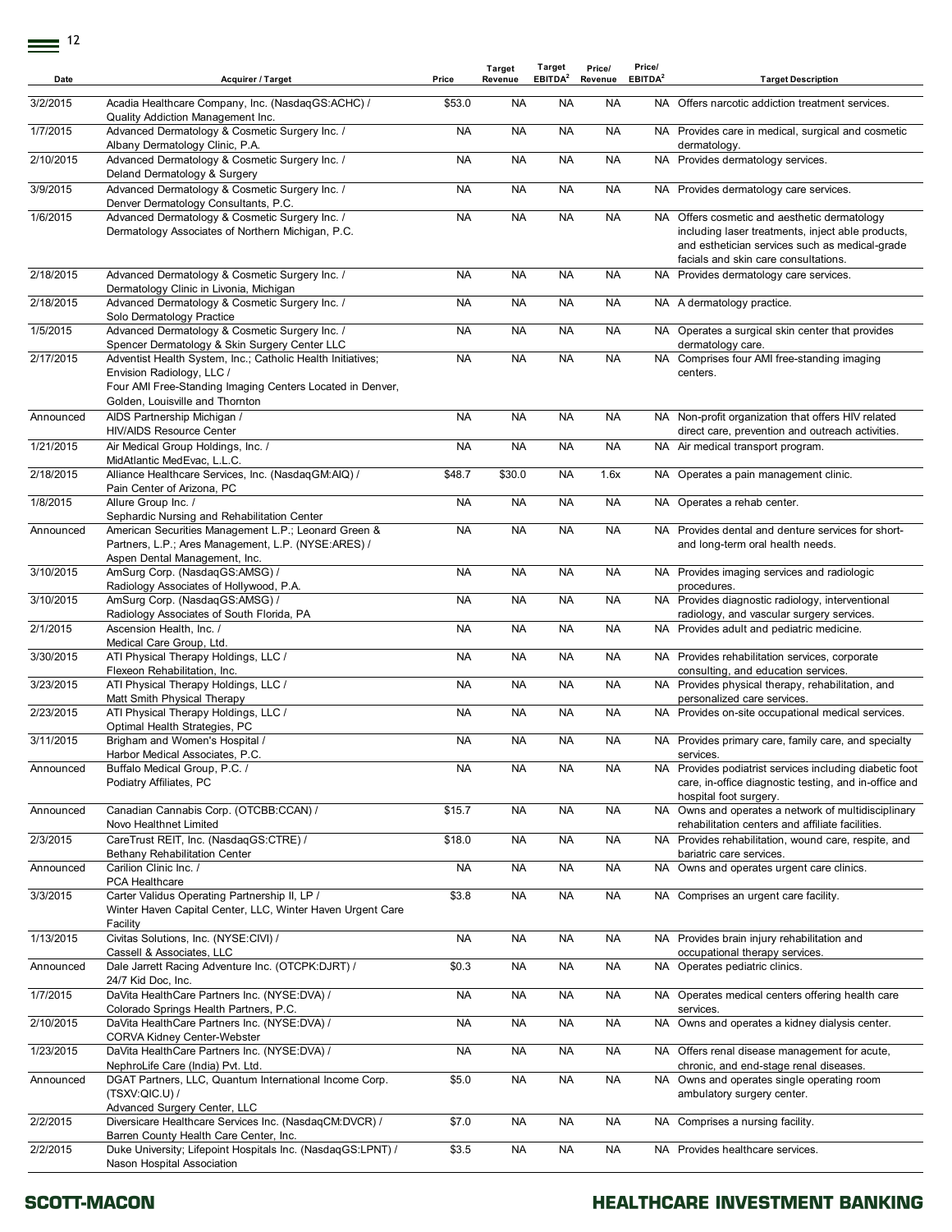| Date | Acquirer / Target | Price | Target Revenue | Target EBITDA[2] | Price/ Revenue | Price/ EBITDA[2] | Target Description |
|---|---|---|---|---|---|---|---|
| 3/2/2015 | Acadia Healthcare Company, Inc. (NasdaqGS:ACHC) / Quality Addiction Management Inc. | $53.0 | NA | NA | NA | NA | Offers narcotic addiction treatment services. |
| 1/7/2015 | Advanced Dermatology & Cosmetic Surgery Inc. / Albany Dermatology Clinic, P.A. | NA | NA | NA | NA | NA | Provides care in medical, surgical and cosmetic dermatology. |
| 2/10/2015 | Advanced Dermatology & Cosmetic Surgery Inc. / Deland Dermatology & Surgery | NA | NA | NA | NA | NA | Provides dermatology services. |
| 3/9/2015 | Advanced Dermatology & Cosmetic Surgery Inc. / Denver Dermatology Consultants, P.C. | NA | NA | NA | NA | NA | Provides dermatology care services. |
| 1/6/2015 | Advanced Dermatology & Cosmetic Surgery Inc. / Dermatology Associates of Northern Michigan, P.C. | NA | NA | NA | NA | NA | Offers cosmetic and aesthetic dermatology including laser treatments, inject able products, and esthetician services such as medical-grade facials and skin care consultations. |
| 2/18/2015 | Advanced Dermatology & Cosmetic Surgery Inc. / Dermatology Clinic in Livonia, Michigan | NA | NA | NA | NA | NA | Provides dermatology care services. |
| 2/18/2015 | Advanced Dermatology & Cosmetic Surgery Inc. / Solo Dermatology Practice | NA | NA | NA | NA | NA | A dermatology practice. |
| 1/5/2015 | Advanced Dermatology & Cosmetic Surgery Inc. / Spencer Dermatology & Skin Surgery Center LLC | NA | NA | NA | NA | NA | Operates a surgical skin center that provides dermatology care. |
| 2/17/2015 | Adventist Health System, Inc.; Catholic Health Initiatives; Envision Radiology, LLC / Four AMI Free-Standing Imaging Centers Located in Denver, Golden, Louisville and Thornton | NA | NA | NA | NA | NA | Comprises four AMI free-standing imaging centers. |
| Announced | AIDS Partnership Michigan / HIV/AIDS Resource Center | NA | NA | NA | NA | NA | Non-profit organization that offers HIV related direct care, prevention and outreach activities. |
| 1/21/2015 | Air Medical Group Holdings, Inc. / MidAtlantic MedEvac, L.L.C. | NA | NA | NA | NA | NA | Air medical transport program. |
| 2/18/2015 | Alliance Healthcare Services, Inc. (NasdaqGM:AIQ) / Pain Center of Arizona, PC | $48.7 | $30.0 | NA | 1.6x | NA | Operates a pain management clinic. |
| 1/8/2015 | Allure Group Inc. / Sephardic Nursing and Rehabilitation Center | NA | NA | NA | NA | NA | Operates a rehab center. |
| Announced | American Securities Management L.P.; Leonard Green & Partners, L.P.; Ares Management, L.P. (NYSE:ARES) / Aspen Dental Management, Inc. | NA | NA | NA | NA | NA | Provides dental and denture services for short- and long-term oral health needs. |
| 3/10/2015 | AmSurg Corp. (NasdaqGS:AMSG) / Radiology Associates of Hollywood, P.A. | NA | NA | NA | NA | NA | Provides imaging services and radiologic procedures. |
| 3/10/2015 | AmSurg Corp. (NasdaqGS:AMSG) / Radiology Associates of South Florida, PA | NA | NA | NA | NA | NA | Provides diagnostic radiology, interventional radiology, and vascular surgery services. |
| 2/1/2015 | Ascension Health, Inc. / Medical Care Group, Ltd. | NA | NA | NA | NA | NA | Provides adult and pediatric medicine. |
| 3/30/2015 | ATI Physical Therapy Holdings, LLC / Flexeon Rehabilitation, Inc. | NA | NA | NA | NA | NA | Provides rehabilitation services, corporate consulting, and education services. |
| 3/23/2015 | ATI Physical Therapy Holdings, LLC / Matt Smith Physical Therapy | NA | NA | NA | NA | NA | Provides physical therapy, rehabilitation, and personalized care services. |
| 2/23/2015 | ATI Physical Therapy Holdings, LLC / Optimal Health Strategies, PC | NA | NA | NA | NA | NA | Provides on-site occupational medical services. |
| 3/11/2015 | Brigham and Women's Hospital / Harbor Medical Associates, P.C. | NA | NA | NA | NA | NA | Provides primary care, family care, and specialty services. |
| Announced | Buffalo Medical Group, P.C. / Podiatry Affiliates, PC | NA | NA | NA | NA | NA | Provides podiatrist services including diabetic foot care, in-office diagnostic testing, and in-office and hospital foot surgery. |
| Announced | Canadian Cannabis Corp. (OTCBB:CCAN) / Novo Healthnet Limited | $15.7 | NA | NA | NA | NA | Owns and operates a network of multidisciplinary rehabilitation centers and affiliate facilities. |
| 2/3/2015 | CareTrust REIT, Inc. (NasdaqGS:CTRE) / Bethany Rehabilitation Center | $18.0 | NA | NA | NA | NA | Provides rehabilitation, wound care, respite, and bariatric care services. |
| Announced | Carilion Clinic Inc. / PCA Healthcare | NA | NA | NA | NA | NA | Owns and operates urgent care clinics. |
| 3/3/2015 | Carter Validus Operating Partnership II, LP / Winter Haven Capital Center, LLC, Winter Haven Urgent Care Facility | $3.8 | NA | NA | NA | NA | Comprises an urgent care facility. |
| 1/13/2015 | Civitas Solutions, Inc. (NYSE:CIVI) / Cassell & Associates, LLC | NA | NA | NA | NA | NA | Provides brain injury rehabilitation and occupational therapy services. |
| Announced | Dale Jarrett Racing Adventure Inc. (OTCPK:DJRT) / 24/7 Kid Doc, Inc. | $0.3 | NA | NA | NA | NA | Operates pediatric clinics. |
| 1/7/2015 | DaVita HealthCare Partners Inc. (NYSE:DVA) / Colorado Springs Health Partners, P.C. | NA | NA | NA | NA | NA | Operates medical centers offering health care services. |
| 2/10/2015 | DaVita HealthCare Partners Inc. (NYSE:DVA) / CORVA Kidney Center-Webster | NA | NA | NA | NA | NA | Owns and operates a kidney dialysis center. |
| 1/23/2015 | DaVita HealthCare Partners Inc. (NYSE:DVA) / NephroLife Care (India) Pvt. Ltd. | NA | NA | NA | NA | NA | Offers renal disease management for acute, chronic, and end-stage renal diseases. |
| Announced | DGAT Partners, LLC, Quantum International Income Corp. (TSXV:QIC.U) / Advanced Surgery Center, LLC | $5.0 | NA | NA | NA | NA | Owns and operates single operating room ambulatory surgery center. |
| 2/2/2015 | Diversicare Healthcare Services Inc. (NasdaqCM:DVCR) / Barren County Health Care Center, Inc. | $7.0 | NA | NA | NA | NA | Comprises a nursing facility. |
| 2/2/2015 | Duke University; Lifepoint Hospitals Inc. (NasdaqGS:LPNT) / Nason Hospital Association | $3.5 | NA | NA | NA | NA | Provides healthcare services. |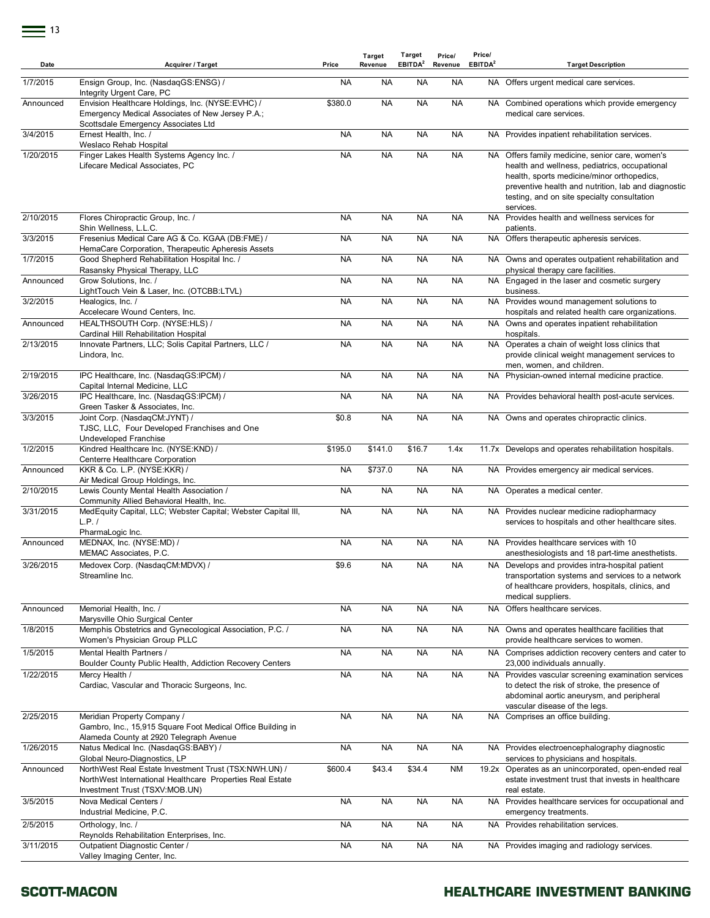| Date | Acquirer / Target | Price | Target Revenue | Target EBITDA[2] | Price/ Revenue | Price/ EBITDA[2] | Target Description |
|---|---|---|---|---|---|---|---|
| 1/7/2015 | Ensign Group, Inc. (NasdaqGS:ENSG) / Integrity Urgent Care, PC | NA | NA | NA | NA | NA | Offers urgent medical care services. |
| Announced | Envision Healthcare Holdings, Inc. (NYSE:EVHC) / Emergency Medical Associates of New Jersey P.A.; Scottsdale Emergency Associates Ltd | $380.0 | NA | NA | NA | NA | Combined operations which provide emergency medical care services. |
| 3/4/2015 | Ernest Health, Inc. / Weslaco Rehab Hospital | NA | NA | NA | NA | NA | Provides inpatient rehabilitation services. |
| 1/20/2015 | Finger Lakes Health Systems Agency Inc. / Lifecare Medical Associates, PC | NA | NA | NA | NA | NA | Offers family medicine, senior care, women's health and wellness, pediatrics, occupational health, sports medicine/minor orthopedics, preventive health and nutrition, lab and diagnostic testing, and on site specialty consultation services. |
| 2/10/2015 | Flores Chiropractic Group, Inc. / Shin Wellness, L.L.C. | NA | NA | NA | NA | NA | Provides health and wellness services for patients. |
| 3/3/2015 | Fresenius Medical Care AG & Co. KGAA (DB:FME) / HemaCare Corporation, Therapeutic Apheresis Assets | NA | NA | NA | NA | NA | Offers therapeutic apheresis services. |
| 1/7/2015 | Good Shepherd Rehabilitation Hospital Inc. / Rasansky Physical Therapy, LLC | NA | NA | NA | NA | NA | Owns and operates outpatient rehabilitation and physical therapy care facilities. |
| Announced | Grow Solutions, Inc. / LightTouch Vein & Laser, Inc. (OTCBB:LTVL) | NA | NA | NA | NA | NA | Engaged in the laser and cosmetic surgery business. |
| 3/2/2015 | Healogics, Inc. / Accelecare Wound Centers, Inc. | NA | NA | NA | NA | NA | Provides wound management solutions to hospitals and related health care organizations. |
| Announced | HEALTHSOUTH Corp. (NYSE:HLS) / Cardinal Hill Rehabilitation Hospital | NA | NA | NA | NA | NA | Owns and operates inpatient rehabilitation hospitals. |
| 2/13/2015 | Innovate Partners, LLC; Solis Capital Partners, LLC / Lindora, Inc. | NA | NA | NA | NA | NA | Operates a chain of weight loss clinics that provide clinical weight management services to men, women, and children. |
| 2/19/2015 | IPC Healthcare, Inc. (NasdaqGS:IPCM) / Capital Internal Medicine, LLC | NA | NA | NA | NA | NA | Physician-owned internal medicine practice. |
| 3/26/2015 | IPC Healthcare, Inc. (NasdaqGS:IPCM) / Green Tasker & Associates, Inc. | NA | NA | NA | NA | NA | Provides behavioral health post-acute services. |
| 3/3/2015 | Joint Corp. (NasdaqCM:JYNT) / TJSC, LLC, Four Developed Franchises and One Undeveloped Franchise | $0.8 | NA | NA | NA | NA | Owns and operates chiropractic clinics. |
| 1/2/2015 | Kindred Healthcare Inc. (NYSE:KND) / Centerre Healthcare Corporation | $195.0 | $141.0 | $16.7 | 1.4x | 11.7x | Develops and operates rehabilitation hospitals. |
| Announced | KKR & Co. L.P. (NYSE:KKR) / Air Medical Group Holdings, Inc. | NA | $737.0 | NA | NA | NA | Provides emergency air medical services. |
| 2/10/2015 | Lewis County Mental Health Association / Community Allied Behavioral Health, Inc. | NA | NA | NA | NA | NA | Operates a medical center. |
| 3/31/2015 | MedEquity Capital, LLC; Webster Capital; Webster Capital III, L.P. / PharmaLogic Inc. | NA | NA | NA | NA | NA | Provides nuclear medicine radiopharmacy services to hospitals and other healthcare sites. |
| Announced | MEDNAX, Inc. (NYSE:MD) / MEMAC Associates, P.C. | NA | NA | NA | NA | NA | Provides healthcare services with 10 anesthesiologists and 18 part-time anesthetists. |
| 3/26/2015 | Medovex Corp. (NasdaqCM:MDVX) / Streamline Inc. | $9.6 | NA | NA | NA | NA | Develops and provides intra-hospital patient transportation systems and services to a network of healthcare providers, hospitals, clinics, and medical suppliers. |
| Announced | Memorial Health, Inc. / Marysville Ohio Surgical Center | NA | NA | NA | NA | NA | Offers healthcare services. |
| 1/8/2015 | Memphis Obstetrics and Gynecological Association, P.C. / Women's Physician Group PLLC | NA | NA | NA | NA | NA | Owns and operates healthcare facilities that provide healthcare services to women. |
| 1/5/2015 | Mental Health Partners / Boulder County Public Health, Addiction Recovery Centers | NA | NA | NA | NA | NA | Comprises addiction recovery centers and cater to 23,000 individuals annually. |
| 1/22/2015 | Mercy Health / Cardiac, Vascular and Thoracic Surgeons, Inc. | NA | NA | NA | NA | NA | Provides vascular screening examination services to detect the risk of stroke, the presence of abdominal aortic aneurysm, and peripheral vascular disease of the legs. |
| 2/25/2015 | Meridian Property Company / Gambro, Inc., 15,915 Square Foot Medical Office Building in Alameda County at 2920 Telegraph Avenue | NA | NA | NA | NA | NA | Comprises an office building. |
| 1/26/2015 | Natus Medical Inc. (NasdaqGS:BABY) / Global Neuro-Diagnostics, LP | NA | NA | NA | NA | NA | Provides electroencephalography diagnostic services to physicians and hospitals. |
| Announced | NorthWest Real Estate Investment Trust (TSX:NWH.UN) / NorthWest International Healthcare Properties Real Estate Investment Trust (TSXV:MOB.UN) | $600.4 | $43.4 | $34.4 | NM | 19.2x | Operates as an unincorporated, open-ended real estate investment trust that invests in healthcare real estate. |
| 3/5/2015 | Nova Medical Centers / Industrial Medicine, P.C. | NA | NA | NA | NA | NA | Provides healthcare services for occupational and emergency treatments. |
| 2/5/2015 | Orthology, Inc. / Reynolds Rehabilitation Enterprises, Inc. | NA | NA | NA | NA | NA | Provides rehabilitation services. |
| 3/11/2015 | Outpatient Diagnostic Center / Valley Imaging Center, Inc. | NA | NA | NA | NA | NA | Provides imaging and radiology services. |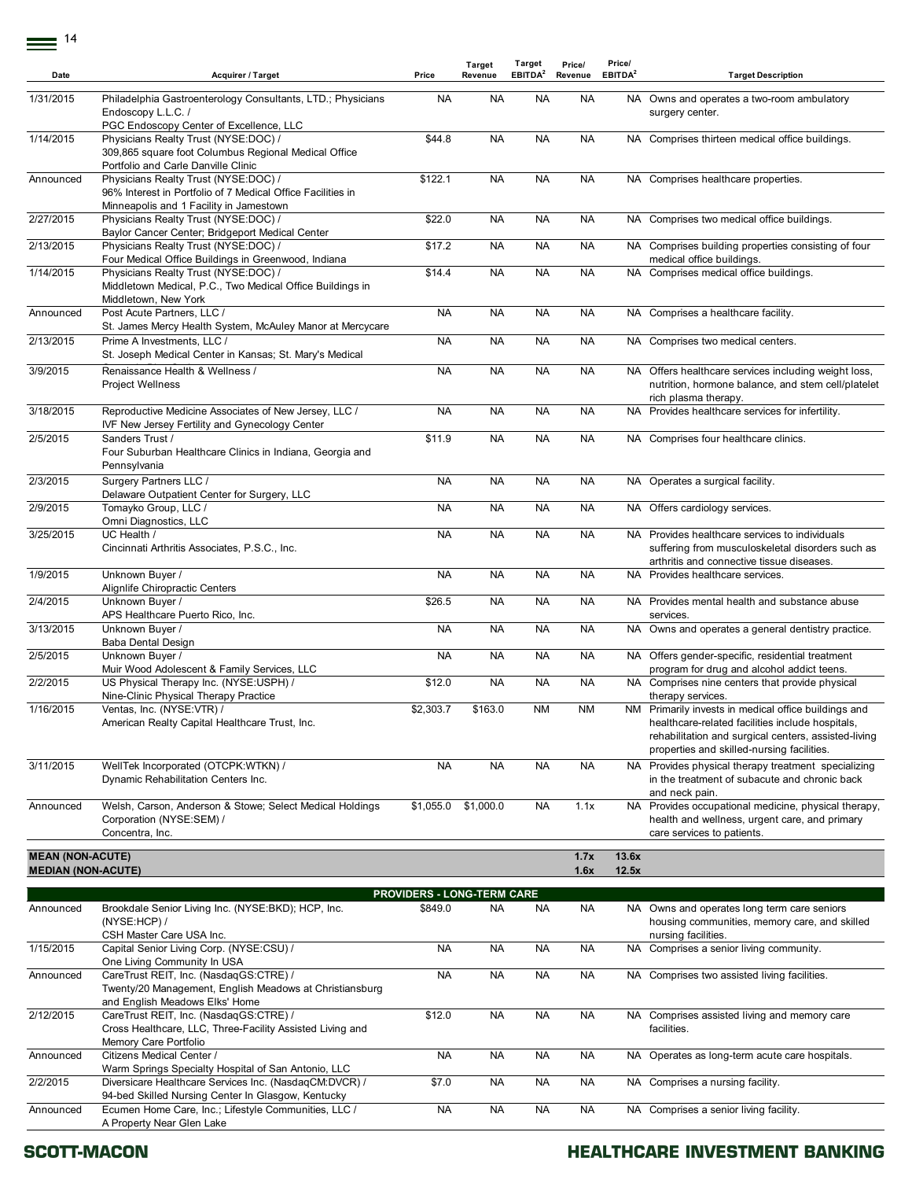| Date | Acquirer / Target | Price | Target Revenue | Target EBITDA[2] | Price/ Revenue | Price/ EBITDA[2] | Target Description |
|---|---|---|---|---|---|---|---|
| 1/31/2015 | Philadelphia Gastroenterology Consultants, LTD.; Physicians Endoscopy L.L.C. / PGC Endoscopy Center of Excellence, LLC | NA | NA | NA | NA | NA | Owns and operates a two-room ambulatory surgery center. |
| 1/14/2015 | Physicians Realty Trust (NYSE:DOC) / 309,865 square foot Columbus Regional Medical Office Portfolio and Carle Danville Clinic | $44.8 | NA | NA | NA | NA | Comprises thirteen medical office buildings. |
| Announced | Physicians Realty Trust (NYSE:DOC) / 96% Interest in Portfolio of 7 Medical Office Facilities in Minneapolis and 1 Facility in Jamestown | $122.1 | NA | NA | NA | NA | Comprises healthcare properties. |
| 2/27/2015 | Physicians Realty Trust (NYSE:DOC) / Baylor Cancer Center; Bridgeport Medical Center | $22.0 | NA | NA | NA | NA | Comprises two medical office buildings. |
| 2/13/2015 | Physicians Realty Trust (NYSE:DOC) / Four Medical Office Buildings in Greenwood, Indiana | $17.2 | NA | NA | NA | NA | Comprises building properties consisting of four medical office buildings. |
| 1/14/2015 | Physicians Realty Trust (NYSE:DOC) / Middletown Medical, P.C., Two Medical Office Buildings in Middletown, New York | $14.4 | NA | NA | NA | NA | Comprises medical office buildings. |
| Announced | Post Acute Partners, LLC / St. James Mercy Health System, McAuley Manor at Mercycare | NA | NA | NA | NA | NA | Comprises a healthcare facility. |
| 2/13/2015 | Prime A Investments, LLC / St. Joseph Medical Center in Kansas; St. Mary's Medical | NA | NA | NA | NA | NA | Comprises two medical centers. |
| 3/9/2015 | Renaissance Health & Wellness / Project Wellness | NA | NA | NA | NA | NA | Offers healthcare services including weight loss, nutrition, hormone balance, and stem cell/platelet rich plasma therapy. |
| 3/18/2015 | Reproductive Medicine Associates of New Jersey, LLC / IVF New Jersey Fertility and Gynecology Center | NA | NA | NA | NA | NA | Provides healthcare services for infertility. |
| 2/5/2015 | Sanders Trust / Four Suburban Healthcare Clinics in Indiana, Georgia and Pennsylvania | $11.9 | NA | NA | NA | NA | Comprises four healthcare clinics. |
| 2/3/2015 | Surgery Partners LLC / Delaware Outpatient Center for Surgery, LLC | NA | NA | NA | NA | NA | Operates a surgical facility. |
| 2/9/2015 | Tomayko Group, LLC / Omni Diagnostics, LLC | NA | NA | NA | NA | NA | Offers cardiology services. |
| 3/25/2015 | UC Health / Cincinnati Arthritis Associates, P.S.C., Inc. | NA | NA | NA | NA | NA | Provides healthcare services to individuals suffering from musculoskeletal disorders such as arthritis and connective tissue diseases. |
| 1/9/2015 | Unknown Buyer / Alignlife Chiropractic Centers | NA | NA | NA | NA | NA | Provides healthcare services. |
| 2/4/2015 | Unknown Buyer / APS Healthcare Puerto Rico, Inc. | $26.5 | NA | NA | NA | NA | Provides mental health and substance abuse services. |
| 3/13/2015 | Unknown Buyer / Baba Dental Design | NA | NA | NA | NA | NA | Owns and operates a general dentistry practice. |
| 2/5/2015 | Unknown Buyer / Muir Wood Adolescent & Family Services, LLC | NA | NA | NA | NA | NA | Offers gender-specific, residential treatment program for drug and alcohol addict teens. |
| 2/2/2015 | US Physical Therapy Inc. (NYSE:USPH) / Nine-Clinic Physical Therapy Practice | $12.0 | NA | NA | NA | NA | Comprises nine centers that provide physical therapy services. |
| 1/16/2015 | Ventas, Inc. (NYSE:VTR) / American Realty Capital Healthcare Trust, Inc. | $2,303.7 | $163.0 | NM | NM | NM | Primarily invests in medical office buildings and healthcare-related facilities include hospitals, rehabilitation and surgical centers, assisted-living properties and skilled-nursing facilities. |
| 3/11/2015 | WellTek Incorporated (OTCPK:WTKN) / Dynamic Rehabilitation Centers Inc. | NA | NA | NA | NA | NA | Provides physical therapy treatment specializing in the treatment of subacute and chronic back and neck pain. |
| Announced | Welsh, Carson, Anderson & Stowe; Select Medical Holdings Corporation (NYSE:SEM) / Concentra, Inc. | $1,055.0 | $1,000.0 | NA | 1.1x | NA | Provides occupational medicine, physical therapy, health and wellness, urgent care, and primary care services to patients. |
| **MEAN (NON-ACUTE)** | | | | | **1.7x** | **13.6x** | |
| **MEDIAN (NON-ACUTE)** | | | | | **1.6x** | **12.5x** | |
| | **PROVIDERS - LONG-TERM CARE** | | | | | | |
| Announced | Brookdale Senior Living Inc. (NYSE:BKD); HCP, Inc. (NYSE:HCP) / CSH Master Care USA Inc. | $849.0 | NA | NA | NA | NA | Owns and operates long term care seniors housing communities, memory care, and skilled nursing facilities. |
| 1/15/2015 | Capital Senior Living Corp. (NYSE:CSU) / One Living Community In USA | NA | NA | NA | NA | NA | Comprises a senior living community. |
| Announced | CareTrust REIT, Inc. (NasdaqGS:CTRE) / Twenty/20 Management, English Meadows at Christiansburg and English Meadows Elks' Home | NA | NA | NA | NA | NA | Comprises two assisted living facilities. |
| 2/12/2015 | CareTrust REIT, Inc. (NasdaqGS:CTRE) / Cross Healthcare, LLC, Three-Facility Assisted Living and Memory Care Portfolio | $12.0 | NA | NA | NA | NA | Comprises assisted living and memory care facilities. |
| Announced | Citizens Medical Center / Warm Springs Specialty Hospital of San Antonio, LLC | NA | NA | NA | NA | NA | Operates as long-term acute care hospitals. |
| 2/2/2015 | Diversicare Healthcare Services Inc. (NasdaqCM:DVCR) / 94-bed Skilled Nursing Center In Glasgow, Kentucky | $7.0 | NA | NA | NA | NA | Comprises a nursing facility. |
| Announced | Ecumen Home Care, Inc.; Lifestyle Communities, LLC / A Property Near Glen Lake | NA | NA | NA | NA | NA | Comprises a senior living facility. |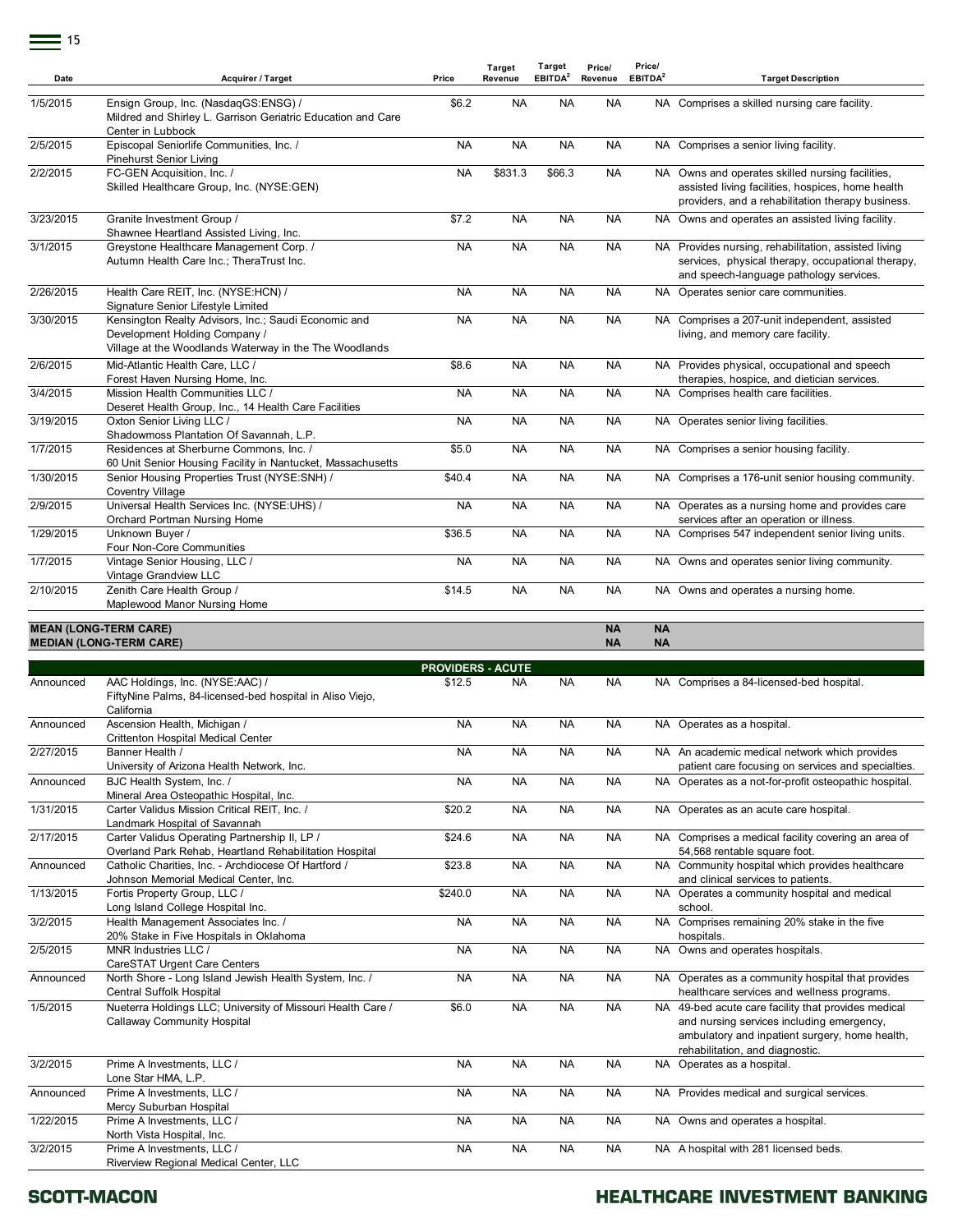| Date | Acquirer / Target | Price | Target Revenue | Target EBITDA[2] | Price/ Revenue | Price/ EBITDA[2] | Target Description |
|---|---|---|---|---|---|---|---|
| 1/5/2015 | Ensign Group, Inc. (NasdaqGS:ENSG) / Mildred and Shirley L. Garrison Geriatric Education and Care Center in Lubbock | $6.2 | NA | NA | NA | NA | Comprises a skilled nursing care facility. |
| 2/5/2015 | Episcopal Seniorlife Communities, Inc. / Pinehurst Senior Living | NA | NA | NA | NA | NA | Comprises a senior living facility. |
| 2/2/2015 | FC-GEN Acquisition, Inc. / Skilled Healthcare Group, Inc. (NYSE:GEN) | NA | $831.3 | $66.3 | NA | NA | Owns and operates skilled nursing facilities, assisted living facilities, hospices, home health providers, and a rehabilitation therapy business. |
| 3/23/2015 | Granite Investment Group / Shawnee Heartland Assisted Living, Inc. | $7.2 | NA | NA | NA | NA | Owns and operates an assisted living facility. |
| 3/1/2015 | Greystone Healthcare Management Corp. / Autumn Health Care Inc.; TheraTrust Inc. | NA | NA | NA | NA | NA | Provides nursing, rehabilitation, assisted living services, physical therapy, occupational therapy, and speech-language pathology services. |
| 2/26/2015 | Health Care REIT, Inc. (NYSE:HCN) / Signature Senior Lifestyle Limited | NA | NA | NA | NA | NA | Operates senior care communities. |
| 3/30/2015 | Kensington Realty Advisors, Inc.; Saudi Economic and Development Holding Company / Village at the Woodlands Waterway in the The Woodlands | NA | NA | NA | NA | NA | Comprises a 207-unit independent, assisted living, and memory care facility. |
| 2/6/2015 | Mid-Atlantic Health Care, LLC / Forest Haven Nursing Home, Inc. | $8.6 | NA | NA | NA | NA | Provides physical, occupational and speech therapies, hospice, and dietician services. |
| 3/4/2015 | Mission Health Communities LLC / Deseret Health Group, Inc., 14 Health Care Facilities | NA | NA | NA | NA | NA | Comprises health care facilities. |
| 3/19/2015 | Oxton Senior Living LLC / Shadowmoss Plantation Of Savannah, L.P. | NA | NA | NA | NA | NA | Operates senior living facilities. |
| 1/7/2015 | Residences at Sherburne Commons, Inc. / 60 Unit Senior Housing Facility in Nantucket, Massachusetts | $5.0 | NA | NA | NA | NA | Comprises a senior housing facility. |
| 1/30/2015 | Senior Housing Properties Trust (NYSE:SNH) / Coventry Village | $40.4 | NA | NA | NA | NA | Comprises a 176-unit senior housing community. |
| 2/9/2015 | Universal Health Services Inc. (NYSE:UHS) / Orchard Portman Nursing Home | NA | NA | NA | NA | NA | Operates as a nursing home and provides care services after an operation or illness. |
| 1/29/2015 | Unknown Buyer / Four Non-Core Communities | $36.5 | NA | NA | NA | NA | Comprises 547 independent senior living units. |
| 1/7/2015 | Vintage Senior Housing, LLC / Vintage Grandview LLC | NA | NA | NA | NA | NA | Owns and operates senior living community. |
| 2/10/2015 | Zenith Care Health Group / Maplewood Manor Nursing Home | $14.5 | NA | NA | NA | NA | Owns and operates a nursing home. |
| **MEAN (LONG-TERM CARE)** | | | | | **NA** | **NA** | |
| **MEDIAN (LONG-TERM CARE)** | | | | | **NA** | **NA** | |
| | | **PROVIDERS - ACUTE** | | | | | |
| Announced | AAC Holdings, Inc. (NYSE:AAC) / FiftyNine Palms, 84-licensed-bed hospital in Aliso Viejo, California | $12.5 | NA | NA | NA | NA | Comprises a 84-licensed-bed hospital. |
| Announced | Ascension Health, Michigan / Crittenton Hospital Medical Center | NA | NA | NA | NA | NA | Operates as a hospital. |
| 2/27/2015 | Banner Health / University of Arizona Health Network, Inc. | NA | NA | NA | NA | NA | An academic medical network which provides patient care focusing on services and specialties. |
| Announced | BJC Health System, Inc. / Mineral Area Osteopathic Hospital, Inc. | NA | NA | NA | NA | NA | Operates as a not-for-profit osteopathic hospital. |
| 1/31/2015 | Carter Validus Mission Critical REIT, Inc. / Landmark Hospital of Savannah | $20.2 | NA | NA | NA | NA | Operates as an acute care hospital. |
| 2/17/2015 | Carter Validus Operating Partnership II, LP / Overland Park Rehab, Heartland Rehabilitation Hospital | $24.6 | NA | NA | NA | NA | Comprises a medical facility covering an area of 54,568 rentable square foot. |
| Announced | Catholic Charities, Inc. - Archdiocese Of Hartford / Johnson Memorial Medical Center, Inc. | $23.8 | NA | NA | NA | NA | Community hospital which provides healthcare and clinical services to patients. |
| 1/13/2015 | Fortis Property Group, LLC / Long Island College Hospital Inc. | $240.0 | NA | NA | NA | NA | Operates a community hospital and medical school. |
| 3/2/2015 | Health Management Associates Inc. / 20% Stake in Five Hospitals in Oklahoma | NA | NA | NA | NA | NA | Comprises remaining 20% stake in the five hospitals. |
| 2/5/2015 | MNR Industries LLC / CareSTAT Urgent Care Centers | NA | NA | NA | NA | NA | Owns and operates hospitals. |
| Announced | North Shore - Long Island Jewish Health System, Inc. / Central Suffolk Hospital | NA | NA | NA | NA | NA | Operates as a community hospital that provides healthcare services and wellness programs. |
| 1/5/2015 | Nueterra Holdings LLC; University of Missouri Health Care / Callaway Community Hospital | $6.0 | NA | NA | NA | NA | 49-bed acute care facility that provides medical and nursing services including emergency, ambulatory and inpatient surgery, home health, rehabilitation, and diagnostic. |
| 3/2/2015 | Prime A Investments, LLC / Lone Star HMA, L.P. | NA | NA | NA | NA | NA | Operates as a hospital. |
| Announced | Prime A Investments, LLC / Mercy Suburban Hospital | NA | NA | NA | NA | NA | Provides medical and surgical services. |
| 1/22/2015 | Prime A Investments, LLC / North Vista Hospital, Inc. | NA | NA | NA | NA | NA | Owns and operates a hospital. |
| 3/2/2015 | Prime A Investments, LLC / Riverview Regional Medical Center, LLC | NA | NA | NA | NA | NA | A hospital with 281 licensed beds. |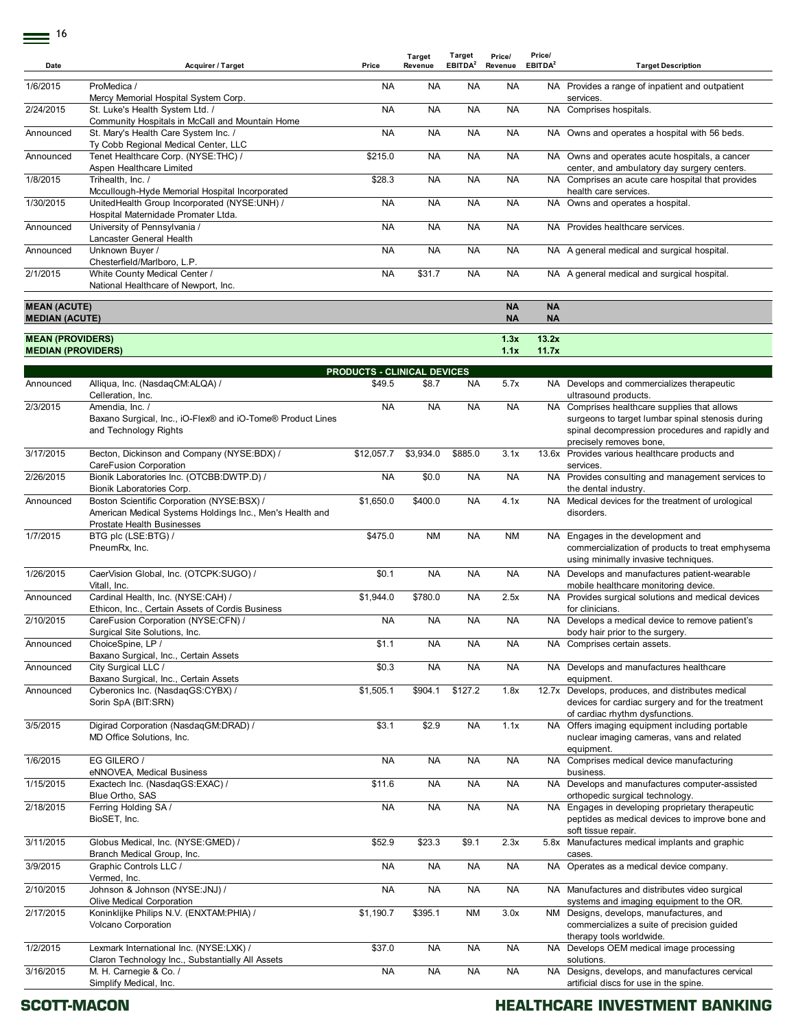| Date | Acquirer / Target | Price | Target Revenue | Target EBITDA[2] | Price/ Revenue | Price/ EBITDA[2] | Target Description |
|---|---|---|---|---|---|---|---|
| 1/6/2015 | ProMedica / Mercy Memorial Hospital System Corp. | NA | NA | NA | NA | NA | Provides a range of inpatient and outpatient services. |
| 2/24/2015 | St. Luke's Health System Ltd. / Community Hospitals in McCall and Mountain Home | NA | NA | NA | NA | NA | Comprises hospitals. |
| Announced | St. Mary's Health Care System Inc. / Ty Cobb Regional Medical Center, LLC | NA | NA | NA | NA | NA | Owns and operates a hospital with 56 beds. |
| Announced | Tenet Healthcare Corp. (NYSE:THC) / Aspen Healthcare Limited | $215.0 | NA | NA | NA | NA | Owns and operates acute hospitals, a cancer center, and ambulatory day surgery centers. |
| 1/8/2015 | Trihealth, Inc. / Mccullough-Hyde Memorial Hospital Incorporated | $28.3 | NA | NA | NA | NA | Comprises an acute care hospital that provides health care services. |
| 1/30/2015 | UnitedHealth Group Incorporated (NYSE:UNH) / Hospital Maternidade Promater Ltda. | NA | NA | NA | NA | NA | Owns and operates a hospital. |
| Announced | University of Pennsylvania / Lancaster General Health | NA | NA | NA | NA | NA | Provides healthcare services. |
| Announced | Unknown Buyer / Chesterfield/Marlboro, L.P. | NA | NA | NA | NA | NA | A general medical and surgical hospital. |
| 2/1/2015 | White County Medical Center / National Healthcare of Newport, Inc. | NA | $31.7 | NA | NA | NA | A general medical and surgical hospital. |
| **MEAN (ACUTE)** | | | | | **NA** | **NA** | |
| **MEDIAN (ACUTE)** | | | | | **NA** | **NA** | |
| **MEAN (PROVIDERS)** | | | | | **1.3x** | **13.2x** | |
| **MEDIAN (PROVIDERS)** | | | | | **1.1x** | **11.7x** | |
| | **PRODUCTS - CLINICAL DEVICES** | | | | | | |
| Announced | Alliqua, Inc. (NasdaqCM:ALQA) / Celleration, Inc. | $49.5 | $8.7 | NA | 5.7x | NA | Develops and commercializes therapeutic ultrasound products. |
| 2/3/2015 | Amendia, Inc. / Baxano Surgical, Inc., iO-Flex® and iO-Tome® Product Lines and Technology Rights | NA | NA | NA | NA | NA | Comprises healthcare supplies that allows surgeons to target lumbar spinal stenosis during spinal decompression procedures and rapidly and precisely removes bone, |
| 3/17/2015 | Becton, Dickinson and Company (NYSE:BDX) / CareFusion Corporation | $12,057.7 | $3,934.0 | $885.0 | 3.1x | 13.6x | Provides various healthcare products and services. |
| 2/26/2015 | Bionik Laboratories Inc. (OTCBB:DWTP.D) / Bionik Laboratories Corp. | NA | $0.0 | NA | NA | NA | Provides consulting and management services to the dental industry. |
| Announced | Boston Scientific Corporation (NYSE:BSX) / American Medical Systems Holdings Inc., Men's Health and Prostate Health Businesses | $1,650.0 | $400.0 | NA | 4.1x | NA | Medical devices for the treatment of urological disorders. |
| 1/7/2015 | BTG plc (LSE:BTG) / PneumRx, Inc. | $475.0 | NM | NA | NM | NA | Engages in the development and commercialization of products to treat emphysema using minimally invasive techniques. |
| 1/26/2015 | CaerVision Global, Inc. (OTCPK:SUGO) / Vitall, Inc. | $0.1 | NA | NA | NA | NA | Develops and manufactures patient-wearable mobile healthcare monitoring device. |
| Announced | Cardinal Health, Inc. (NYSE:CAH) / Ethicon, Inc., Certain Assets of Cordis Business | $1,944.0 | $780.0 | NA | 2.5x | NA | Provides surgical solutions and medical devices for clinicians. |
| 2/10/2015 | CareFusion Corporation (NYSE:CFN) / Surgical Site Solutions, Inc. | NA | NA | NA | NA | NA | Develops a medical device to remove patient's body hair prior to the surgery. |
| Announced | ChoiceSpine, LP / Baxano Surgical, Inc., Certain Assets | $1.1 | NA | NA | NA | NA | Comprises certain assets. |
| Announced | City Surgical LLC / Baxano Surgical, Inc., Certain Assets | $0.3 | NA | NA | NA | NA | Develops and manufactures healthcare equipment. |
| Announced | Cyberonics Inc. (NasdaqGS:CYBX) / Sorin SpA (BIT:SRN) | $1,505.1 | $904.1 | $127.2 | 1.8x | 12.7x | Develops, produces, and distributes medical devices for cardiac surgery and for the treatment of cardiac rhythm dysfunctions. |
| 3/5/2015 | Digirad Corporation (NasdaqGM:DRAD) / MD Office Solutions, Inc. | $3.1 | $2.9 | NA | 1.1x | NA | Offers imaging equipment including portable nuclear imaging cameras, vans and related equipment. |
| 1/6/2015 | EG GILERO / eNNOVEA, Medical Business | NA | NA | NA | NA | NA | Comprises medical device manufacturing business. |
| 1/15/2015 | Exactech Inc. (NasdaqGS:EXAC) / Blue Ortho, SAS | $11.6 | NA | NA | NA | NA | Develops and manufactures computer-assisted orthopedic surgical technology. |
| 2/18/2015 | Ferring Holding SA / BioSET, Inc. | NA | NA | NA | NA | NA | Engages in developing proprietary therapeutic peptides as medical devices to improve bone and soft tissue repair. |
| 3/11/2015 | Globus Medical, Inc. (NYSE:GMED) / Branch Medical Group, Inc. | $52.9 | $23.3 | $9.1 | 2.3x | 5.8x | Manufactures medical implants and graphic cases. |
| 3/9/2015 | Graphic Controls LLC / Vermed, Inc. | NA | NA | NA | NA | NA | Operates as a medical device company. |
| 2/10/2015 | Johnson & Johnson (NYSE:JNJ) / Olive Medical Corporation | NA | NA | NA | NA | NA | Manufactures and distributes video surgical systems and imaging equipment to the OR. |
| 2/17/2015 | Koninklijke Philips N.V. (ENXTAM:PHIA) / Volcano Corporation | $1,190.7 | $395.1 | NM | 3.0x | NM | Designs, develops, manufactures, and commercializes a suite of precision guided therapy tools worldwide. |
| 1/2/2015 | Lexmark International Inc. (NYSE:LXK) / Claron Technology Inc., Substantially All Assets | $37.0 | NA | NA | NA | NA | Develops OEM medical image processing solutions. |
| 3/16/2015 | M. H. Carnegie & Co. / Simplify Medical, Inc. | NA | NA | NA | NA | NA | Designs, develops, and manufactures cervical artificial discs for use in the spine. |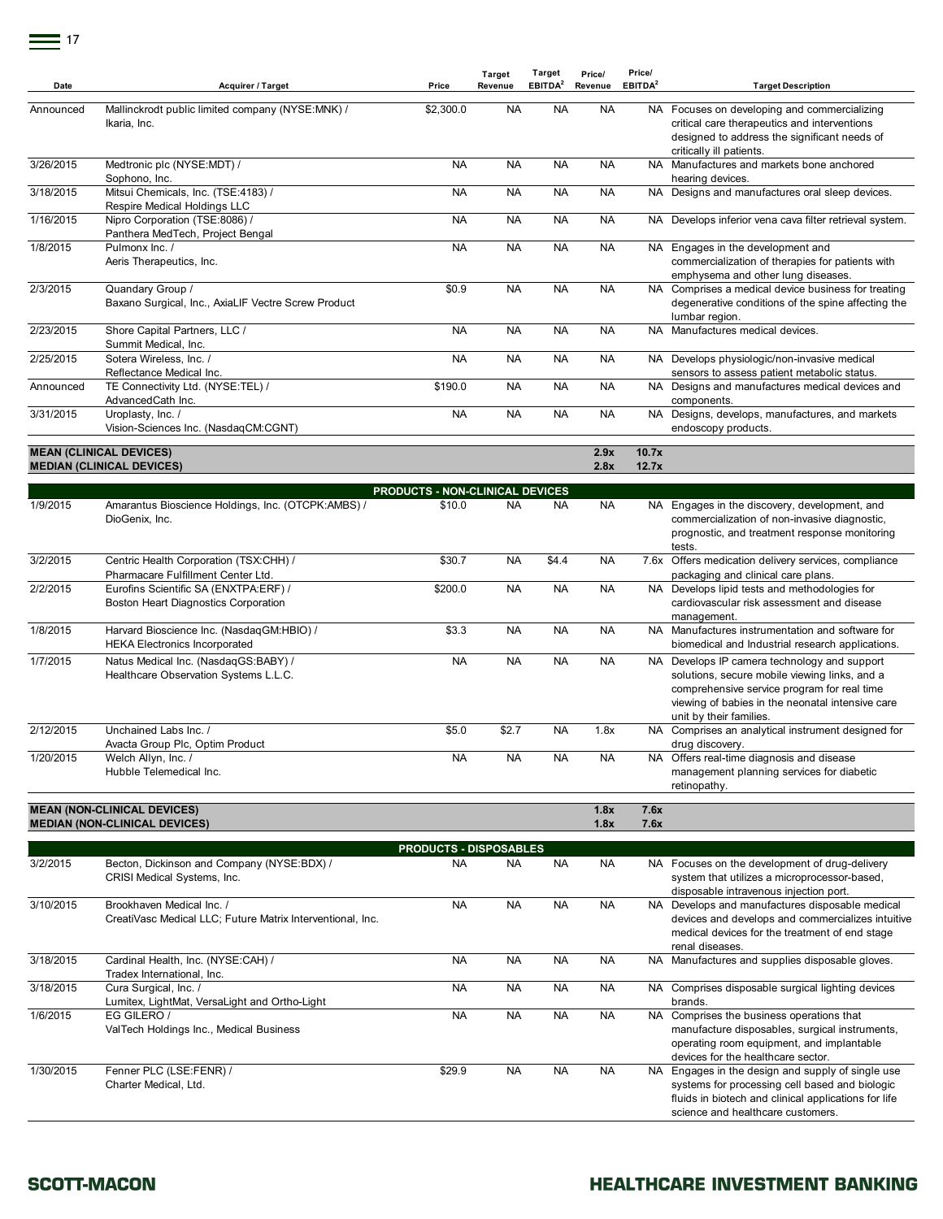| Date | Acquirer / Target | Price | Target Revenue | Target EBITDA[2] | Price/ Revenue | Price/ EBITDA[2] | Target Description |
|---|---|---|---|---|---|---|---|
| Announced | Mallinckrodt public limited company (NYSE:MNK) / Ikaria, Inc. | $2,300.0 | NA | NA | NA | NA | Focuses on developing and commercializing critical care therapeutics and interventions designed to address the significant needs of critically ill patients. |
| 3/26/2015 | Medtronic plc (NYSE:MDT) / Sophono, Inc. | NA | NA | NA | NA | NA | Manufactures and markets bone anchored hearing devices. |
| 3/18/2015 | Mitsui Chemicals, Inc. (TSE:4183) / Respire Medical Holdings LLC | NA | NA | NA | NA | NA | Designs and manufactures oral sleep devices. |
| 1/16/2015 | Nipro Corporation (TSE:8086) / Panthera MedTech, Project Bengal | NA | NA | NA | NA | NA | Develops inferior vena cava filter retrieval system. |
| 1/8/2015 | Pulmonx Inc. / Aeris Therapeutics, Inc. | NA | NA | NA | NA | NA | Engages in the development and commercialization of therapies for patients with emphysema and other lung diseases. |
| 2/3/2015 | Quandary Group / Baxano Surgical, Inc., AxiaLIF Vectre Screw Product | $0.9 | NA | NA | NA | NA | Comprises a medical device business for treating degenerative conditions of the spine affecting the lumbar region. |
| 2/23/2015 | Shore Capital Partners, LLC / Summit Medical, Inc. | NA | NA | NA | NA | NA | Manufactures medical devices. |
| 2/25/2015 | Sotera Wireless, Inc. / Reflectance Medical Inc. | NA | NA | NA | NA | NA | Develops physiologic/non-invasive medical sensors to assess patient metabolic status. |
| Announced | TE Connectivity Ltd. (NYSE:TEL) / AdvancedCath Inc. | $190.0 | NA | NA | NA | NA | Designs and manufactures medical devices and components. |
| 3/31/2015 | Uroplasty, Inc. / Vision-Sciences Inc. (NasdaqCM:CGNT) | NA | NA | NA | NA | NA | Designs, develops, manufactures, and markets endoscopy products. |
| **MEAN (CLINICAL DEVICES)** | | | | | **2.9x** | **10.7x** | |
| **MEDIAN (CLINICAL DEVICES)** | | | | | **2.8x** | **12.7x** | |
| | **PRODUCTS - NON-CLINICAL DEVICES** | | | | | | |
| 1/9/2015 | Amarantus Bioscience Holdings, Inc. (OTCPK:AMBS) / DioGenix, Inc. | $10.0 | NA | NA | NA | NA | Engages in the discovery, development, and commercialization of non-invasive diagnostic, prognostic, and treatment response monitoring tests. |
| 3/2/2015 | Centric Health Corporation (TSX:CHH) / Pharmacare Fulfillment Center Ltd. | $30.7 | NA | $4.4 | NA | 7.6x | Offers medication delivery services, compliance packaging and clinical care plans. |
| 2/2/2015 | Eurofins Scientific SA (ENXTPA:ERF) / Boston Heart Diagnostics Corporation | $200.0 | NA | NA | NA | NA | Develops lipid tests and methodologies for cardiovascular risk assessment and disease management. |
| 1/8/2015 | Harvard Bioscience Inc. (NasdaqGM:HBIO) / HEKA Electronics Incorporated | $3.3 | NA | NA | NA | NA | Manufactures instrumentation and software for biomedical and Industrial research applications. |
| 1/7/2015 | Natus Medical Inc. (NasdaqGS:BABY) / Healthcare Observation Systems L.L.C. | NA | NA | NA | NA | NA | Develops IP camera technology and support solutions, secure mobile viewing links, and a comprehensive service program for real time viewing of babies in the neonatal intensive care unit by their families. |
| 2/12/2015 | Unchained Labs Inc. / Avacta Group Plc, Optim Product | $5.0 | $2.7 | NA | 1.8x | NA | Comprises an analytical instrument designed for drug discovery. |
| 1/20/2015 | Welch Allyn, Inc. / Hubble Telemedical Inc. | NA | NA | NA | NA | NA | Offers real-time diagnosis and disease management planning services for diabetic retinopathy. |
| **MEAN (NON-CLINICAL DEVICES)** | | | | | **1.8x** | **7.6x** | |
| **MEDIAN (NON-CLINICAL DEVICES)** | | | | | **1.8x** | **7.6x** | |
| | **PRODUCTS - DISPOSABLES** | | | | | | |
| 3/2/2015 | Becton, Dickinson and Company (NYSE:BDX) / CRISI Medical Systems, Inc. | NA | NA | NA | NA | NA | Focuses on the development of drug-delivery system that utilizes a microprocessor-based, disposable intravenous injection port. |
| 3/10/2015 | Brookhaven Medical Inc. / CreatiVasc Medical LLC; Future Matrix Interventional, Inc. | NA | NA | NA | NA | NA | Develops and manufactures disposable medical devices and develops and commercializes intuitive medical devices for the treatment of end stage renal diseases. |
| 3/18/2015 | Cardinal Health, Inc. (NYSE:CAH) / Tradex International, Inc. | NA | NA | NA | NA | NA | Manufactures and supplies disposable gloves. |
| 3/18/2015 | Cura Surgical, Inc. / Lumitex, LightMat, VersaLight and Ortho-Light | NA | NA | NA | NA | NA | Comprises disposable surgical lighting devices brands. |
| 1/6/2015 | EG GILERO / ValTech Holdings Inc., Medical Business | NA | NA | NA | NA | NA | Comprises the business operations that manufacture disposables, surgical instruments, operating room equipment, and implantable devices for the healthcare sector. |
| 1/30/2015 | Fenner PLC (LSE:FENR) / Charter Medical, Ltd. | $29.9 | NA | NA | NA | NA | Engages in the design and supply of single use systems for processing cell based and biologic fluids in biotech and clinical applications for life science and healthcare customers. |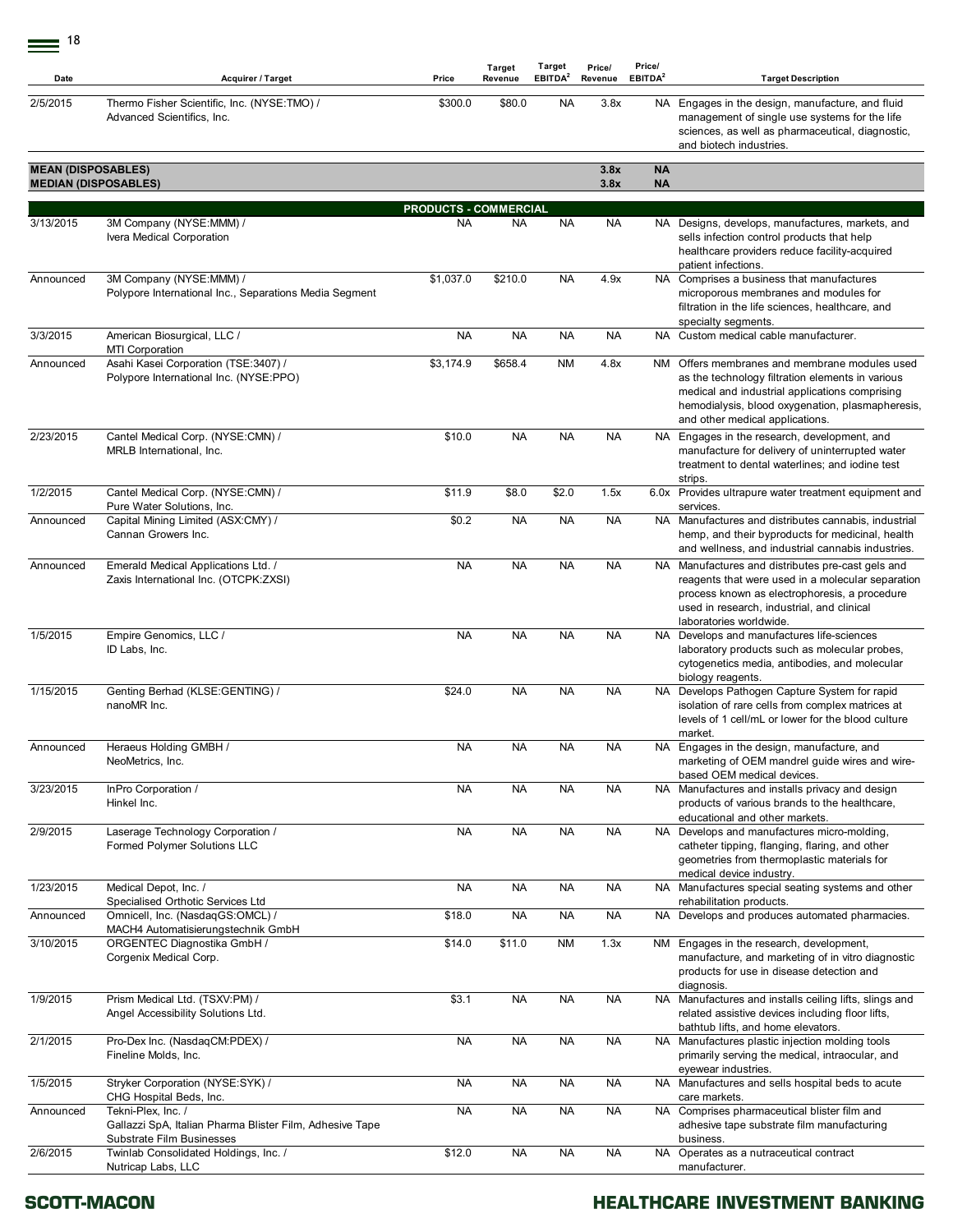| Date | Acquirer / Target | Price | Target Revenue | Target EBITDA[2] | Price/ Revenue | Price/ EBITDA[2] | Target Description |
|---|---|---|---|---|---|---|---|
| 2/5/2015 | Thermo Fisher Scientific, Inc. (NYSE:TMO) / Advanced Scientifics, Inc. | $300.0 | $80.0 | NA | 3.8x | NA | Engages in the design, manufacture, and fluid management of single use systems for the life sciences, as well as pharmaceutical, diagnostic, and biotech industries. |
| **MEAN (DISPOSABLES)** | | | | | **3.8x** | **NA** | |
| **MEDIAN (DISPOSABLES)** | | | | | **3.8x** | **NA** | |
| | | **PRODUCTS - COMMERCIAL** | | | | | |
| 3/13/2015 | 3M Company (NYSE:MMM) / Ivera Medical Corporation | NA | NA | NA | NA | NA | Designs, develops, manufactures, markets, and sells infection control products that help healthcare providers reduce facility-acquired patient infections. |
| Announced | 3M Company (NYSE:MMM) / Polypore International Inc., Separations Media Segment | $1,037.0 | $210.0 | NA | 4.9x | NA | Comprises a business that manufactures microporous membranes and modules for filtration in the life sciences, healthcare, and specialty segments. |
| 3/3/2015 | American Biosurgical, LLC / MTI Corporation | NA | NA | NA | NA | NA | Custom medical cable manufacturer. |
| Announced | Asahi Kasei Corporation (TSE:3407) / Polypore International Inc. (NYSE:PPO) | $3,174.9 | $658.4 | NM | 4.8x | NM | Offers membranes and membrane modules used as the technology filtration elements in various medical and industrial applications comprising hemodialysis, blood oxygenation, plasmapheresis, and other medical applications. |
| 2/23/2015 | Cantel Medical Corp. (NYSE:CMN) / MRLB International, Inc. | $10.0 | NA | NA | NA | NA | Engages in the research, development, and manufacture for delivery of uninterrupted water treatment to dental waterlines; and iodine test strips. |
| 1/2/2015 | Cantel Medical Corp. (NYSE:CMN) / Pure Water Solutions, Inc. | $11.9 | $8.0 | $2.0 | 1.5x | 6.0x | Provides ultrapure water treatment equipment and services. |
| Announced | Capital Mining Limited (ASX:CMY) / Cannan Growers Inc. | $0.2 | NA | NA | NA | NA | Manufactures and distributes cannabis, industrial hemp, and their byproducts for medicinal, health and wellness, and industrial cannabis industries. |
| Announced | Emerald Medical Applications Ltd. / Zaxis International Inc. (OTCPK:ZXSI) | NA | NA | NA | NA | NA | Manufactures and distributes pre-cast gels and reagents that were used in a molecular separation process known as electrophoresis, a procedure used in research, industrial, and clinical laboratories worldwide. |
| 1/5/2015 | Empire Genomics, LLC / ID Labs, Inc. | NA | NA | NA | NA | NA | Develops and manufactures life-sciences laboratory products such as molecular probes, cytogenetics media, antibodies, and molecular biology reagents. |
| 1/15/2015 | Genting Berhad (KLSE:GENTING) / nanoMR Inc. | $24.0 | NA | NA | NA | NA | Develops Pathogen Capture System for rapid isolation of rare cells from complex matrices at levels of 1 cell/mL or lower for the blood culture market. |
| Announced | Heraeus Holding GMBH / NeoMetrics, Inc. | NA | NA | NA | NA | NA | Engages in the design, manufacture, and marketing of OEM mandrel guide wires and wire-based OEM medical devices. |
| 3/23/2015 | InPro Corporation / Hinkel Inc. | NA | NA | NA | NA | NA | Manufactures and installs privacy and design products of various brands to the healthcare, educational and other markets. |
| 2/9/2015 | Laserage Technology Corporation / Formed Polymer Solutions LLC | NA | NA | NA | NA | NA | Develops and manufactures micro-molding, catheter tipping, flanging, flaring, and other geometries from thermoplastic materials for medical device industry. |
| 1/23/2015 | Medical Depot, Inc. / Specialised Orthotic Services Ltd | NA | NA | NA | NA | NA | Manufactures special seating systems and other rehabilitation products. |
| Announced | Omnicell, Inc. (NasdaqGS:OMCL) / MACH4 Automatisierungstechnik GmbH | $18.0 | NA | NA | NA | NA | Develops and produces automated pharmacies. |
| 3/10/2015 | ORGENTEC Diagnostika GmbH / Corgenix Medical Corp. | $14.0 | $11.0 | NM | 1.3x | NM | Engages in the research, development, manufacture, and marketing of in vitro diagnostic products for use in disease detection and diagnosis. |
| 1/9/2015 | Prism Medical Ltd. (TSXV:PM) / Angel Accessibility Solutions Ltd. | $3.1 | NA | NA | NA | NA | Manufactures and installs ceiling lifts, slings and related assistive devices including floor lifts, bathtub lifts, and home elevators. |
| 2/1/2015 | Pro-Dex Inc. (NasdaqCM:PDEX) / Fineline Molds, Inc. | NA | NA | NA | NA | NA | Manufactures plastic injection molding tools primarily serving the medical, intraocular, and eyewear industries. |
| 1/5/2015 | Stryker Corporation (NYSE:SYK) / CHG Hospital Beds, Inc. | NA | NA | NA | NA | NA | Manufactures and sells hospital beds to acute care markets. |
| Announced | Tekni-Plex, Inc. / Gallazzi SpA, Italian Pharma Blister Film, Adhesive Tape Substrate Film Businesses | NA | NA | NA | NA | NA | Comprises pharmaceutical blister film and adhesive tape substrate film manufacturing business. |
| 2/6/2015 | Twinlab Consolidated Holdings, Inc. / Nutricap Labs, LLC | $12.0 | NA | NA | NA | NA | Operates as a nutraceutical contract manufacturer. |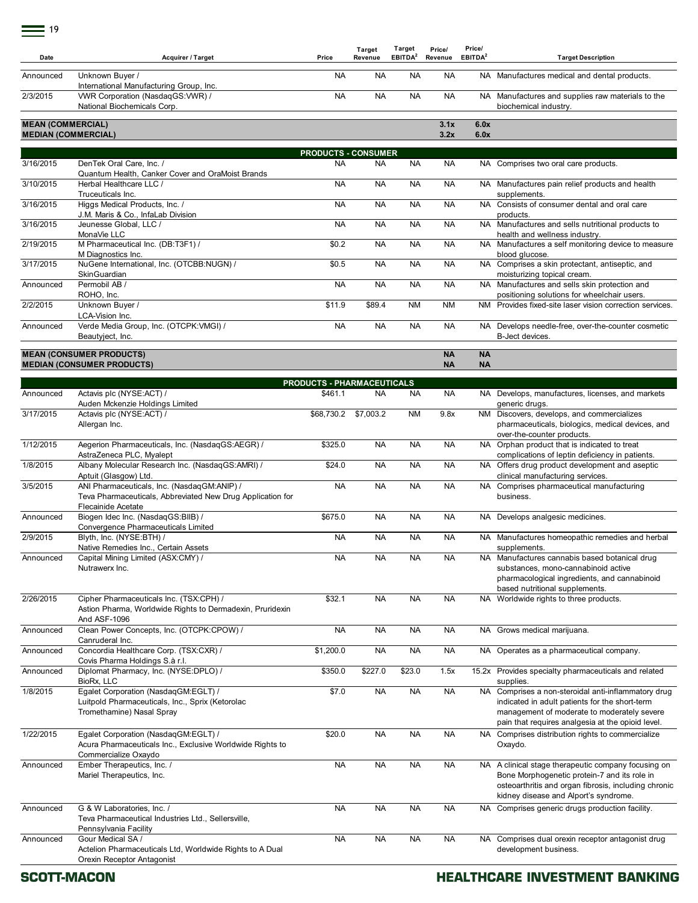| Date | Acquirer / Target | Price | Target Revenue | Target EBITDA[2] | Price/ Revenue | Price/ EBITDA[2] | Target Description |
|---|---|---|---|---|---|---|---|
| Announced | Unknown Buyer / International Manufacturing Group, Inc. | NA | NA | NA | NA | NA | Manufactures medical and dental products. |
| 2/3/2015 | VWR Corporation (NasdaqGS:VWR) / National Biochemicals Corp. | NA | NA | NA | NA | NA | Manufactures and supplies raw materials to the biochemical industry. |
| **MEAN (COMMERCIAL)** | | | | | **3.1x** | **6.0x** | |
| **MEDIAN (COMMERCIAL)** | | | | | **3.2x** | **6.0x** | |
| **PRODUCTS - CONSUMER** | | | | | | | |
| 3/16/2015 | DenTek Oral Care, Inc. / Quantum Health, Canker Cover and OraMoist Brands | NA | NA | NA | NA | NA | Comprises two oral care products. |
| 3/10/2015 | Herbal Healthcare LLC / Truceuticals Inc. | NA | NA | NA | NA | NA | Manufactures pain relief products and health supplements. |
| 3/16/2015 | Higgs Medical Products, Inc. / J.M. Maris & Co., InfaLab Division | NA | NA | NA | NA | NA | Consists of consumer dental and oral care products. |
| 3/16/2015 | Jeunesse Global, LLC / MonaVie LLC | NA | NA | NA | NA | NA | Manufactures and sells nutritional products to health and wellness industry. |
| 2/19/2015 | M Pharmaceutical Inc. (DB:T3F1) / M Diagnostics Inc. | $0.2 | NA | NA | NA | NA | Manufactures a self monitoring device to measure blood glucose. |
| 3/17/2015 | NuGene International, Inc. (OTCBB:NUGN) / SkinGuardian | $0.5 | NA | NA | NA | NA | Comprises a skin protectant, antiseptic, and moisturizing topical cream. |
| Announced | Permobil AB / ROHO, Inc. | NA | NA | NA | NA | NA | Manufactures and sells skin protection and positioning solutions for wheelchair users. |
| 2/2/2015 | Unknown Buyer / LCA-Vision Inc. | $11.9 | $89.4 | NM | NM | NM | Provides fixed-site laser vision correction services. |
| Announced | Verde Media Group, Inc. (OTCPK:VMGI) / Beautyject, Inc. | NA | NA | NA | NA | NA | Develops needle-free, over-the-counter cosmetic B-Ject devices. |
| **MEAN (CONSUMER PRODUCTS)** | | | | | **NA** | **NA** | |
| **MEDIAN (CONSUMER PRODUCTS)** | | | | | **NA** | **NA** | |
| **PRODUCTS - PHARMACEUTICALS** | | | | | | | |
| Announced | Actavis plc (NYSE:ACT) / Auden Mckenzie Holdings Limited | $461.1 | NA | NA | NA | NA | Develops, manufactures, licenses, and markets generic drugs. |
| 3/17/2015 | Actavis plc (NYSE:ACT) / Allergan Inc. | $68,730.2 | $7,003.2 | NM | 9.8x | NM | Discovers, develops, and commercializes pharmaceuticals, biologics, medical devices, and over-the-counter products. |
| 1/12/2015 | Aegerion Pharmaceuticals, Inc. (NasdaqGS:AEGR) / AstraZeneca PLC, Myalept | $325.0 | NA | NA | NA | NA | Orphan product that is indicated to treat complications of leptin deficiency in patients. |
| 1/8/2015 | Albany Molecular Research Inc. (NasdaqGS:AMRI) / Aptuit (Glasgow) Ltd. | $24.0 | NA | NA | NA | NA | Offers drug product development and aseptic clinical manufacturing services. |
| 3/5/2015 | ANI Pharmaceuticals, Inc. (NasdaqGM:ANIP) / Teva Pharmaceuticals, Abbreviated New Drug Application for Flecainide Acetate | NA | NA | NA | NA | NA | Comprises pharmaceutical manufacturing business. |
| Announced | Biogen Idec Inc. (NasdaqGS:BIIB) / Convergence Pharmaceuticals Limited | $675.0 | NA | NA | NA | NA | Develops analgesic medicines. |
| 2/9/2015 | Blyth, Inc. (NYSE:BTH) / Native Remedies Inc., Certain Assets | NA | NA | NA | NA | NA | Manufactures homeopathic remedies and herbal supplements. |
| Announced | Capital Mining Limited (ASX:CMY) / Nutrawerx Inc. | NA | NA | NA | NA | NA | Manufactures cannabis based botanical drug substances, mono-cannabinoid active pharmacological ingredients, and cannabinoid based nutritional supplements. |
| 2/26/2015 | Cipher Pharmaceuticals Inc. (TSX:CPH) / Astion Pharma, Worldwide Rights to Dermadexin, Pruridexin And ASF-1096 | $32.1 | NA | NA | NA | NA | Worldwide rights to three products. |
| Announced | Clean Power Concepts, Inc. (OTCPK:CPOW) / Canruderal Inc. | NA | NA | NA | NA | NA | Grows medical marijuana. |
| Announced | Concordia Healthcare Corp. (TSX:CXR) / Covis Pharma Holdings S.à r.l. | $1,200.0 | NA | NA | NA | NA | Operates as a pharmaceutical company. |
| Announced | Diplomat Pharmacy, Inc. (NYSE:DPLO) / BioRx, LLC | $350.0 | $227.0 | $23.0 | 1.5x | 15.2x | Provides specialty pharmaceuticals and related supplies. |
| 1/8/2015 | Egalet Corporation (NasdaqGM:EGLT) / Luitpold Pharmaceuticals, Inc., Sprix (Ketorolac Tromethamine) Nasal Spray | $7.0 | NA | NA | NA | NA | Comprises a non-steroidal anti-inflammatory drug indicated in adult patients for the short-term management of moderate to moderately severe pain that requires analgesia at the opioid level. |
| 1/22/2015 | Egalet Corporation (NasdaqGM:EGLT) / Acura Pharmaceuticals Inc., Exclusive Worldwide Rights to Commercialize Oxaydo | $20.0 | NA | NA | NA | NA | Comprises distribution rights to commercialize Oxaydo. |
| Announced | Ember Therapeutics, Inc. / Mariel Therapeutics, Inc. | NA | NA | NA | NA | NA | A clinical stage therapeutic company focusing on Bone Morphogenetic protein-7 and its role in osteoarthritis and organ fibrosis, including chronic kidney disease and Alport's syndrome. |
| Announced | G & W Laboratories, Inc. / Teva Pharmaceutical Industries Ltd., Sellersville, Pennsylvania Facility | NA | NA | NA | NA | NA | Comprises generic drugs production facility. |
| Announced | Gour Medical SA / Actelion Pharmaceuticals Ltd, Worldwide Rights to A Dual Orexin Receptor Antagonist | NA | NA | NA | NA | NA | Comprises dual orexin receptor antagonist drug development business. |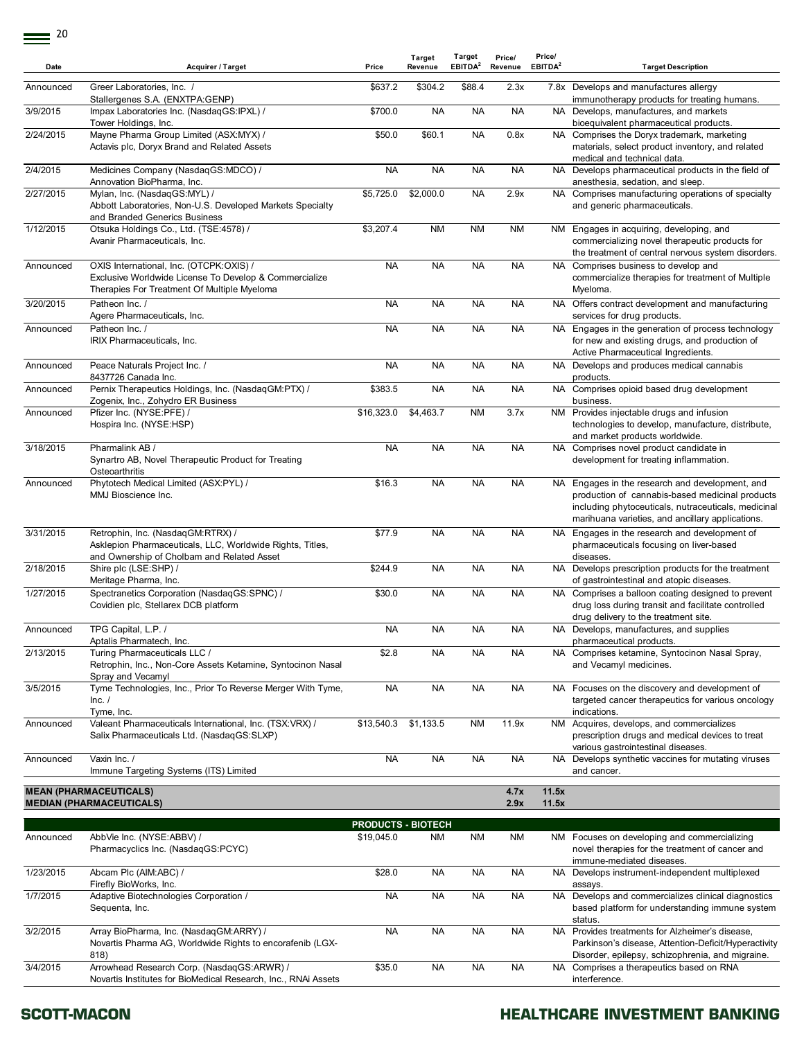| Date | Acquirer / Target | Price | Target Revenue | Target EBITDA[2] | Price/ Revenue | Price/ EBITDA[2] | Target Description |
|---|---|---|---|---|---|---|---|
| Announced | Greer Laboratories, Inc. / Stallergenes S.A. (ENXTPA:GENP) | $637.2 | $304.2 | $88.4 | 2.3x | 7.8x | Develops and manufactures allergy immunotherapy products for treating humans. |
| 3/9/2015 | Impax Laboratories Inc. (NasdaqGS:IPXL) / Tower Holdings, Inc. | $700.0 | NA | NA | NA | NA | Develops, manufactures, and markets bioequivalent pharmaceutical products. |
| 2/24/2015 | Mayne Pharma Group Limited (ASX:MYX) / Actavis plc, Doryx Brand and Related Assets | $50.0 | $60.1 | NA | 0.8x | NA | Comprises the Doryx trademark, marketing materials, select product inventory, and related medical and technical data. |
| 2/4/2015 | Medicines Company (NasdaqGS:MDCO) / Annovation BioPharma, Inc. | NA | NA | NA | NA | NA | Develops pharmaceutical products in the field of anesthesia, sedation, and sleep. |
| 2/27/2015 | Mylan, Inc. (NasdaqGS:MYL) / Abbott Laboratories, Non-U.S. Developed Markets Specialty and Branded Generics Business | $5,725.0 | $2,000.0 | NA | 2.9x | NA | Comprises manufacturing operations of specialty and generic pharmaceuticals. |
| 1/12/2015 | Otsuka Holdings Co., Ltd. (TSE:4578) / Avanir Pharmaceuticals, Inc. | $3,207.4 | NM | NM | NM | NM | Engages in acquiring, developing, and commercializing novel therapeutic products for the treatment of central nervous system disorders. |
| Announced | OXIS International, Inc. (OTCPK:OXIS) / Exclusive Worldwide License To Develop & Commercialize Therapies For Treatment Of Multiple Myeloma | NA | NA | NA | NA | NA | Comprises business to develop and commercialize therapies for treatment of Multiple Myeloma. |
| 3/20/2015 | Patheon Inc. / Agere Pharmaceuticals, Inc. | NA | NA | NA | NA | NA | Offers contract development and manufacturing services for drug products. |
| Announced | Patheon Inc. / IRIX Pharmaceuticals, Inc. | NA | NA | NA | NA | NA | Engages in the generation of process technology for new and existing drugs, and production of Active Pharmaceutical Ingredients. |
| Announced | Peace Naturals Project Inc. / 8437726 Canada Inc. | NA | NA | NA | NA | NA | Develops and produces medical cannabis products. |
| Announced | Pernix Therapeutics Holdings, Inc. (NasdaqGM:PTX) / Zogenix, Inc., Zohydro ER Business | $383.5 | NA | NA | NA | NA | Comprises opioid based drug development business. |
| Announced | Pfizer Inc. (NYSE:PFE) / Hospira Inc. (NYSE:HSP) | $16,323.0 | $4,463.7 | NM | 3.7x | NM | Provides injectable drugs and infusion technologies to develop, manufacture, distribute, and market products worldwide. |
| 3/18/2015 | Pharmalink AB / Synartro AB, Novel Therapeutic Product for Treating Osteoarthritis | NA | NA | NA | NA | NA | Comprises novel product candidate in development for treating inflammation. |
| Announced | Phytotech Medical Limited (ASX:PYL) / MMJ Bioscience Inc. | $16.3 | NA | NA | NA | NA | Engages in the research and development, and production of cannabis-based medicinal products including phytoceuticals, nutraceuticals, medicinal marihuana varieties, and ancillary applications. |
| 3/31/2015 | Retrophin, Inc. (NasdaqGM:RTRX) / Asklepion Pharmaceuticals, LLC, Worldwide Rights, Titles, and Ownership of Cholbam and Related Asset | $77.9 | NA | NA | NA | NA | Engages in the research and development of pharmaceuticals focusing on liver-based diseases. |
| 2/18/2015 | Shire plc (LSE:SHP) / Meritage Pharma, Inc. | $244.9 | NA | NA | NA | NA | Develops prescription products for the treatment of gastrointestinal and atopic diseases. |
| 1/27/2015 | Spectranetics Corporation (NasdaqGS:SPNC) / Covidien plc, Stellarex DCB platform | $30.0 | NA | NA | NA | NA | Comprises a balloon coating designed to prevent drug loss during transit and facilitate controlled drug delivery to the treatment site. |
| Announced | TPG Capital, L.P. / Aptalis Pharmatech, Inc. | NA | NA | NA | NA | NA | Develops, manufactures, and supplies pharmaceutical products. |
| 2/13/2015 | Turing Pharmaceuticals LLC / Retrophin, Inc., Non-Core Assets Ketamine, Syntocinon Nasal Spray and Vecamyl | $2.8 | NA | NA | NA | NA | Comprises ketamine, Syntocinon Nasal Spray, and Vecamyl medicines. |
| 3/5/2015 | Tyme Technologies, Inc., Prior To Reverse Merger With Tyme, Inc. / Tyme, Inc. | NA | NA | NA | NA | NA | Focuses on the discovery and development of targeted cancer therapeutics for various oncology indications. |
| Announced | Valeant Pharmaceuticals International, Inc. (TSX:VRX) / Salix Pharmaceuticals Ltd. (NasdaqGS:SLXP) | $13,540.3 | $1,133.5 | NM | 11.9x | NM | Acquires, develops, and commercializes prescription drugs and medical devices to treat various gastrointestinal diseases. |
| Announced | Vaxin Inc. / Immune Targeting Systems (ITS) Limited | NA | NA | NA | NA | NA | Develops synthetic vaccines for mutating viruses and cancer. |
| **MEAN (PHARMACEUTICALS)** | | | | | **4.7x** | **11.5x** | |
| **MEDIAN (PHARMACEUTICALS)** | | | | | **2.9x** | **11.5x** | |
| | | **PRODUCTS - BIOTECH** | | | | | |
| Announced | AbbVie Inc. (NYSE:ABBV) / Pharmacyclics Inc. (NasdaqGS:PCYC) | $19,045.0 | NM | NM | NM | NM | Focuses on developing and commercializing novel therapies for the treatment of cancer and immune-mediated diseases. |
| 1/23/2015 | Abcam Plc (AIM:ABC) / Firefly BioWorks, Inc. | $28.0 | NA | NA | NA | NA | Develops instrument-independent multiplexed assays. |
| 1/7/2015 | Adaptive Biotechnologies Corporation / Sequenta, Inc. | NA | NA | NA | NA | NA | Develops and commercializes clinical diagnostics based platform for understanding immune system status. |
| 3/2/2015 | Array BioPharma, Inc. (NasdaqGM:ARRY) / Novartis Pharma AG, Worldwide Rights to encorafenib (LGX-818) | NA | NA | NA | NA | NA | Provides treatments for Alzheimer's disease, Parkinson's disease, Attention-Deficit/Hyperactivity Disorder, epilepsy, schizophrenia, and migraine. |
| 3/4/2015 | Arrowhead Research Corp. (NasdaqGS:ARWR) / Novartis Institutes for BioMedical Research, Inc., RNAi Assets | $35.0 | NA | NA | NA | NA | Comprises a therapeutics based on RNA interference. |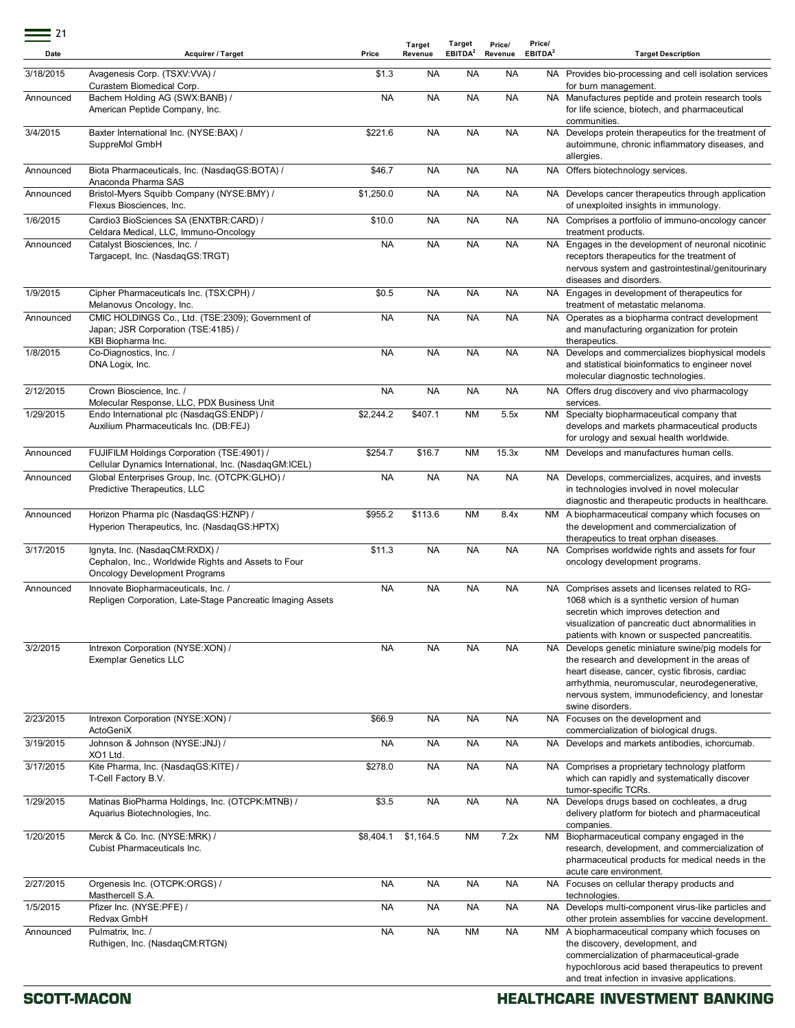| Date | Acquirer / Target | Price | Target Revenue | Target EBITDA[2] | Price/ Revenue | Price/ EBITDA[2] | Target Description |
|---|---|---|---|---|---|---|---|
| 3/18/2015 | Avagenesis Corp. (TSXV:VVA) / Curastem Biomedical Corp. | $1.3 | NA | NA | NA | NA | Provides bio-processing and cell isolation services for burn management. |
| Announced | Bachem Holding AG (SWX:BANB) / American Peptide Company, Inc. | NA | NA | NA | NA | NA | Manufactures peptide and protein research tools for life science, biotech, and pharmaceutical communities. |
| 3/4/2015 | Baxter International Inc. (NYSE:BAX) / SuppreMol GmbH | $221.6 | NA | NA | NA | NA | Develops protein therapeutics for the treatment of autoimmune, chronic inflammatory diseases, and allergies. |
| Announced | Biota Pharmaceuticals, Inc. (NasdaqGS:BOTA) / Anaconda Pharma SAS | $46.7 | NA | NA | NA | NA | Offers biotechnology services. |
| Announced | Bristol-Myers Squibb Company (NYSE:BMY) / Flexus Biosciences, Inc. | $1,250.0 | NA | NA | NA | NA | Develops cancer therapeutics through application of unexploited insights in immunology. |
| 1/6/2015 | Cardio3 BioSciences SA (ENXTBR:CARD) / Celdara Medical, LLC, Immuno-Oncology | $10.0 | NA | NA | NA | NA | Comprises a portfolio of immuno-oncology cancer treatment products. |
| Announced | Catalyst Biosciences, Inc. / Targacept, Inc. (NasdaqGS:TRGT) | NA | NA | NA | NA | NA | Engages in the development of neuronal nicotinic receptors therapeutics for the treatment of nervous system and gastrointestinal/genitourinary diseases and disorders. |
| 1/9/2015 | Cipher Pharmaceuticals Inc. (TSX:CPH) / Melanovus Oncology, Inc. | $0.5 | NA | NA | NA | NA | Engages in development of therapeutics for treatment of metastatic melanoma. |
| Announced | CMIC HOLDINGS Co., Ltd. (TSE:2309); Government of Japan; JSR Corporation (TSE:4185) / KBI Biopharma Inc. | NA | NA | NA | NA | NA | Operates as a biopharma contract development and manufacturing organization for protein therapeutics. |
| 1/8/2015 | Co-Diagnostics, Inc. / DNA Logix, Inc. | NA | NA | NA | NA | NA | Develops and commercializes biophysical models and statistical bioinformatics to engineer novel molecular diagnostic technologies. |
| 2/12/2015 | Crown Bioscience, Inc. / Molecular Response, LLC, PDX Business Unit | NA | NA | NA | NA | NA | Offers drug discovery and vivo pharmacology services. |
| 1/29/2015 | Endo International plc (NasdaqGS:ENDP) / Auxilium Pharmaceuticals Inc. (DB:FEJ) | $2,244.2 | $407.1 | NM | 5.5x | NM | Specialty biopharmaceutical company that develops and markets pharmaceutical products for urology and sexual health worldwide. |
| Announced | FUJIFILM Holdings Corporation (TSE:4901) / Cellular Dynamics International, Inc. (NasdaqGM:ICEL) | $254.7 | $16.7 | NM | 15.3x | NM | Develops and manufactures human cells. |
| Announced | Global Enterprises Group, Inc. (OTCPK:GLHO) / Predictive Therapeutics, LLC | NA | NA | NA | NA | NA | Develops, commercializes, acquires, and invests in technologies involved in novel molecular diagnostic and therapeutic products in healthcare. |
| Announced | Horizon Pharma plc (NasdaqGS:HZNP) / Hyperion Therapeutics, Inc. (NasdaqGS:HPTX) | $955.2 | $113.6 | NM | 8.4x | NM | A biopharmaceutical company which focuses on the development and commercialization of therapeutics to treat orphan diseases. |
| 3/17/2015 | Ignyta, Inc. (NasdaqCM:RXDX) / Cephalon, Inc., Worldwide Rights and Assets to Four Oncology Development Programs | $11.3 | NA | NA | NA | NA | Comprises worldwide rights and assets for four oncology development programs. |
| Announced | Innovate Biopharmaceuticals, Inc. / Repligen Corporation, Late-Stage Pancreatic Imaging Assets | NA | NA | NA | NA | NA | Comprises assets and licenses related to RG-1068 which is a synthetic version of human secretin which improves detection and visualization of pancreatic duct abnormalities in patients with known or suspected pancreatitis. |
| 3/2/2015 | Intrexon Corporation (NYSE:XON) / Exemplar Genetics LLC | NA | NA | NA | NA | NA | Develops genetic miniature swine/pig models for the research and development in the areas of heart disease, cancer, cystic fibrosis, cardiac arrhythmia, neuromuscular, neurodegenerative, nervous system, immunodeficiency, and lonestar swine disorders. |
| 2/23/2015 | Intrexon Corporation (NYSE:XON) / ActoGeniX | $66.9 | NA | NA | NA | NA | Focuses on the development and commercialization of biological drugs. |
| 3/19/2015 | Johnson & Johnson (NYSE:JNJ) / XO1 Ltd. | NA | NA | NA | NA | NA | Develops and markets antibodies, ichorcumab. |
| 3/17/2015 | Kite Pharma, Inc. (NasdaqGS:KITE) / T-Cell Factory B.V. | $278.0 | NA | NA | NA | NA | Comprises a proprietary technology platform which can rapidly and systematically discover tumor-specific TCRs. |
| 1/29/2015 | Matinas BioPharma Holdings, Inc. (OTCPK:MTNB) / Aquarius Biotechnologies, Inc. | $3.5 | NA | NA | NA | NA | Develops drugs based on cochleates, a drug delivery platform for biotech and pharmaceutical companies. |
| 1/20/2015 | Merck & Co. Inc. (NYSE:MRK) / Cubist Pharmaceuticals Inc. | $8,404.1 | $1,164.5 | NM | 7.2x | NM | Biopharmaceutical company engaged in the research, development, and commercialization of pharmaceutical products for medical needs in the acute care environment. |
| 2/27/2015 | Orgenesis Inc. (OTCPK:ORGS) / Masthercell S.A. | NA | NA | NA | NA | NA | Focuses on cellular therapy products and technologies. |
| 1/5/2015 | Pfizer Inc. (NYSE:PFE) / Redvax GmbH | NA | NA | NA | NA | NA | Develops multi-component virus-like particles and other protein assemblies for vaccine development. |
| Announced | Pulmatrix, Inc. / Ruthigen, Inc. (NasdaqCM:RTGN) | NA | NA | NM | NA | NM | A biopharmaceutical company which focuses on the discovery, development, and commercialization of pharmaceutical-grade hypochlorous acid based therapeutics to prevent and treat infection in invasive applications. |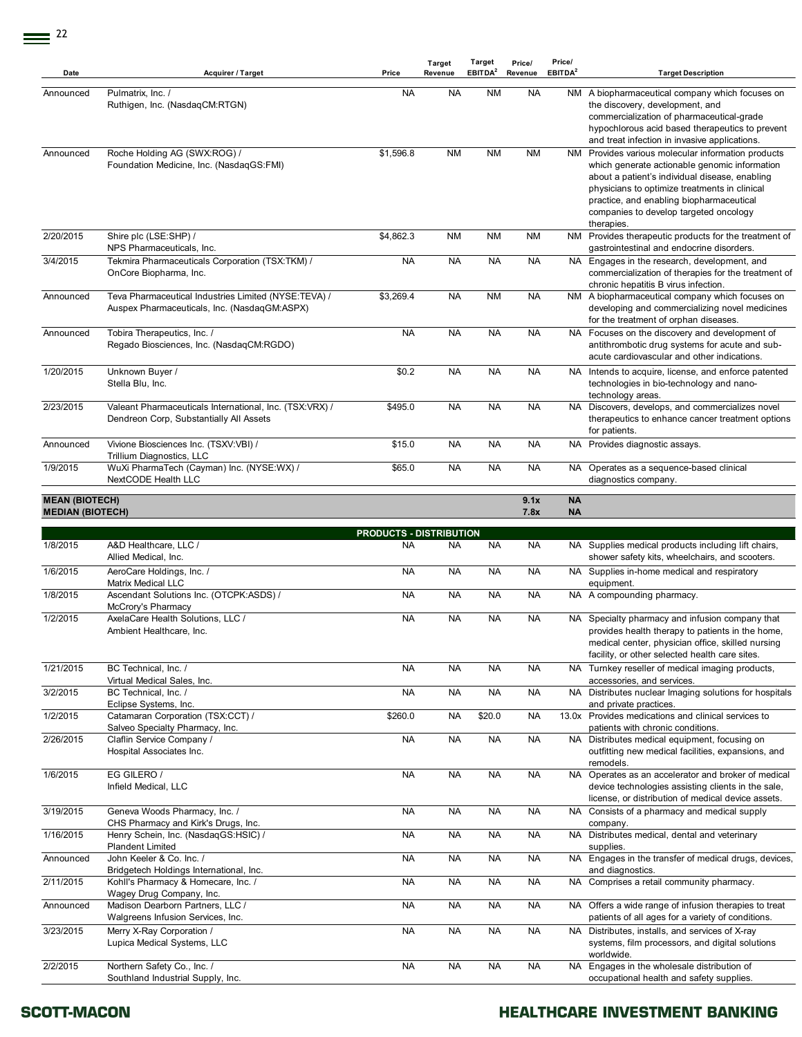| Date | Acquirer / Target | Price | Target Revenue | Target EBITDA[2] | Price/ Revenue | Price/ EBITDA[2] | Target Description |
|---|---|---|---|---|---|---|---|
| Announced | Pulmatrix, Inc. / Ruthigen, Inc. (NasdaqCM:RTGN) | NA | NA | NM | NA | NM | A biopharmaceutical company which focuses on the discovery, development, and commercialization of pharmaceutical-grade hypochlorous acid based therapeutics to prevent and treat infection in invasive applications. |
| Announced | Roche Holding AG (SWX:ROG) / Foundation Medicine, Inc. (NasdaqGS:FMI) | $1,596.8 | NM | NM | NM | NM | Provides various molecular information products which generate actionable genomic information about a patient's individual disease, enabling physicians to optimize treatments in clinical practice, and enabling biopharmaceutical companies to develop targeted oncology therapies. |
| 2/20/2015 | Shire plc (LSE:SHP) / NPS Pharmaceuticals, Inc. | $4,862.3 | NM | NM | NM | NM | Provides therapeutic products for the treatment of gastrointestinal and endocrine disorders. |
| 3/4/2015 | Tekmira Pharmaceuticals Corporation (TSX:TKM) / OnCore Biopharma, Inc. | NA | NA | NA | NA | NA | Engages in the research, development, and commercialization of therapies for the treatment of chronic hepatitis B virus infection. |
| Announced | Teva Pharmaceutical Industries Limited (NYSE:TEVA) / Auspex Pharmaceuticals, Inc. (NasdaqGM:ASPX) | $3,269.4 | NA | NM | NA | NM | A biopharmaceutical company which focuses on developing and commercializing novel medicines for the treatment of orphan diseases. |
| Announced | Tobira Therapeutics, Inc. / Regado Biosciences, Inc. (NasdaqCM:RGDO) | NA | NA | NA | NA | NA | Focuses on the discovery and development of antithrombotic drug systems for acute and sub-acute cardiovascular and other indications. |
| 1/20/2015 | Unknown Buyer / Stella Blu, Inc. | $0.2 | NA | NA | NA | NA | Intends to acquire, license, and enforce patented technologies in bio-technology and nano-technology areas. |
| 2/23/2015 | Valeant Pharmaceuticals International, Inc. (TSX:VRX) / Dendreon Corp, Substantially All Assets | $495.0 | NA | NA | NA | NA | Discovers, develops, and commercializes novel therapeutics to enhance cancer treatment options for patients. |
| Announced | Vivione Biosciences Inc. (TSXV:VBI) / Trillium Diagnostics, LLC | $15.0 | NA | NA | NA | NA | Provides diagnostic assays. |
| 1/9/2015 | WuXi PharmaTech (Cayman) Inc. (NYSE:WX) / NextCODE Health LLC | $65.0 | NA | NA | NA | NA | Operates as a sequence-based clinical diagnostics company. |
| **MEAN (BIOTECH)** | | | | | **9.1x** | **NA** | |
| **MEDIAN (BIOTECH)** | | | | | **7.8x** | **NA** | |
| | | **PRODUCTS - DISTRIBUTION** | | | | | |
| 1/8/2015 | A&D Healthcare, LLC / Allied Medical, Inc. | NA | NA | NA | NA | NA | Supplies medical products including lift chairs, shower safety kits, wheelchairs, and scooters. |
| 1/6/2015 | AeroCare Holdings, Inc. / Matrix Medical LLC | NA | NA | NA | NA | NA | Supplies in-home medical and respiratory equipment. |
| 1/8/2015 | Ascendant Solutions Inc. (OTCPK:ASDS) / McCrory's Pharmacy | NA | NA | NA | NA | NA | A compounding pharmacy. |
| 1/2/2015 | AxelaCare Health Solutions, LLC / Ambient Healthcare, Inc. | NA | NA | NA | NA | NA | Specialty pharmacy and infusion company that provides health therapy to patients in the home, medical center, physician office, skilled nursing facility, or other selected health care sites. |
| 1/21/2015 | BC Technical, Inc. / Virtual Medical Sales, Inc. | NA | NA | NA | NA | NA | Turnkey reseller of medical imaging products, accessories, and services. |
| 3/2/2015 | BC Technical, Inc. / Eclipse Systems, Inc. | NA | NA | NA | NA | NA | Distributes nuclear Imaging solutions for hospitals and private practices. |
| 1/2/2015 | Catamaran Corporation (TSX:CCT) / Salveo Specialty Pharmacy, Inc. | $260.0 | NA | $20.0 | NA | 13.0x | Provides medications and clinical services to patients with chronic conditions. |
| 2/26/2015 | Claflin Service Company / Hospital Associates Inc. | NA | NA | NA | NA | NA | Distributes medical equipment, focusing on outfitting new medical facilities, expansions, and remodels. |
| 1/6/2015 | EG GILERO / Infield Medical, LLC | NA | NA | NA | NA | NA | Operates as an accelerator and broker of medical device technologies assisting clients in the sale, license, or distribution of medical device assets. |
| 3/19/2015 | Geneva Woods Pharmacy, Inc. / CHS Pharmacy and Kirk's Drugs, Inc. | NA | NA | NA | NA | NA | Consists of a pharmacy and medical supply company. |
| 1/16/2015 | Henry Schein, Inc. (NasdaqGS:HSIC) / Plandent Limited | NA | NA | NA | NA | NA | Distributes medical, dental and veterinary supplies. |
| Announced | John Keeler & Co. Inc. / Bridgetech Holdings International, Inc. | NA | NA | NA | NA | NA | Engages in the transfer of medical drugs, devices, and diagnostics. |
| 2/11/2015 | Kohll's Pharmacy & Homecare, Inc. / Wagey Drug Company, Inc. | NA | NA | NA | NA | NA | Comprises a retail community pharmacy. |
| Announced | Madison Dearborn Partners, LLC / Walgreens Infusion Services, Inc. | NA | NA | NA | NA | NA | Offers a wide range of infusion therapies to treat patients of all ages for a variety of conditions. |
| 3/23/2015 | Merry X-Ray Corporation / Lupica Medical Systems, LLC | NA | NA | NA | NA | NA | Distributes, installs, and services of X-ray systems, film processors, and digital solutions worldwide. |
| 2/2/2015 | Northern Safety Co., Inc. / Southland Industrial Supply, Inc. | NA | NA | NA | NA | NA | Engages in the wholesale distribution of occupational health and safety supplies. |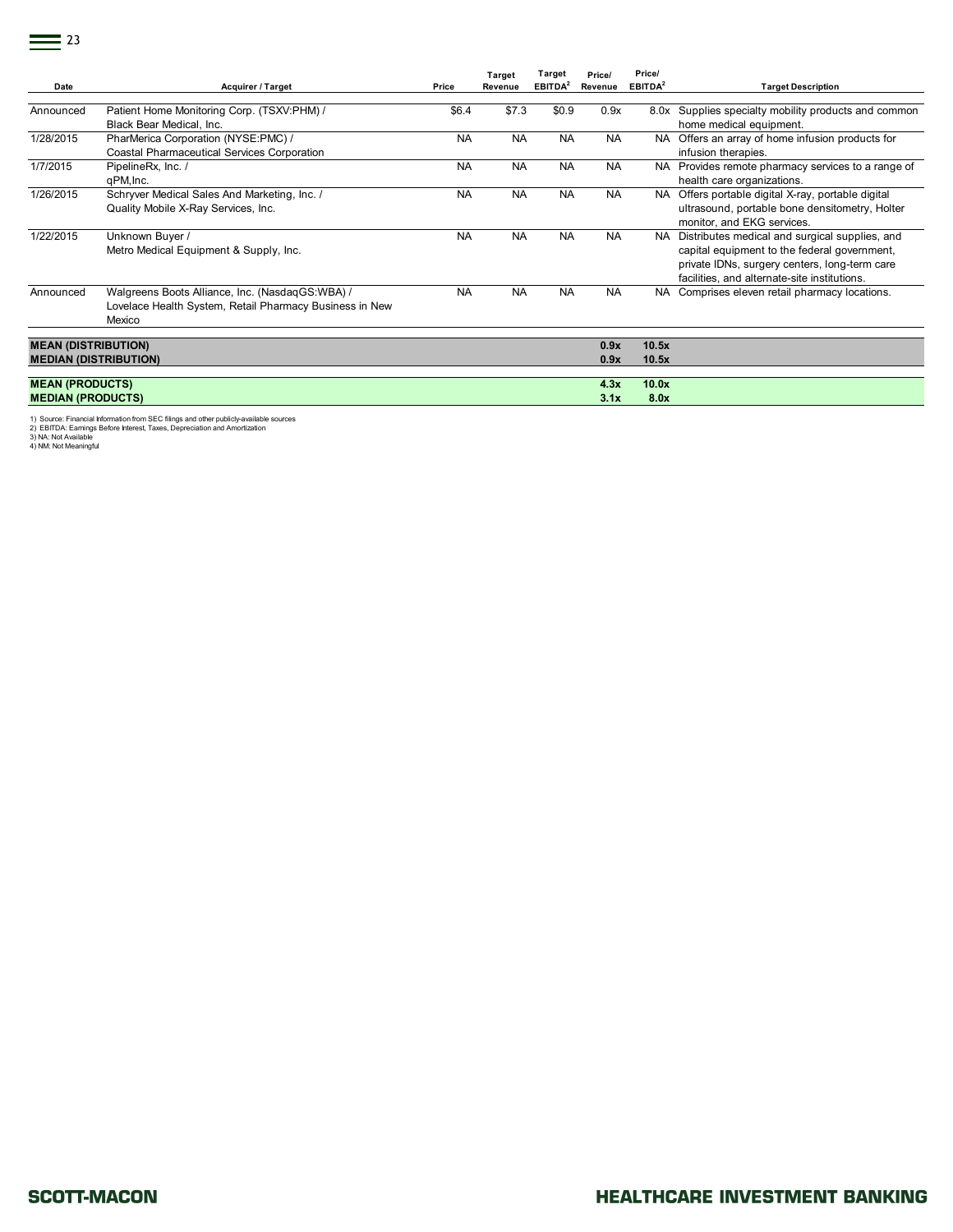| Date | Acquirer / Target | Price | Target Revenue | Target EBITDA[2] | Price/ Revenue | Price/ EBITDA[2] | Target Description |
|---|---|---|---|---|---|---|---|
| Announced | Patient Home Monitoring Corp. (TSXV:PHM) / Black Bear Medical, Inc. | $6.4 | $7.3 | $0.9 | 0.9x | 8.0x | Supplies specialty mobility products and common home medical equipment. |
| 1/28/2015 | PharMerica Corporation (NYSE:PMC) / Coastal Pharmaceutical Services Corporation | NA | NA | NA | NA | NA | Offers an array of home infusion products for infusion therapies. |
| 1/7/2015 | PipelineRx, Inc. / qPM,Inc. | NA | NA | NA | NA | NA | Provides remote pharmacy services to a range of health care organizations. |
| 1/26/2015 | Schryver Medical Sales And Marketing, Inc. / Quality Mobile X-Ray Services, Inc. | NA | NA | NA | NA | NA | Offers portable digital X-ray, portable digital ultrasound, portable bone densitometry, Holter monitor, and EKG services. |
| 1/22/2015 | Unknown Buyer / Metro Medical Equipment & Supply, Inc. | NA | NA | NA | NA | NA | Distributes medical and surgical supplies, and capital equipment to the federal government, private IDNs, surgery centers, long-term care facilities, and alternate-site institutions. |
| Announced | Walgreens Boots Alliance, Inc. (NasdaqGS:WBA) / Lovelace Health System, Retail Pharmacy Business in New Mexico | NA | NA | NA | NA | NA | Comprises eleven retail pharmacy locations. |
| **MEAN (DISTRIBUTION)** | | | | | **0.9x** | **10.5x** | |
| **MEDIAN (DISTRIBUTION)** | | | | | **0.9x** | **10.5x** | |
| **MEAN (PRODUCTS)** | | | | | **4.3x** | **10.0x** | |
| **MEDIAN (PRODUCTS)** | | | | | **3.1x** | **8.0x** | |

1) Source: Financial Information from SEC filings and other publicly-available sources
2) EBITDA: Earnings Before Interest, Taxes, Depreciation and Amortization
3) NA: Not Available
4) NM: Not Meaningful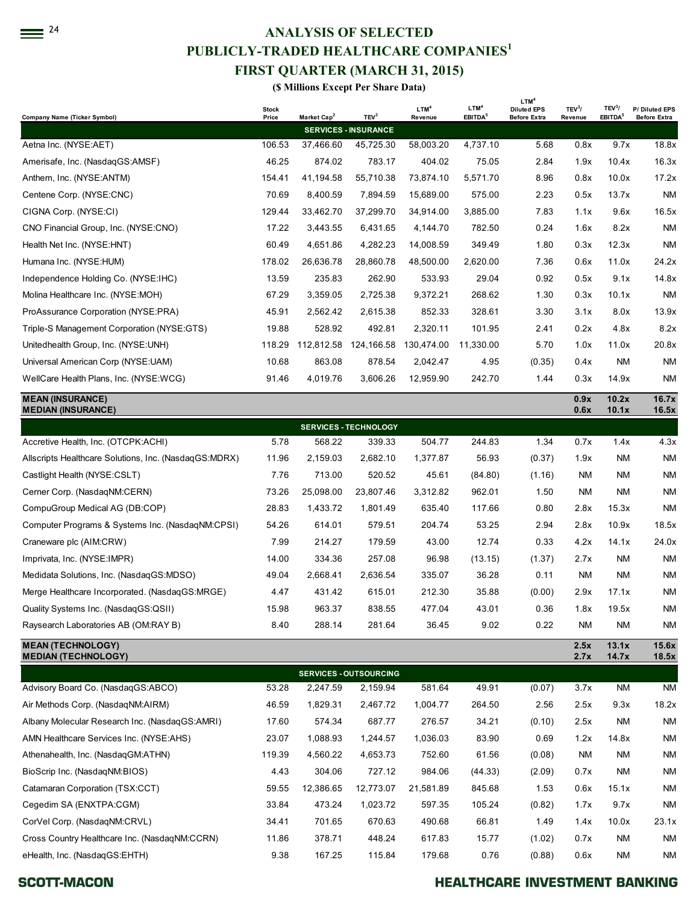# ANALYSIS OF SELECTED PUBLICLY-TRADED HEALTHCARE COMPANIES[1]

## FIRST QUARTER (MARCH 31, 2015)

**($ Millions Except Per Share Data)**

| Company Name (Ticker Symbol) | Stock Price | Market Cap[2] | TEV[3] | LTM[4] Revenue | LTM[4] EBITDA[5] | LTM[4] Diluted EPS Before Extra | TEV[3]/ Revenue | TEV[3]/ EBITDA[5] | P/ Diluted EPS Before Extra |
|---|---|---|---|---|---|---|---|---|---|
| **SERVICES - INSURANCE** | | | | | | | | | |
| Aetna Inc. (NYSE:AET) | 106.53 | 37,466.60 | 45,725.30 | 58,003.20 | 4,737.10 | 5.68 | 0.8x | 9.7x | 18.8x |
| Amerisafe, Inc. (NasdaqGS:AMSF) | 46.25 | 874.02 | 783.17 | 404.02 | 75.05 | 2.84 | 1.9x | 10.4x | 16.3x |
| Anthem, Inc. (NYSE:ANTM) | 154.41 | 41,194.58 | 55,710.38 | 73,874.10 | 5,571.70 | 8.96 | 0.8x | 10.0x | 17.2x |
| Centene Corp. (NYSE:CNC) | 70.69 | 8,400.59 | 7,894.59 | 15,689.00 | 575.00 | 2.23 | 0.5x | 13.7x | NM |
| CIGNA Corp. (NYSE:CI) | 129.44 | 33,462.70 | 37,299.70 | 34,914.00 | 3,885.00 | 7.83 | 1.1x | 9.6x | 16.5x |
| CNO Financial Group, Inc. (NYSE:CNO) | 17.22 | 3,443.55 | 6,431.65 | 4,144.70 | 782.50 | 0.24 | 1.6x | 8.2x | NM |
| Health Net Inc. (NYSE:HNT) | 60.49 | 4,651.86 | 4,282.23 | 14,008.59 | 349.49 | 1.80 | 0.3x | 12.3x | NM |
| Humana Inc. (NYSE:HUM) | 178.02 | 26,636.78 | 28,860.78 | 48,500.00 | 2,620.00 | 7.36 | 0.6x | 11.0x | 24.2x |
| Independence Holding Co. (NYSE:IHC) | 13.59 | 235.83 | 262.90 | 533.93 | 29.04 | 0.92 | 0.5x | 9.1x | 14.8x |
| Molina Healthcare Inc. (NYSE:MOH) | 67.29 | 3,359.05 | 2,725.38 | 9,372.21 | 268.62 | 1.30 | 0.3x | 10.1x | NM |
| ProAssurance Corporation (NYSE:PRA) | 45.91 | 2,562.42 | 2,615.38 | 852.33 | 328.61 | 3.30 | 3.1x | 8.0x | 13.9x |
| Triple-S Management Corporation (NYSE:GTS) | 19.88 | 528.92 | 492.81 | 2,320.11 | 101.95 | 2.41 | 0.2x | 4.8x | 8.2x |
| Unitedhealth Group, Inc. (NYSE:UNH) | 118.29 | 112,812.58 | 124,166.58 | 130,474.00 | 11,330.00 | 5.70 | 1.0x | 11.0x | 20.8x |
| Universal American Corp (NYSE:UAM) | 10.68 | 863.08 | 878.54 | 2,042.47 | 4.95 | (0.35) | 0.4x | NM | NM |
| WellCare Health Plans, Inc. (NYSE:WCG) | 91.46 | 4,019.76 | 3,606.26 | 12,959.90 | 242.70 | 1.44 | 0.3x | 14.9x | NM |
| **MEAN (INSURANCE)** | | | | | | | **0.9x** | **10.2x** | **16.7x** |
| **MEDIAN (INSURANCE)** | | | | | | | **0.6x** | **10.1x** | **16.5x** |
| **SERVICES - TECHNOLOGY** | | | | | | | | | |
| Accretive Health, Inc. (OTCPK:ACHI) | 5.78 | 568.22 | 339.33 | 504.77 | 244.83 | 1.34 | 0.7x | 1.4x | 4.3x |
| Allscripts Healthcare Solutions, Inc. (NasdaqGS:MDRX) | 11.96 | 2,159.03 | 2,682.10 | 1,377.87 | 56.93 | (0.37) | 1.9x | NM | NM |
| Castlight Health (NYSE:CSLT) | 7.76 | 713.00 | 520.52 | 45.61 | (84.80) | (1.16) | NM | NM | NM |
| Cerner Corp. (NasdaqNM:CERN) | 73.26 | 25,098.00 | 23,807.46 | 3,312.82 | 962.01 | 1.50 | NM | NM | NM |
| CompuGroup Medical AG (DB:COP) | 28.83 | 1,433.72 | 1,801.49 | 635.40 | 117.66 | 0.80 | 2.8x | 15.3x | NM |
| Computer Programs & Systems Inc. (NasdaqNM:CPSI) | 54.26 | 614.01 | 579.51 | 204.74 | 53.25 | 2.94 | 2.8x | 10.9x | 18.5x |
| Craneware plc (AIM:CRW) | 7.99 | 214.27 | 179.59 | 43.00 | 12.74 | 0.33 | 4.2x | 14.1x | 24.0x |
| Imprivata, Inc. (NYSE:IMPR) | 14.00 | 334.36 | 257.08 | 96.98 | (13.15) | (1.37) | 2.7x | NM | NM |
| Medidata Solutions, Inc. (NasdaqGS:MDSO) | 49.04 | 2,668.41 | 2,636.54 | 335.07 | 36.28 | 0.11 | NM | NM | NM |
| Merge Healthcare Incorporated. (NasdaqGS:MRGE) | 4.47 | 431.42 | 615.01 | 212.30 | 35.88 | (0.00) | 2.9x | 17.1x | NM |
| Quality Systems Inc. (NasdaqGS:QSII) | 15.98 | 963.37 | 838.55 | 477.04 | 43.01 | 0.36 | 1.8x | 19.5x | NM |
| Raysearch Laboratories AB (OM:RAY B) | 8.40 | 288.14 | 281.64 | 36.45 | 9.02 | 0.22 | NM | NM | NM |
| **MEAN (TECHNOLOGY)** | | | | | | | **2.5x** | **13.1x** | **15.6x** |
| **MEDIAN (TECHNOLOGY)** | | | | | | | **2.7x** | **14.7x** | **18.5x** |
| **SERVICES - OUTSOURCING** | | | | | | | | | |
| Advisory Board Co. (NasdaqGS:ABCO) | 53.28 | 2,247.59 | 2,159.94 | 581.64 | 49.91 | (0.07) | 3.7x | NM | NM |
| Air Methods Corp. (NasdaqNM:AIRM) | 46.59 | 1,829.31 | 2,467.72 | 1,004.77 | 264.50 | 2.56 | 2.5x | 9.3x | 18.2x |
| Albany Molecular Research Inc. (NasdaqGS:AMRI) | 17.60 | 574.34 | 687.77 | 276.57 | 34.21 | (0.10) | 2.5x | NM | NM |
| AMN Healthcare Services Inc. (NYSE:AHS) | 23.07 | 1,088.93 | 1,244.57 | 1,036.03 | 83.90 | 0.69 | 1.2x | 14.8x | NM |
| Athenahealth, Inc. (NasdaqGM:ATHN) | 119.39 | 4,560.22 | 4,653.73 | 752.60 | 61.56 | (0.08) | NM | NM | NM |
| BioScrip Inc. (NasdaqNM:BIOS) | 4.43 | 304.06 | 727.12 | 984.06 | (44.33) | (2.09) | 0.7x | NM | NM |
| Catamaran Corporation (TSX:CCT) | 59.55 | 12,386.65 | 12,773.07 | 21,581.89 | 845.68 | 1.53 | 0.6x | 15.1x | NM |
| Cegedim SA (ENXTPA:CGM) | 33.84 | 473.24 | 1,023.72 | 597.35 | 105.24 | (0.82) | 1.7x | 9.7x | NM |
| CorVel Corp. (NasdaqNM:CRVL) | 34.41 | 701.65 | 670.63 | 490.68 | 66.81 | 1.49 | 1.4x | 10.0x | 23.1x |
| Cross Country Healthcare Inc. (NasdaqNM:CCRN) | 11.86 | 378.71 | 448.24 | 617.83 | 15.77 | (1.02) | 0.7x | NM | NM |
| eHealth, Inc. (NasdaqGS:EHTH) | 9.38 | 167.25 | 115.84 | 179.68 | 0.76 | (0.88) | 0.6x | NM | NM |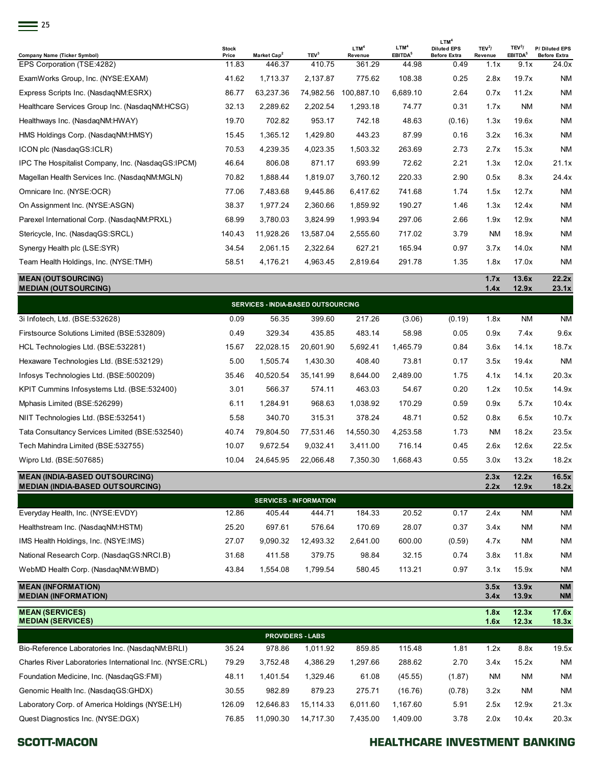| Company Name (Ticker Symbol) | Stock Price | Market Cap[2] | TEV[3] | LTM[4] Revenue | LTM[4] EBITDA[5] | LTM[4] Diluted EPS Before Extra | TEV[3]/ Revenue | TEV[3]/ EBITDA[5] | P/ Diluted EPS Before Extra |
|---|---|---|---|---|---|---|---|---|---|
| EPS Corporation (TSE:4282) | 11.83 | 446.37 | 410.75 | 361.29 | 44.98 | 0.49 | 1.1x | 9.1x | 24.0x |
| ExamWorks Group, Inc. (NYSE:EXAM) | 41.62 | 1,713.37 | 2,137.87 | 775.62 | 108.38 | 0.25 | 2.8x | 19.7x | NM |
| Express Scripts Inc. (NasdaqNM:ESRX) | 86.77 | 63,237.36 | 74,982.56 | 100,887.10 | 6,689.10 | 2.64 | 0.7x | 11.2x | NM |
| Healthcare Services Group Inc. (NasdaqNM:HCSG) | 32.13 | 2,289.62 | 2,202.54 | 1,293.18 | 74.77 | 0.31 | 1.7x | NM | NM |
| Healthways Inc. (NasdaqNM:HWAY) | 19.70 | 702.82 | 953.17 | 742.18 | 48.63 | (0.16) | 1.3x | 19.6x | NM |
| HMS Holdings Corp. (NasdaqNM:HMSY) | 15.45 | 1,365.12 | 1,429.80 | 443.23 | 87.99 | 0.16 | 3.2x | 16.3x | NM |
| ICON plc (NasdaqGS:ICLR) | 70.53 | 4,239.35 | 4,023.35 | 1,503.32 | 263.69 | 2.73 | 2.7x | 15.3x | NM |
| IPC The Hospitalist Company, Inc. (NasdaqGS:IPCM) | 46.64 | 806.08 | 871.17 | 693.99 | 72.62 | 2.21 | 1.3x | 12.0x | 21.1x |
| Magellan Health Services Inc. (NasdaqNM:MGLN) | 70.82 | 1,888.44 | 1,819.07 | 3,760.12 | 220.33 | 2.90 | 0.5x | 8.3x | 24.4x |
| Omnicare Inc. (NYSE:OCR) | 77.06 | 7,483.68 | 9,445.86 | 6,417.62 | 741.68 | 1.74 | 1.5x | 12.7x | NM |
| On Assignment Inc. (NYSE:ASGN) | 38.37 | 1,977.24 | 2,360.66 | 1,859.92 | 190.27 | 1.46 | 1.3x | 12.4x | NM |
| Parexel International Corp. (NasdaqNM:PRXL) | 68.99 | 3,780.03 | 3,824.99 | 1,993.94 | 297.06 | 2.66 | 1.9x | 12.9x | NM |
| Stericycle, Inc. (NasdaqGS:SRCL) | 140.43 | 11,928.26 | 13,587.04 | 2,555.60 | 717.02 | 3.79 | NM | 18.9x | NM |
| Synergy Health plc (LSE:SYR) | 34.54 | 2,061.15 | 2,322.64 | 627.21 | 165.94 | 0.97 | 3.7x | 14.0x | NM |
| Team Health Holdings, Inc. (NYSE:TMH) | 58.51 | 4,176.21 | 4,963.45 | 2,819.64 | 291.78 | 1.35 | 1.8x | 17.0x | NM |
| **MEAN (OUTSOURCING)** | | | | | | | **1.7x** | **13.6x** | **22.2x** |
| **MEDIAN (OUTSOURCING)** | | | | | | | **1.4x** | **12.9x** | **23.1x** |
| **SERVICES - INDIA-BASED OUTSOURCING** | | | | | | | | | |
| 3i Infotech, Ltd. (BSE:532628) | 0.09 | 56.35 | 399.60 | 217.26 | (3.06) | (0.19) | 1.8x | NM | NM |
| Firstsource Solutions Limited (BSE:532809) | 0.49 | 329.34 | 435.85 | 483.14 | 58.98 | 0.05 | 0.9x | 7.4x | 9.6x |
| HCL Technologies Ltd. (BSE:532281) | 15.67 | 22,028.15 | 20,601.90 | 5,692.41 | 1,465.79 | 0.84 | 3.6x | 14.1x | 18.7x |
| Hexaware Technologies Ltd. (BSE:532129) | 5.00 | 1,505.74 | 1,430.30 | 408.40 | 73.81 | 0.17 | 3.5x | 19.4x | NM |
| Infosys Technologies Ltd. (BSE:500209) | 35.46 | 40,520.54 | 35,141.99 | 8,644.00 | 2,489.00 | 1.75 | 4.1x | 14.1x | 20.3x |
| KPIT Cummins Infosystems Ltd. (BSE:532400) | 3.01 | 566.37 | 574.11 | 463.03 | 54.67 | 0.20 | 1.2x | 10.5x | 14.9x |
| Mphasis Limited (BSE:526299) | 6.11 | 1,284.91 | 968.63 | 1,038.92 | 170.29 | 0.59 | 0.9x | 5.7x | 10.4x |
| NIIT Technologies Ltd. (BSE:532541) | 5.58 | 340.70 | 315.31 | 378.24 | 48.71 | 0.52 | 0.8x | 6.5x | 10.7x |
| Tata Consultancy Services Limited (BSE:532540) | 40.74 | 79,804.50 | 77,531.46 | 14,550.30 | 4,253.58 | 1.73 | NM | 18.2x | 23.5x |
| Tech Mahindra Limited (BSE:532755) | 10.07 | 9,672.54 | 9,032.41 | 3,411.00 | 716.14 | 0.45 | 2.6x | 12.6x | 22.5x |
| Wipro Ltd. (BSE:507685) | 10.04 | 24,645.95 | 22,066.48 | 7,350.30 | 1,668.43 | 0.55 | 3.0x | 13.2x | 18.2x |
| **MEAN (INDIA-BASED OUTSOURCING)** | | | | | | | **2.3x** | **12.2x** | **16.5x** |
| **MEDIAN (INDIA-BASED OUTSOURCING)** | | | | | | | **2.2x** | **12.9x** | **18.2x** |
| **SERVICES - INFORMATION** | | | | | | | | | |
| Everyday Health, Inc. (NYSE:EVDY) | 12.86 | 405.44 | 444.71 | 184.33 | 20.52 | 0.17 | 2.4x | NM | NM |
| Healthstream Inc. (NasdaqNM:HSTM) | 25.20 | 697.61 | 576.64 | 170.69 | 28.07 | 0.37 | 3.4x | NM | NM |
| IMS Health Holdings, Inc. (NSYE:IMS) | 27.07 | 9,090.32 | 12,493.32 | 2,641.00 | 600.00 | (0.59) | 4.7x | NM | NM |
| National Research Corp. (NasdaqGS:NRCI.B) | 31.68 | 411.58 | 379.75 | 98.84 | 32.15 | 0.74 | 3.8x | 11.8x | NM |
| WebMD Health Corp. (NasdaqNM:WBMD) | 43.84 | 1,554.08 | 1,799.54 | 580.45 | 113.21 | 0.97 | 3.1x | 15.9x | NM |
| **MEAN (INFORMATION)** | | | | | | | **3.5x** | **13.9x** | **NM** |
| **MEDIAN (INFORMATION)** | | | | | | | **3.4x** | **13.9x** | **NM** |
| **MEAN (SERVICES)** | | | | | | | **1.8x** | **12.3x** | **17.6x** |
| **MEDIAN (SERVICES)** | | | | | | | **1.6x** | **12.3x** | **18.3x** |
| **PROVIDERS - LABS** | | | | | | | | | |
| Bio-Reference Laboratories Inc. (NasdaqNM:BRLI) | 35.24 | 978.86 | 1,011.92 | 859.85 | 115.48 | 1.81 | 1.2x | 8.8x | 19.5x |
| Charles River Laboratories International Inc. (NYSE:CRL) | 79.29 | 3,752.48 | 4,386.29 | 1,297.66 | 288.62 | 2.70 | 3.4x | 15.2x | NM |
| Foundation Medicine, Inc. (NasdaqGS:FMI) | 48.11 | 1,401.54 | 1,329.46 | 61.08 | (45.55) | (1.87) | NM | NM | NM |
| Genomic Health Inc. (NasdaqGS:GHDX) | 30.55 | 982.89 | 879.23 | 275.71 | (16.76) | (0.78) | 3.2x | NM | NM |
| Laboratory Corp. of America Holdings (NYSE:LH) | 126.09 | 12,646.83 | 15,114.33 | 6,011.60 | 1,167.60 | 5.91 | 2.5x | 12.9x | 21.3x |
| Quest Diagnostics Inc. (NYSE:DGX) | 76.85 | 11,090.30 | 14,717.30 | 7,435.00 | 1,409.00 | 3.78 | 2.0x | 10.4x | 20.3x |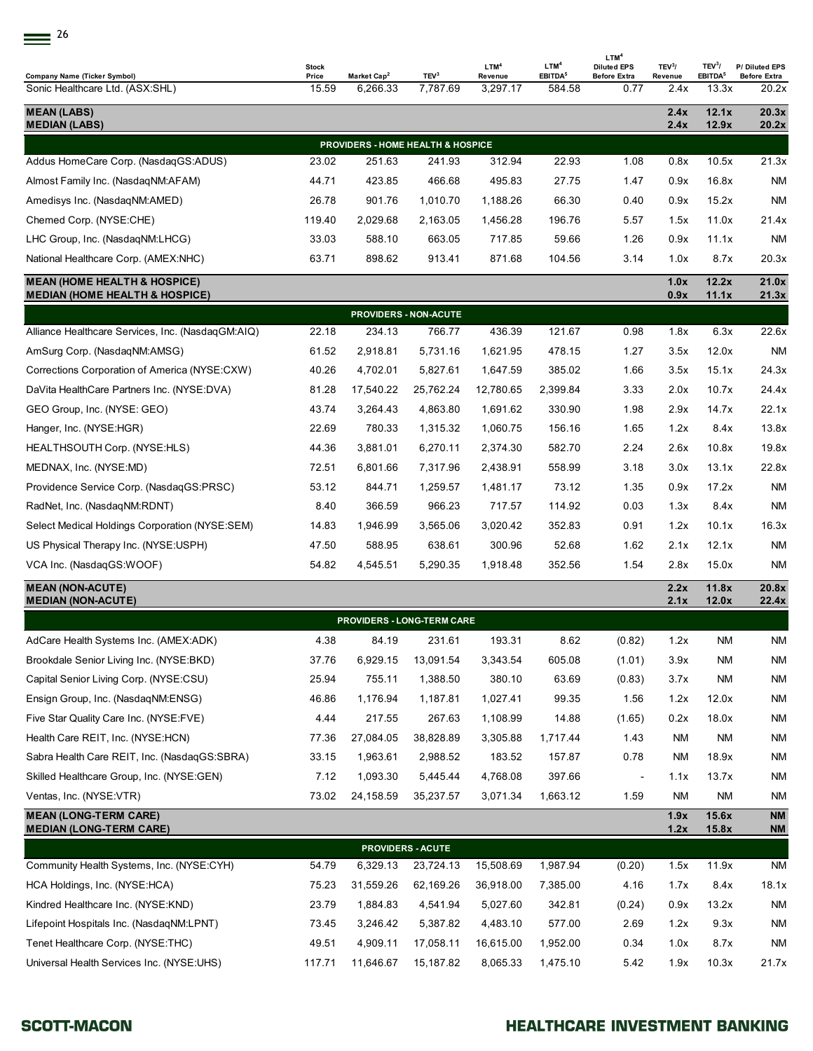| Company Name (Ticker Symbol) | Stock Price | Market Cap[2] | TEV[3] | LTM[4] Revenue | LTM[4] EBITDA[5] | LTM[4] Diluted EPS Before Extra | TEV[3]/ Revenue | TEV[3]/ EBITDA[5] | P/ Diluted EPS Before Extra |
|---|---|---|---|---|---|---|---|---|---|
| Sonic Healthcare Ltd. (ASX:SHL) | 15.59 | 6,266.33 | 7,787.69 | 3,297.17 | 584.58 | 0.77 | 2.4x | 13.3x | 20.2x |
| **MEAN (LABS)** | | | | | | | **2.4x** | **12.1x** | **20.3x** |
| **MEDIAN (LABS)** | | | | | | | **2.4x** | **12.9x** | **20.2x** |
| **PROVIDERS - HOME HEALTH & HOSPICE** | | | | | | | | | |
| Addus HomeCare Corp. (NasdaqGS:ADUS) | 23.02 | 251.63 | 241.93 | 312.94 | 22.93 | 1.08 | 0.8x | 10.5x | 21.3x |
| Almost Family Inc. (NasdaqNM:AFAM) | 44.71 | 423.85 | 466.68 | 495.83 | 27.75 | 1.47 | 0.9x | 16.8x | NM |
| Amedisys Inc. (NasdaqNM:AMED) | 26.78 | 901.76 | 1,010.70 | 1,188.26 | 66.30 | 0.40 | 0.9x | 15.2x | NM |
| Chemed Corp. (NYSE:CHE) | 119.40 | 2,029.68 | 2,163.05 | 1,456.28 | 196.76 | 5.57 | 1.5x | 11.0x | 21.4x |
| LHC Group, Inc. (NasdaqNM:LHCG) | 33.03 | 588.10 | 663.05 | 717.85 | 59.66 | 1.26 | 0.9x | 11.1x | NM |
| National Healthcare Corp. (AMEX:NHC) | 63.71 | 898.62 | 913.41 | 871.68 | 104.56 | 3.14 | 1.0x | 8.7x | 20.3x |
| **MEAN (HOME HEALTH & HOSPICE)** | | | | | | | **1.0x** | **12.2x** | **21.0x** |
| **MEDIAN (HOME HEALTH & HOSPICE)** | | | | | | | **0.9x** | **11.1x** | **21.3x** |
| **PROVIDERS - NON-ACUTE** | | | | | | | | | |
| Alliance Healthcare Services, Inc. (NasdaqGM:AIQ) | 22.18 | 234.13 | 766.77 | 436.39 | 121.67 | 0.98 | 1.8x | 6.3x | 22.6x |
| AmSurg Corp. (NasdaqNM:AMSG) | 61.52 | 2,918.81 | 5,731.16 | 1,621.95 | 478.15 | 1.27 | 3.5x | 12.0x | NM |
| Corrections Corporation of America (NYSE:CXW) | 40.26 | 4,702.01 | 5,827.61 | 1,647.59 | 385.02 | 1.66 | 3.5x | 15.1x | 24.3x |
| DaVita HealthCare Partners Inc. (NYSE:DVA) | 81.28 | 17,540.22 | 25,762.24 | 12,780.65 | 2,399.84 | 3.33 | 2.0x | 10.7x | 24.4x |
| GEO Group, Inc. (NYSE: GEO) | 43.74 | 3,264.43 | 4,863.80 | 1,691.62 | 330.90 | 1.98 | 2.9x | 14.7x | 22.1x |
| Hanger, Inc. (NYSE:HGR) | 22.69 | 780.33 | 1,315.32 | 1,060.75 | 156.16 | 1.65 | 1.2x | 8.4x | 13.8x |
| HEALTHSOUTH Corp. (NYSE:HLS) | 44.36 | 3,881.01 | 6,270.11 | 2,374.30 | 582.70 | 2.24 | 2.6x | 10.8x | 19.8x |
| MEDNAX, Inc. (NYSE:MD) | 72.51 | 6,801.66 | 7,317.96 | 2,438.91 | 558.99 | 3.18 | 3.0x | 13.1x | 22.8x |
| Providence Service Corp. (NasdaqGS:PRSC) | 53.12 | 844.71 | 1,259.57 | 1,481.17 | 73.12 | 1.35 | 0.9x | 17.2x | NM |
| RadNet, Inc. (NasdaqNM:RDNT) | 8.40 | 366.59 | 966.23 | 717.57 | 114.92 | 0.03 | 1.3x | 8.4x | NM |
| Select Medical Holdings Corporation (NYSE:SEM) | 14.83 | 1,946.99 | 3,565.06 | 3,020.42 | 352.83 | 0.91 | 1.2x | 10.1x | 16.3x |
| US Physical Therapy Inc. (NYSE:USPH) | 47.50 | 588.95 | 638.61 | 300.96 | 52.68 | 1.62 | 2.1x | 12.1x | NM |
| VCA Inc. (NasdaqGS:WOOF) | 54.82 | 4,545.51 | 5,290.35 | 1,918.48 | 352.56 | 1.54 | 2.8x | 15.0x | NM |
| **MEAN (NON-ACUTE)** | | | | | | | **2.2x** | **11.8x** | **20.8x** |
| **MEDIAN (NON-ACUTE)** | | | | | | | **2.1x** | **12.0x** | **22.4x** |
| **PROVIDERS - LONG-TERM CARE** | | | | | | | | | |
| AdCare Health Systems Inc. (AMEX:ADK) | 4.38 | 84.19 | 231.61 | 193.31 | 8.62 | (0.82) | 1.2x | NM | NM |
| Brookdale Senior Living Inc. (NYSE:BKD) | 37.76 | 6,929.15 | 13,091.54 | 3,343.54 | 605.08 | (1.01) | 3.9x | NM | NM |
| Capital Senior Living Corp. (NYSE:CSU) | 25.94 | 755.11 | 1,388.50 | 380.10 | 63.69 | (0.83) | 3.7x | NM | NM |
| Ensign Group, Inc. (NasdaqNM:ENSG) | 46.86 | 1,176.94 | 1,187.81 | 1,027.41 | 99.35 | 1.56 | 1.2x | 12.0x | NM |
| Five Star Quality Care Inc. (NYSE:FVE) | 4.44 | 217.55 | 267.63 | 1,108.99 | 14.88 | (1.65) | 0.2x | 18.0x | NM |
| Health Care REIT, Inc. (NYSE:HCN) | 77.36 | 27,084.05 | 38,828.89 | 3,305.88 | 1,717.44 | 1.43 | NM | NM | NM |
| Sabra Health Care REIT, Inc. (NasdaqGS:SBRA) | 33.15 | 1,963.61 | 2,988.52 | 183.52 | 157.87 | 0.78 | NM | 18.9x | NM |
| Skilled Healthcare Group, Inc. (NYSE:GEN) | 7.12 | 1,093.30 | 5,445.44 | 4,768.08 | 397.66 | - | 1.1x | 13.7x | NM |
| Ventas, Inc. (NYSE:VTR) | 73.02 | 24,158.59 | 35,237.57 | 3,071.34 | 1,663.12 | 1.59 | NM | NM | NM |
| **MEAN (LONG-TERM CARE)** | | | | | | | **1.9x** | **15.6x** | **NM** |
| **MEDIAN (LONG-TERM CARE)** | | | | | | | **1.2x** | **15.8x** | **NM** |
| **PROVIDERS - ACUTE** | | | | | | | | | |
| Community Health Systems, Inc. (NYSE:CYH) | 54.79 | 6,329.13 | 23,724.13 | 15,508.69 | 1,987.94 | (0.20) | 1.5x | 11.9x | NM |
| HCA Holdings, Inc. (NYSE:HCA) | 75.23 | 31,559.26 | 62,169.26 | 36,918.00 | 7,385.00 | 4.16 | 1.7x | 8.4x | 18.1x |
| Kindred Healthcare Inc. (NYSE:KND) | 23.79 | 1,884.83 | 4,541.94 | 5,027.60 | 342.81 | (0.24) | 0.9x | 13.2x | NM |
| Lifepoint Hospitals Inc. (NasdaqNM:LPNT) | 73.45 | 3,246.42 | 5,387.82 | 4,483.10 | 577.00 | 2.69 | 1.2x | 9.3x | NM |
| Tenet Healthcare Corp. (NYSE:THC) | 49.51 | 4,909.11 | 17,058.11 | 16,615.00 | 1,952.00 | 0.34 | 1.0x | 8.7x | NM |
| Universal Health Services Inc. (NYSE:UHS) | 117.71 | 11,646.67 | 15,187.82 | 8,065.33 | 1,475.10 | 5.42 | 1.9x | 10.3x | 21.7x |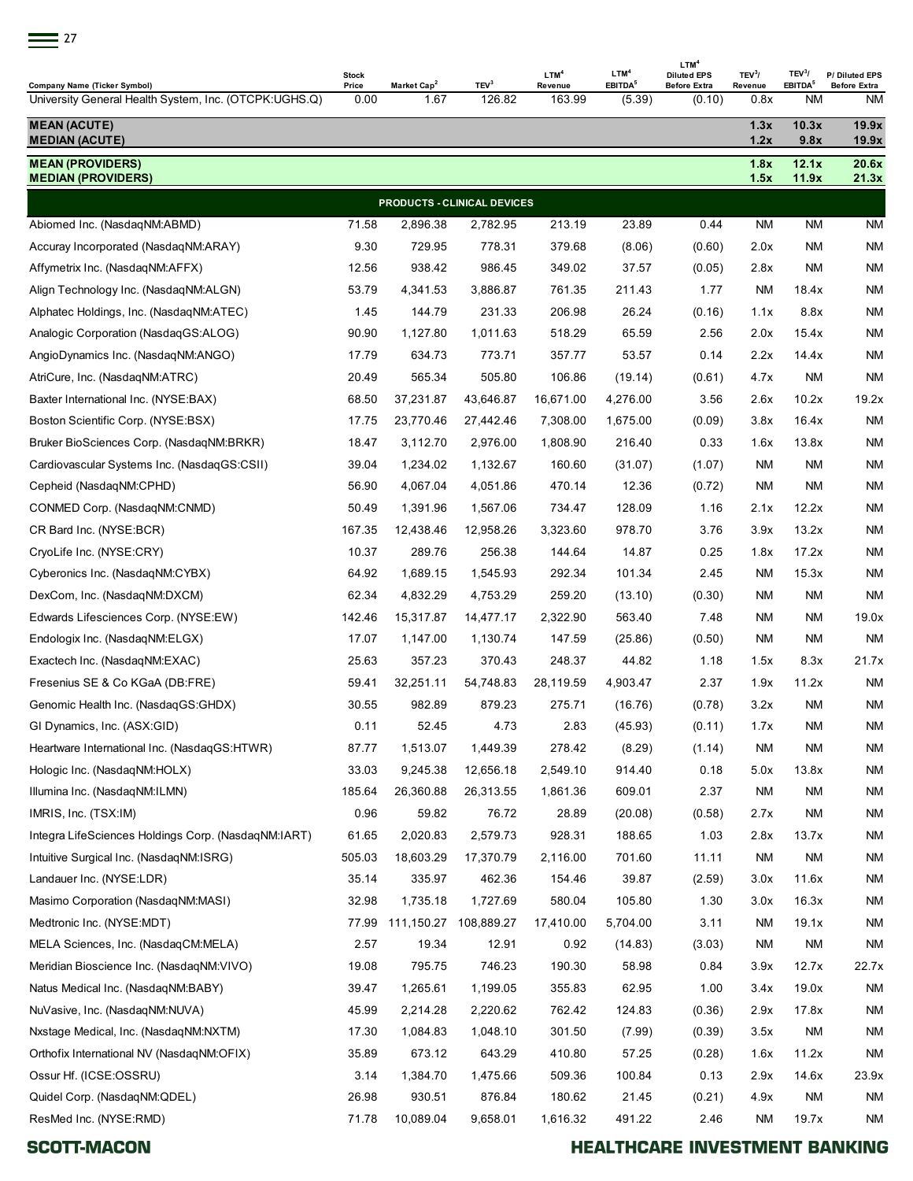| Company Name (Ticker Symbol) | Stock Price | Market Cap[2] | TEV[3] | LTM[4] Revenue | LTM[4] EBITDA[5] | LTM[4] Diluted EPS Before Extra | TEV[3]/ Revenue | TEV[3]/ EBITDA[5] | P/ Diluted EPS Before Extra |
|---|---|---|---|---|---|---|---|---|---|
| University General Health System, Inc. (OTCPK:UGHS.Q) | 0.00 | 1.67 | 126.82 | 163.99 | (5.39) | (0.10) | 0.8x | NM | NM |
| **MEAN (ACUTE)** | | | | | | | **1.3x** | **10.3x** | **19.9x** |
| **MEDIAN (ACUTE)** | | | | | | | **1.2x** | **9.8x** | **19.9x** |
| **MEAN (PROVIDERS)** | | | | | | | **1.8x** | **12.1x** | **20.6x** |
| **MEDIAN (PROVIDERS)** | | | | | | | **1.5x** | **11.9x** | **21.3x** |
| **PRODUCTS - CLINICAL DEVICES** | | | | | | | | | |
| Abiomed Inc. (NasdaqNM:ABMD) | 71.58 | 2,896.38 | 2,782.95 | 213.19 | 23.89 | 0.44 | NM | NM | NM |
| Accuray Incorporated (NasdaqNM:ARAY) | 9.30 | 729.95 | 778.31 | 379.68 | (8.06) | (0.60) | 2.0x | NM | NM |
| Affymetrix Inc. (NasdaqNM:AFFX) | 12.56 | 938.42 | 986.45 | 349.02 | 37.57 | (0.05) | 2.8x | NM | NM |
| Align Technology Inc. (NasdaqNM:ALGN) | 53.79 | 4,341.53 | 3,886.87 | 761.35 | 211.43 | 1.77 | NM | 18.4x | NM |
| Alphatec Holdings, Inc. (NasdaqNM:ATEC) | 1.45 | 144.79 | 231.33 | 206.98 | 26.24 | (0.16) | 1.1x | 8.8x | NM |
| Analogic Corporation (NasdaqGS:ALOG) | 90.90 | 1,127.80 | 1,011.63 | 518.29 | 65.59 | 2.56 | 2.0x | 15.4x | NM |
| AngioDynamics Inc. (NasdaqNM:ANGO) | 17.79 | 634.73 | 773.71 | 357.77 | 53.57 | 0.14 | 2.2x | 14.4x | NM |
| AtriCure, Inc. (NasdaqNM:ATRC) | 20.49 | 565.34 | 505.80 | 106.86 | (19.14) | (0.61) | 4.7x | NM | NM |
| Baxter International Inc. (NYSE:BAX) | 68.50 | 37,231.87 | 43,646.87 | 16,671.00 | 4,276.00 | 3.56 | 2.6x | 10.2x | 19.2x |
| Boston Scientific Corp. (NYSE:BSX) | 17.75 | 23,770.46 | 27,442.46 | 7,308.00 | 1,675.00 | (0.09) | 3.8x | 16.4x | NM |
| Bruker BioSciences Corp. (NasdaqNM:BRKR) | 18.47 | 3,112.70 | 2,976.00 | 1,808.90 | 216.40 | 0.33 | 1.6x | 13.8x | NM |
| Cardiovascular Systems Inc. (NasdaqGS:CSII) | 39.04 | 1,234.02 | 1,132.67 | 160.60 | (31.07) | (1.07) | NM | NM | NM |
| Cepheid (NasdaqNM:CPHD) | 56.90 | 4,067.04 | 4,051.86 | 470.14 | 12.36 | (0.72) | NM | NM | NM |
| CONMED Corp. (NasdaqNM:CNMD) | 50.49 | 1,391.96 | 1,567.06 | 734.47 | 128.09 | 1.16 | 2.1x | 12.2x | NM |
| CR Bard Inc. (NYSE:BCR) | 167.35 | 12,438.46 | 12,958.26 | 3,323.60 | 978.70 | 3.76 | 3.9x | 13.2x | NM |
| CryoLife Inc. (NYSE:CRY) | 10.37 | 289.76 | 256.38 | 144.64 | 14.87 | 0.25 | 1.8x | 17.2x | NM |
| Cyberonics Inc. (NasdaqNM:CYBX) | 64.92 | 1,689.15 | 1,545.93 | 292.34 | 101.34 | 2.45 | NM | 15.3x | NM |
| DexCom, Inc. (NasdaqNM:DXCM) | 62.34 | 4,832.29 | 4,753.29 | 259.20 | (13.10) | (0.30) | NM | NM | NM |
| Edwards Lifesciences Corp. (NYSE:EW) | 142.46 | 15,317.87 | 14,477.17 | 2,322.90 | 563.40 | 7.48 | NM | NM | 19.0x |
| Endologix Inc. (NasdaqNM:ELGX) | 17.07 | 1,147.00 | 1,130.74 | 147.59 | (25.86) | (0.50) | NM | NM | NM |
| Exactech Inc. (NasdaqNM:EXAC) | 25.63 | 357.23 | 370.43 | 248.37 | 44.82 | 1.18 | 1.5x | 8.3x | 21.7x |
| Fresenius SE & Co KGaA (DB:FRE) | 59.41 | 32,251.11 | 54,748.83 | 28,119.59 | 4,903.47 | 2.37 | 1.9x | 11.2x | NM |
| Genomic Health Inc. (NasdaqGS:GHDX) | 30.55 | 982.89 | 879.23 | 275.71 | (16.76) | (0.78) | 3.2x | NM | NM |
| GI Dynamics, Inc. (ASX:GID) | 0.11 | 52.45 | 4.73 | 2.83 | (45.93) | (0.11) | 1.7x | NM | NM |
| Heartware International Inc. (NasdaqGS:HTWR) | 87.77 | 1,513.07 | 1,449.39 | 278.42 | (8.29) | (1.14) | NM | NM | NM |
| Hologic Inc. (NasdaqNM:HOLX) | 33.03 | 9,245.38 | 12,656.18 | 2,549.10 | 914.40 | 0.18 | 5.0x | 13.8x | NM |
| Illumina Inc. (NasdaqNM:ILMN) | 185.64 | 26,360.88 | 26,313.55 | 1,861.36 | 609.01 | 2.37 | NM | NM | NM |
| IMRIS, Inc. (TSX:IM) | 0.96 | 59.82 | 76.72 | 28.89 | (20.08) | (0.58) | 2.7x | NM | NM |
| Integra LifeSciences Holdings Corp. (NasdaqNM:IART) | 61.65 | 2,020.83 | 2,579.73 | 928.31 | 188.65 | 1.03 | 2.8x | 13.7x | NM |
| Intuitive Surgical Inc. (NasdaqNM:ISRG) | 505.03 | 18,603.29 | 17,370.79 | 2,116.00 | 701.60 | 11.11 | NM | NM | NM |
| Landauer Inc. (NYSE:LDR) | 35.14 | 335.97 | 462.36 | 154.46 | 39.87 | (2.59) | 3.0x | 11.6x | NM |
| Masimo Corporation (NasdaqNM:MASI) | 32.98 | 1,735.18 | 1,727.69 | 580.04 | 105.80 | 1.30 | 3.0x | 16.3x | NM |
| Medtronic Inc. (NYSE:MDT) | 77.99 | 111,150.27 | 108,889.27 | 17,410.00 | 5,704.00 | 3.11 | NM | 19.1x | NM |
| MELA Sciences, Inc. (NasdaqCM:MELA) | 2.57 | 19.34 | 12.91 | 0.92 | (14.83) | (3.03) | NM | NM | NM |
| Meridian Bioscience Inc. (NasdaqNM:VIVO) | 19.08 | 795.75 | 746.23 | 190.30 | 58.98 | 0.84 | 3.9x | 12.7x | 22.7x |
| Natus Medical Inc. (NasdaqNM:BABY) | 39.47 | 1,265.61 | 1,199.05 | 355.83 | 62.95 | 1.00 | 3.4x | 19.0x | NM |
| NuVasive, Inc. (NasdaqNM:NUVA) | 45.99 | 2,214.28 | 2,220.62 | 762.42 | 124.83 | (0.36) | 2.9x | 17.8x | NM |
| Nxstage Medical, Inc. (NasdaqNM:NXTM) | 17.30 | 1,084.83 | 1,048.10 | 301.50 | (7.99) | (0.39) | 3.5x | NM | NM |
| Orthofix International NV (NasdaqNM:OFIX) | 35.89 | 673.12 | 643.29 | 410.80 | 57.25 | (0.28) | 1.6x | 11.2x | NM |
| Ossur Hf. (ICSE:OSSRU) | 3.14 | 1,384.70 | 1,475.66 | 509.36 | 100.84 | 0.13 | 2.9x | 14.6x | 23.9x |
| Quidel Corp. (NasdaqNM:QDEL) | 26.98 | 930.51 | 876.84 | 180.62 | 21.45 | (0.21) | 4.9x | NM | NM |
| ResMed Inc. (NYSE:RMD) | 71.78 | 10,089.04 | 9,658.01 | 1,616.32 | 491.22 | 2.46 | NM | 19.7x | NM |

**SCOTT-MACON** **HEALTHCARE INVESTMENT BANKING**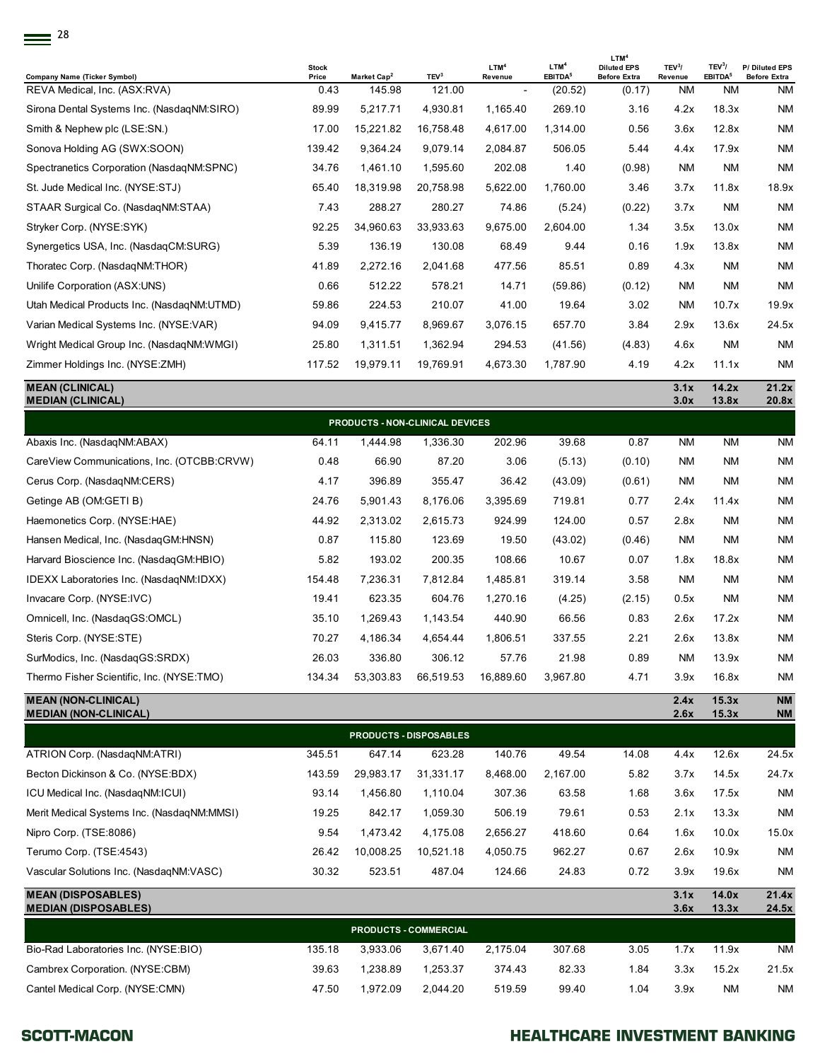| Company Name (Ticker Symbol) | Stock Price | Market Cap[2] | TEV[3] | LTM[4] Revenue | LTM[4] EBITDA[5] | LTM[4] Diluted EPS Before Extra | TEV[3]/ Revenue | TEV[3]/ EBITDA[5] | P/ Diluted EPS Before Extra |
|---|---|---|---|---|---|---|---|---|---|
| REVA Medical, Inc. (ASX:RVA) | 0.43 | 145.98 | 121.00 | - | (20.52) | (0.17) | NM | NM | NM |
| Sirona Dental Systems Inc. (NasdaqNM:SIRO) | 89.99 | 5,217.71 | 4,930.81 | 1,165.40 | 269.10 | 3.16 | 4.2x | 18.3x | NM |
| Smith & Nephew plc (LSE:SN.) | 17.00 | 15,221.82 | 16,758.48 | 4,617.00 | 1,314.00 | 0.56 | 3.6x | 12.8x | NM |
| Sonova Holding AG (SWX:SOON) | 139.42 | 9,364.24 | 9,079.14 | 2,084.87 | 506.05 | 5.44 | 4.4x | 17.9x | NM |
| Spectranetics Corporation (NasdaqNM:SPNC) | 34.76 | 1,461.10 | 1,595.60 | 202.08 | 1.40 | (0.98) | NM | NM | NM |
| St. Jude Medical Inc. (NYSE:STJ) | 65.40 | 18,319.98 | 20,758.98 | 5,622.00 | 1,760.00 | 3.46 | 3.7x | 11.8x | 18.9x |
| STAAR Surgical Co. (NasdaqNM:STAA) | 7.43 | 288.27 | 280.27 | 74.86 | (5.24) | (0.22) | 3.7x | NM | NM |
| Stryker Corp. (NYSE:SYK) | 92.25 | 34,960.63 | 33,933.63 | 9,675.00 | 2,604.00 | 1.34 | 3.5x | 13.0x | NM |
| Synergetics USA, Inc. (NasdaqCM:SURG) | 5.39 | 136.19 | 130.08 | 68.49 | 9.44 | 0.16 | 1.9x | 13.8x | NM |
| Thoratec Corp. (NasdaqNM:THOR) | 41.89 | 2,272.16 | 2,041.68 | 477.56 | 85.51 | 0.89 | 4.3x | NM | NM |
| Unilife Corporation (ASX:UNS) | 0.66 | 512.22 | 578.21 | 14.71 | (59.86) | (0.12) | NM | NM | NM |
| Utah Medical Products Inc. (NasdaqNM:UTMD) | 59.86 | 224.53 | 210.07 | 41.00 | 19.64 | 3.02 | NM | 10.7x | 19.9x |
| Varian Medical Systems Inc. (NYSE:VAR) | 94.09 | 9,415.77 | 8,969.67 | 3,076.15 | 657.70 | 3.84 | 2.9x | 13.6x | 24.5x |
| Wright Medical Group Inc. (NasdaqNM:WMGI) | 25.80 | 1,311.51 | 1,362.94 | 294.53 | (41.56) | (4.83) | 4.6x | NM | NM |
| Zimmer Holdings Inc. (NYSE:ZMH) | 117.52 | 19,979.11 | 19,769.91 | 4,673.30 | 1,787.90 | 4.19 | 4.2x | 11.1x | NM |
| **MEAN (CLINICAL)** | | | | | | | **3.1x** | **14.2x** | **21.2x** |
| **MEDIAN (CLINICAL)** | | | | | | | **3.0x** | **13.8x** | **20.8x** |
| **PRODUCTS - NON-CLINICAL DEVICES** | | | | | | | | | |
| Abaxis Inc. (NasdaqNM:ABAX) | 64.11 | 1,444.98 | 1,336.30 | 202.96 | 39.68 | 0.87 | NM | NM | NM |
| CareView Communications, Inc. (OTCBB:CRVW) | 0.48 | 66.90 | 87.20 | 3.06 | (5.13) | (0.10) | NM | NM | NM |
| Cerus Corp. (NasdaqNM:CERS) | 4.17 | 396.89 | 355.47 | 36.42 | (43.09) | (0.61) | NM | NM | NM |
| Getinge AB (OM:GETI B) | 24.76 | 5,901.43 | 8,176.06 | 3,395.69 | 719.81 | 0.77 | 2.4x | 11.4x | NM |
| Haemonetics Corp. (NYSE:HAE) | 44.92 | 2,313.02 | 2,615.73 | 924.99 | 124.00 | 0.57 | 2.8x | NM | NM |
| Hansen Medical, Inc. (NasdaqGM:HNSN) | 0.87 | 115.80 | 123.69 | 19.50 | (43.02) | (0.46) | NM | NM | NM |
| Harvard Bioscience Inc. (NasdaqGM:HBIO) | 5.82 | 193.02 | 200.35 | 108.66 | 10.67 | 0.07 | 1.8x | 18.8x | NM |
| IDEXX Laboratories Inc. (NasdaqNM:IDXX) | 154.48 | 7,236.31 | 7,812.84 | 1,485.81 | 319.14 | 3.58 | NM | NM | NM |
| Invacare Corp. (NYSE:IVC) | 19.41 | 623.35 | 604.76 | 1,270.16 | (4.25) | (2.15) | 0.5x | NM | NM |
| Omnicell, Inc. (NasdaqGS:OMCL) | 35.10 | 1,269.43 | 1,143.54 | 440.90 | 66.56 | 0.83 | 2.6x | 17.2x | NM |
| Steris Corp. (NYSE:STE) | 70.27 | 4,186.34 | 4,654.44 | 1,806.51 | 337.55 | 2.21 | 2.6x | 13.8x | NM |
| SurModics, Inc. (NasdaqGS:SRDX) | 26.03 | 336.80 | 306.12 | 57.76 | 21.98 | 0.89 | NM | 13.9x | NM |
| Thermo Fisher Scientific, Inc. (NYSE:TMO) | 134.34 | 53,303.83 | 66,519.53 | 16,889.60 | 3,967.80 | 4.71 | 3.9x | 16.8x | NM |
| **MEAN (NON-CLINICAL)** | | | | | | | **2.4x** | **15.3x** | **NM** |
| **MEDIAN (NON-CLINICAL)** | | | | | | | **2.6x** | **15.3x** | **NM** |
| **PRODUCTS - DISPOSABLES** | | | | | | | | | |
| ATRION Corp. (NasdaqNM:ATRI) | 345.51 | 647.14 | 623.28 | 140.76 | 49.54 | 14.08 | 4.4x | 12.6x | 24.5x |
| Becton Dickinson & Co. (NYSE:BDX) | 143.59 | 29,983.17 | 31,331.17 | 8,468.00 | 2,167.00 | 5.82 | 3.7x | 14.5x | 24.7x |
| ICU Medical Inc. (NasdaqNM:ICUI) | 93.14 | 1,456.80 | 1,110.04 | 307.36 | 63.58 | 1.68 | 3.6x | 17.5x | NM |
| Merit Medical Systems Inc. (NasdaqNM:MMSI) | 19.25 | 842.17 | 1,059.30 | 506.19 | 79.61 | 0.53 | 2.1x | 13.3x | NM |
| Nipro Corp. (TSE:8086) | 9.54 | 1,473.42 | 4,175.08 | 2,656.27 | 418.60 | 0.64 | 1.6x | 10.0x | 15.0x |
| Terumo Corp. (TSE:4543) | 26.42 | 10,008.25 | 10,521.18 | 4,050.75 | 962.27 | 0.67 | 2.6x | 10.9x | NM |
| Vascular Solutions Inc. (NasdaqNM:VASC) | 30.32 | 523.51 | 487.04 | 124.66 | 24.83 | 0.72 | 3.9x | 19.6x | NM |
| **MEAN (DISPOSABLES)** | | | | | | | **3.1x** | **14.0x** | **21.4x** |
| **MEDIAN (DISPOSABLES)** | | | | | | | **3.6x** | **13.3x** | **24.5x** |
| **PRODUCTS - COMMERCIAL** | | | | | | | | | |
| Bio-Rad Laboratories Inc. (NYSE:BIO) | 135.18 | 3,933.06 | 3,671.40 | 2,175.04 | 307.68 | 3.05 | 1.7x | 11.9x | NM |
| Cambrex Corporation. (NYSE:CBM) | 39.63 | 1,238.89 | 1,253.37 | 374.43 | 82.33 | 1.84 | 3.3x | 15.2x | 21.5x |
| Cantel Medical Corp. (NYSE:CMN) | 47.50 | 1,972.09 | 2,044.20 | 519.59 | 99.40 | 1.04 | 3.9x | NM | NM |

**SCOTT-MACON** **HEALTHCARE INVESTMENT BANKING**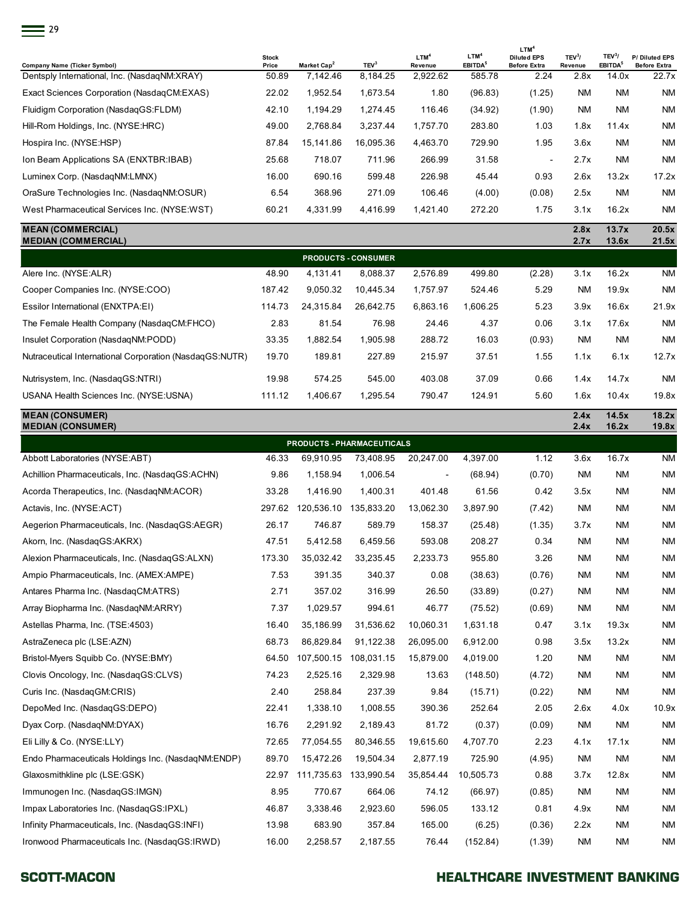| Company Name (Ticker Symbol) | Stock Price | Market Cap[2] | TEV[3] | LTM[4] Revenue | LTM[4] EBITDA[5] | LTM[4] Diluted EPS Before Extra | TEV[3]/ Revenue | TEV[3]/ EBITDA[5] | P/ Diluted EPS Before Extra |
|---|---|---|---|---|---|---|---|---|---|
| Dentsply International, Inc. (NasdaqNM:XRAY) | 50.89 | 7,142.46 | 8,184.25 | 2,922.62 | 585.78 | 2.24 | 2.8x | 14.0x | 22.7x |
| Exact Sciences Corporation (NasdaqCM:EXAS) | 22.02 | 1,952.54 | 1,673.54 | 1.80 | (96.83) | (1.25) | NM | NM | NM |
| Fluidigm Corporation (NasdaqGS:FLDM) | 42.10 | 1,194.29 | 1,274.45 | 116.46 | (34.92) | (1.90) | NM | NM | NM |
| Hill-Rom Holdings, Inc. (NYSE:HRC) | 49.00 | 2,768.84 | 3,237.44 | 1,757.70 | 283.80 | 1.03 | 1.8x | 11.4x | NM |
| Hospira Inc. (NYSE:HSP) | 87.84 | 15,141.86 | 16,095.36 | 4,463.70 | 729.90 | 1.95 | 3.6x | NM | NM |
| Ion Beam Applications SA (ENXTBR:IBAB) | 25.68 | 718.07 | 711.96 | 266.99 | 31.58 | - | 2.7x | NM | NM |
| Luminex Corp. (NasdaqNM:LMNX) | 16.00 | 690.16 | 599.48 | 226.98 | 45.44 | 0.93 | 2.6x | 13.2x | 17.2x |
| OraSure Technologies Inc. (NasdaqNM:OSUR) | 6.54 | 368.96 | 271.09 | 106.46 | (4.00) | (0.08) | 2.5x | NM | NM |
| West Pharmaceutical Services Inc. (NYSE:WST) | 60.21 | 4,331.99 | 4,416.99 | 1,421.40 | 272.20 | 1.75 | 3.1x | 16.2x | NM |
| **MEAN (COMMERCIAL)** | | | | | | | **2.8x** | **13.7x** | **20.5x** |
| **MEDIAN (COMMERCIAL)** | | | | | | | **2.7x** | **13.6x** | **21.5x** |
| **PRODUCTS - CONSUMER** | | | | | | | | | |
| Alere Inc. (NYSE:ALR) | 48.90 | 4,131.41 | 8,088.37 | 2,576.89 | 499.80 | (2.28) | 3.1x | 16.2x | NM |
| Cooper Companies Inc. (NYSE:COO) | 187.42 | 9,050.32 | 10,445.34 | 1,757.97 | 524.46 | 5.29 | NM | 19.9x | NM |
| Essilor International (ENXTPA:EI) | 114.73 | 24,315.84 | 26,642.75 | 6,863.16 | 1,606.25 | 5.23 | 3.9x | 16.6x | 21.9x |
| The Female Health Company (NasdaqCM:FHCO) | 2.83 | 81.54 | 76.98 | 24.46 | 4.37 | 0.06 | 3.1x | 17.6x | NM |
| Insulet Corporation (NasdaqNM:PODD) | 33.35 | 1,882.54 | 1,905.98 | 288.72 | 16.03 | (0.93) | NM | NM | NM |
| Nutraceutical International Corporation (NasdaqGS:NUTR) | 19.70 | 189.81 | 227.89 | 215.97 | 37.51 | 1.55 | 1.1x | 6.1x | 12.7x |
| Nutrisystem, Inc. (NasdaqGS:NTRI) | 19.98 | 574.25 | 545.00 | 403.08 | 37.09 | 0.66 | 1.4x | 14.7x | NM |
| USANA Health Sciences Inc. (NYSE:USNA) | 111.12 | 1,406.67 | 1,295.54 | 790.47 | 124.91 | 5.60 | 1.6x | 10.4x | 19.8x |
| **MEAN (CONSUMER)** | | | | | | | **2.4x** | **14.5x** | **18.2x** |
| **MEDIAN (CONSUMER)** | | | | | | | **2.4x** | **16.2x** | **19.8x** |
| **PRODUCTS - PHARMACEUTICALS** | | | | | | | | | |
| Abbott Laboratories (NYSE:ABT) | 46.33 | 69,910.95 | 73,408.95 | 20,247.00 | 4,397.00 | 1.12 | 3.6x | 16.7x | NM |
| Achillion Pharmaceuticals, Inc. (NasdaqGS:ACHN) | 9.86 | 1,158.94 | 1,006.54 | - | (68.94) | (0.70) | NM | NM | NM |
| Acorda Therapeutics, Inc. (NasdaqNM:ACOR) | 33.28 | 1,416.90 | 1,400.31 | 401.48 | 61.56 | 0.42 | 3.5x | NM | NM |
| Actavis, Inc. (NYSE:ACT) | 297.62 | 120,536.10 | 135,833.20 | 13,062.30 | 3,897.90 | (7.42) | NM | NM | NM |
| Aegerion Pharmaceuticals, Inc. (NasdaqGS:AEGR) | 26.17 | 746.87 | 589.79 | 158.37 | (25.48) | (1.35) | 3.7x | NM | NM |
| Akorn, Inc. (NasdaqGS:AKRX) | 47.51 | 5,412.58 | 6,459.56 | 593.08 | 208.27 | 0.34 | NM | NM | NM |
| Alexion Pharmaceuticals, Inc. (NasdaqGS:ALXN) | 173.30 | 35,032.42 | 33,235.45 | 2,233.73 | 955.80 | 3.26 | NM | NM | NM |
| Ampio Pharmaceuticals, Inc. (AMEX:AMPE) | 7.53 | 391.35 | 340.37 | 0.08 | (38.63) | (0.76) | NM | NM | NM |
| Antares Pharma Inc. (NasdaqCM:ATRS) | 2.71 | 357.02 | 316.99 | 26.50 | (33.89) | (0.27) | NM | NM | NM |
| Array Biopharma Inc. (NasdaqNM:ARRY) | 7.37 | 1,029.57 | 994.61 | 46.77 | (75.52) | (0.69) | NM | NM | NM |
| Astellas Pharma, Inc. (TSE:4503) | 16.40 | 35,186.99 | 31,536.62 | 10,060.31 | 1,631.18 | 0.47 | 3.1x | 19.3x | NM |
| AstraZeneca plc (LSE:AZN) | 68.73 | 86,829.84 | 91,122.38 | 26,095.00 | 6,912.00 | 0.98 | 3.5x | 13.2x | NM |
| Bristol-Myers Squibb Co. (NYSE:BMY) | 64.50 | 107,500.15 | 108,031.15 | 15,879.00 | 4,019.00 | 1.20 | NM | NM | NM |
| Clovis Oncology, Inc. (NasdaqGS:CLVS) | 74.23 | 2,525.16 | 2,329.98 | 13.63 | (148.50) | (4.72) | NM | NM | NM |
| Curis Inc. (NasdaqGM:CRIS) | 2.40 | 258.84 | 237.39 | 9.84 | (15.71) | (0.22) | NM | NM | NM |
| DepoMed Inc. (NasdaqGS:DEPO) | 22.41 | 1,338.10 | 1,008.55 | 390.36 | 252.64 | 2.05 | 2.6x | 4.0x | 10.9x |
| Dyax Corp. (NasdaqNM:DYAX) | 16.76 | 2,291.92 | 2,189.43 | 81.72 | (0.37) | (0.09) | NM | NM | NM |
| Eli Lilly & Co. (NYSE:LLY) | 72.65 | 77,054.55 | 80,346.55 | 19,615.60 | 4,707.70 | 2.23 | 4.1x | 17.1x | NM |
| Endo Pharmaceuticals Holdings Inc. (NasdaqNM:ENDP) | 89.70 | 15,472.26 | 19,504.34 | 2,877.19 | 725.90 | (4.95) | NM | NM | NM |
| Glaxosmithkline plc (LSE:GSK) | 22.97 | 111,735.63 | 133,990.54 | 35,854.44 | 10,505.73 | 0.88 | 3.7x | 12.8x | NM |
| Immunogen Inc. (NasdaqGS:IMGN) | 8.95 | 770.67 | 664.06 | 74.12 | (66.97) | (0.85) | NM | NM | NM |
| Impax Laboratories Inc. (NasdaqGS:IPXL) | 46.87 | 3,338.46 | 2,923.60 | 596.05 | 133.12 | 0.81 | 4.9x | NM | NM |
| Infinity Pharmaceuticals, Inc. (NasdaqGS:INFI) | 13.98 | 683.90 | 357.84 | 165.00 | (6.25) | (0.36) | 2.2x | NM | NM |
| Ironwood Pharmaceuticals Inc. (NasdaqGS:IRWD) | 16.00 | 2,258.57 | 2,187.55 | 76.44 | (152.84) | (1.39) | NM | NM | NM |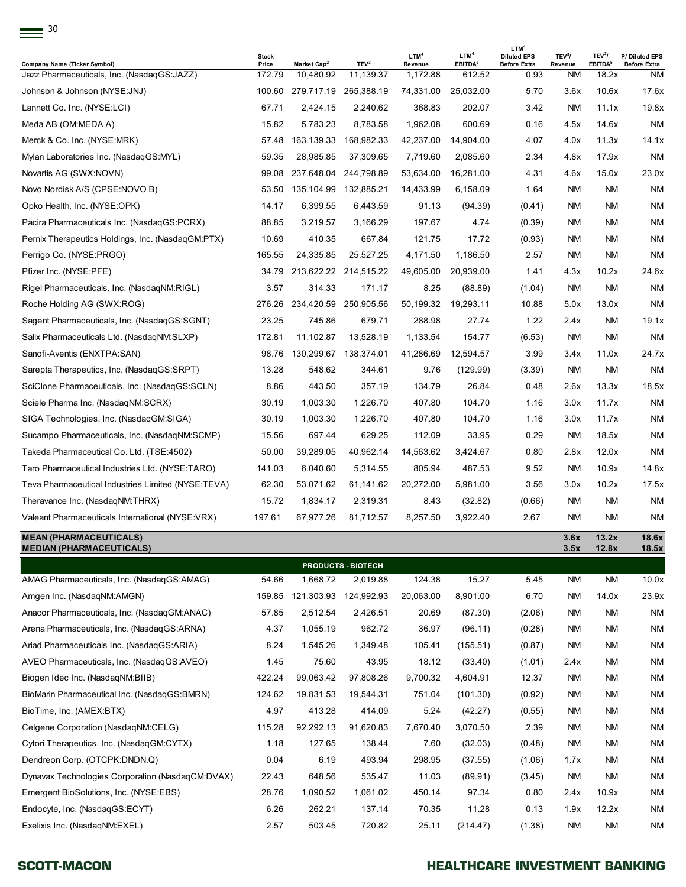| Company Name (Ticker Symbol) | Stock Price | Market Cap[2] | TEV[3] | LTM[4] Revenue | LTM[4] EBITDA[5] | LTM[4] Diluted EPS Before Extra | TEV[3]/ Revenue | TEV[3]/ EBITDA[5] | P/ Diluted EPS Before Extra |
|---|---|---|---|---|---|---|---|---|---|
| Jazz Pharmaceuticals, Inc. (NasdaqGS:JAZZ) | 172.79 | 10,480.92 | 11,139.37 | 1,172.88 | 612.52 | 0.93 | NM | 18.2x | NM |
| Johnson & Johnson (NYSE:JNJ) | 100.60 | 279,717.19 | 265,388.19 | 74,331.00 | 25,032.00 | 5.70 | 3.6x | 10.6x | 17.6x |
| Lannett Co. Inc. (NYSE:LCI) | 67.71 | 2,424.15 | 2,240.62 | 368.83 | 202.07 | 3.42 | NM | 11.1x | 19.8x |
| Meda AB (OM:MEDA A) | 15.82 | 5,783.23 | 8,783.58 | 1,962.08 | 600.69 | 0.16 | 4.5x | 14.6x | NM |
| Merck & Co. Inc. (NYSE:MRK) | 57.48 | 163,139.33 | 168,982.33 | 42,237.00 | 14,904.00 | 4.07 | 4.0x | 11.3x | 14.1x |
| Mylan Laboratories Inc. (NasdaqGS:MYL) | 59.35 | 28,985.85 | 37,309.65 | 7,719.60 | 2,085.60 | 2.34 | 4.8x | 17.9x | NM |
| Novartis AG (SWX:NOVN) | 99.08 | 237,648.04 | 244,798.89 | 53,634.00 | 16,281.00 | 4.31 | 4.6x | 15.0x | 23.0x |
| Novo Nordisk A/S (CPSE:NOVO B) | 53.50 | 135,104.99 | 132,885.21 | 14,433.99 | 6,158.09 | 1.64 | NM | NM | NM |
| Opko Health, Inc. (NYSE:OPK) | 14.17 | 6,399.55 | 6,443.59 | 91.13 | (94.39) | (0.41) | NM | NM | NM |
| Pacira Pharmaceuticals Inc. (NasdaqGS:PCRX) | 88.85 | 3,219.57 | 3,166.29 | 197.67 | 4.74 | (0.39) | NM | NM | NM |
| Pernix Therapeutics Holdings, Inc. (NasdaqGM:PTX) | 10.69 | 410.35 | 667.84 | 121.75 | 17.72 | (0.93) | NM | NM | NM |
| Perrigo Co. (NYSE:PRGO) | 165.55 | 24,335.85 | 25,527.25 | 4,171.50 | 1,186.50 | 2.57 | NM | NM | NM |
| Pfizer Inc. (NYSE:PFE) | 34.79 | 213,622.22 | 214,515.22 | 49,605.00 | 20,939.00 | 1.41 | 4.3x | 10.2x | 24.6x |
| Rigel Pharmaceuticals, Inc. (NasdaqNM:RIGL) | 3.57 | 314.33 | 171.17 | 8.25 | (88.89) | (1.04) | NM | NM | NM |
| Roche Holding AG (SWX:ROG) | 276.26 | 234,420.59 | 250,905.56 | 50,199.32 | 19,293.11 | 10.88 | 5.0x | 13.0x | NM |
| Sagent Pharmaceuticals, Inc. (NasdaqGS:SGNT) | 23.25 | 745.86 | 679.71 | 288.98 | 27.74 | 1.22 | 2.4x | NM | 19.1x |
| Salix Pharmaceuticals Ltd. (NasdaqNM:SLXP) | 172.81 | 11,102.87 | 13,528.19 | 1,133.54 | 154.77 | (6.53) | NM | NM | NM |
| Sanofi-Aventis (ENXTPA:SAN) | 98.76 | 130,299.67 | 138,374.01 | 41,286.69 | 12,594.57 | 3.99 | 3.4x | 11.0x | 24.7x |
| Sarepta Therapeutics, Inc. (NasdaqGS:SRPT) | 13.28 | 548.62 | 344.61 | 9.76 | (129.99) | (3.39) | NM | NM | NM |
| SciClone Pharmaceuticals, Inc. (NasdaqGS:SCLN) | 8.86 | 443.50 | 357.19 | 134.79 | 26.84 | 0.48 | 2.6x | 13.3x | 18.5x |
| Sciele Pharma Inc. (NasdaqNM:SCRX) | 30.19 | 1,003.30 | 1,226.70 | 407.80 | 104.70 | 1.16 | 3.0x | 11.7x | NM |
| SIGA Technologies, Inc. (NasdaqGM:SIGA) | 30.19 | 1,003.30 | 1,226.70 | 407.80 | 104.70 | 1.16 | 3.0x | 11.7x | NM |
| Sucampo Pharmaceuticals, Inc. (NasdaqNM:SCMP) | 15.56 | 697.44 | 629.25 | 112.09 | 33.95 | 0.29 | NM | 18.5x | NM |
| Takeda Pharmaceutical Co. Ltd. (TSE:4502) | 50.00 | 39,289.05 | 40,962.14 | 14,563.62 | 3,424.67 | 0.80 | 2.8x | 12.0x | NM |
| Taro Pharmaceutical Industries Ltd. (NYSE:TARO) | 141.03 | 6,040.60 | 5,314.55 | 805.94 | 487.53 | 9.52 | NM | 10.9x | 14.8x |
| Teva Pharmaceutical Industries Limited (NYSE:TEVA) | 62.30 | 53,071.62 | 61,141.62 | 20,272.00 | 5,981.00 | 3.56 | 3.0x | 10.2x | 17.5x |
| Theravance Inc. (NasdaqNM:THRX) | 15.72 | 1,834.17 | 2,319.31 | 8.43 | (32.82) | (0.66) | NM | NM | NM |
| Valeant Pharmaceuticals International (NYSE:VRX) | 197.61 | 67,977.26 | 81,712.57 | 8,257.50 | 3,922.40 | 2.67 | NM | NM | NM |
| **MEAN (PHARMACEUTICALS)** | | | | | | | **3.6x** | **13.2x** | **18.6x** |
| **MEDIAN (PHARMACEUTICALS)** | | | | | | | **3.5x** | **12.8x** | **18.5x** |
| **PRODUCTS - BIOTECH** | | | | | | | | | |
| AMAG Pharmaceuticals, Inc. (NasdaqGS:AMAG) | 54.66 | 1,668.72 | 2,019.88 | 124.38 | 15.27 | 5.45 | NM | NM | 10.0x |
| Amgen Inc. (NasdaqNM:AMGN) | 159.85 | 121,303.93 | 124,992.93 | 20,063.00 | 8,901.00 | 6.70 | NM | 14.0x | 23.9x |
| Anacor Pharmaceuticals, Inc. (NasdaqGM:ANAC) | 57.85 | 2,512.54 | 2,426.51 | 20.69 | (87.30) | (2.06) | NM | NM | NM |
| Arena Pharmaceuticals, Inc. (NasdaqGS:ARNA) | 4.37 | 1,055.19 | 962.72 | 36.97 | (96.11) | (0.28) | NM | NM | NM |
| Ariad Pharmaceuticals Inc. (NasdaqGS:ARIA) | 8.24 | 1,545.26 | 1,349.48 | 105.41 | (155.51) | (0.87) | NM | NM | NM |
| AVEO Pharmaceuticals, Inc. (NasdaqGS:AVEO) | 1.45 | 75.60 | 43.95 | 18.12 | (33.40) | (1.01) | 2.4x | NM | NM |
| Biogen Idec Inc. (NasdaqNM:BIIB) | 422.24 | 99,063.42 | 97,808.26 | 9,700.32 | 4,604.91 | 12.37 | NM | NM | NM |
| BioMarin Pharmaceutical Inc. (NasdaqGS:BMRN) | 124.62 | 19,831.53 | 19,544.31 | 751.04 | (101.30) | (0.92) | NM | NM | NM |
| BioTime, Inc. (AMEX:BTX) | 4.97 | 413.28 | 414.09 | 5.24 | (42.27) | (0.55) | NM | NM | NM |
| Celgene Corporation (NasdaqNM:CELG) | 115.28 | 92,292.13 | 91,620.83 | 7,670.40 | 3,070.50 | 2.39 | NM | NM | NM |
| Cytori Therapeutics, Inc. (NasdaqGM:CYTX) | 1.18 | 127.65 | 138.44 | 7.60 | (32.03) | (0.48) | NM | NM | NM |
| Dendreon Corp. (OTCPK:DNDN.Q) | 0.04 | 6.19 | 493.94 | 298.95 | (37.55) | (1.06) | 1.7x | NM | NM |
| Dynavax Technologies Corporation (NasdaqCM:DVAX) | 22.43 | 648.56 | 535.47 | 11.03 | (89.91) | (3.45) | NM | NM | NM |
| Emergent BioSolutions, Inc. (NYSE:EBS) | 28.76 | 1,090.52 | 1,061.02 | 450.14 | 97.34 | 0.80 | 2.4x | 10.9x | NM |
| Endocyte, Inc. (NasdaqGS:ECYT) | 6.26 | 262.21 | 137.14 | 70.35 | 11.28 | 0.13 | 1.9x | 12.2x | NM |
| Exelixis Inc. (NasdaqNM:EXEL) | 2.57 | 503.45 | 720.82 | 25.11 | (214.47) | (1.38) | NM | NM | NM |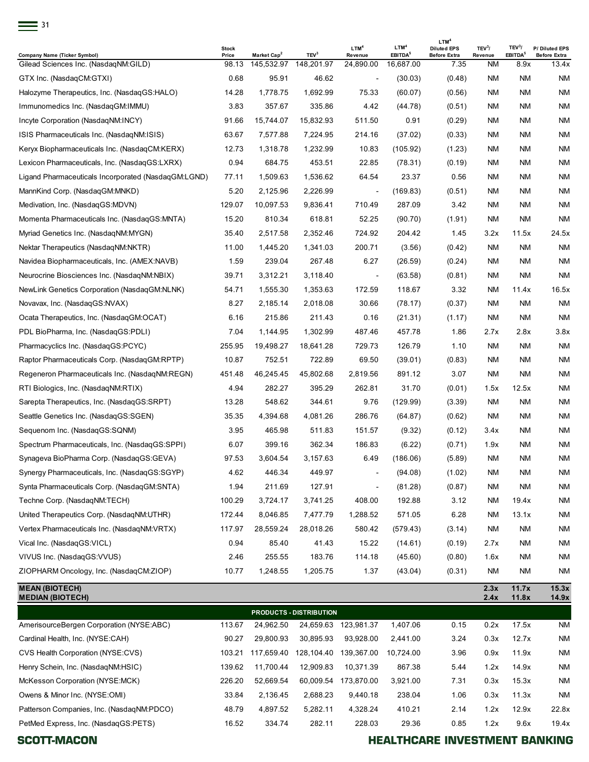| Company Name (Ticker Symbol) | Stock Price | Market Cap[2] | TEV[3] | LTM[4] Revenue | LTM[4] EBITDA[5] | LTM[4] Diluted EPS Before Extra | TEV[3]/ Revenue | TEV[3]/ EBITDA[5] | P/ Diluted EPS Before Extra |
|---|---|---|---|---|---|---|---|---|---|
| Gilead Sciences Inc. (NasdaqNM:GILD) | 98.13 | 145,532.97 | 148,201.97 | 24,890.00 | 16,687.00 | 7.35 | NM | 8.9x | 13.4x |
| GTX Inc. (NasdaqCM:GTXI) | 0.68 | 95.91 | 46.62 | - | (30.03) | (0.48) | NM | NM | NM |
| Halozyme Therapeutics, Inc. (NasdaqGS:HALO) | 14.28 | 1,778.75 | 1,692.99 | 75.33 | (60.07) | (0.56) | NM | NM | NM |
| Immunomedics Inc. (NasdaqGM:IMMU) | 3.83 | 357.67 | 335.86 | 4.42 | (44.78) | (0.51) | NM | NM | NM |
| Incyte Corporation (NasdaqNM:INCY) | 91.66 | 15,744.07 | 15,832.93 | 511.50 | 0.91 | (0.29) | NM | NM | NM |
| ISIS Pharmaceuticals Inc. (NasdaqNM:ISIS) | 63.67 | 7,577.88 | 7,224.95 | 214.16 | (37.02) | (0.33) | NM | NM | NM |
| Keryx Biopharmaceuticals Inc. (NasdaqCM:KERX) | 12.73 | 1,318.78 | 1,232.99 | 10.83 | (105.92) | (1.23) | NM | NM | NM |
| Lexicon Pharmaceuticals, Inc. (NasdaqGS:LXRX) | 0.94 | 684.75 | 453.51 | 22.85 | (78.31) | (0.19) | NM | NM | NM |
| Ligand Pharmaceuticals Incorporated (NasdaqGM:LGND) | 77.11 | 1,509.63 | 1,536.62 | 64.54 | 23.37 | 0.56 | NM | NM | NM |
| MannKind Corp. (NasdaqGM:MNKD) | 5.20 | 2,125.96 | 2,226.99 | - | (169.83) | (0.51) | NM | NM | NM |
| Medivation, Inc. (NasdaqGS:MDVN) | 129.07 | 10,097.53 | 9,836.41 | 710.49 | 287.09 | 3.42 | NM | NM | NM |
| Momenta Pharmaceuticals Inc. (NasdaqGS:MNTA) | 15.20 | 810.34 | 618.81 | 52.25 | (90.70) | (1.91) | NM | NM | NM |
| Myriad Genetics Inc. (NasdaqNM:MYGN) | 35.40 | 2,517.58 | 2,352.46 | 724.92 | 204.42 | 1.45 | 3.2x | 11.5x | 24.5x |
| Nektar Therapeutics (NasdaqNM:NKTR) | 11.00 | 1,445.20 | 1,341.03 | 200.71 | (3.56) | (0.42) | NM | NM | NM |
| Navidea Biopharmaceuticals, Inc. (AMEX:NAVB) | 1.59 | 239.04 | 267.48 | 6.27 | (26.59) | (0.24) | NM | NM | NM |
| Neurocrine Biosciences Inc. (NasdaqNM:NBIX) | 39.71 | 3,312.21 | 3,118.40 | - | (63.58) | (0.81) | NM | NM | NM |
| NewLink Genetics Corporation (NasdaqGM:NLNK) | 54.71 | 1,555.30 | 1,353.63 | 172.59 | 118.67 | 3.32 | NM | 11.4x | 16.5x |
| Novavax, Inc. (NasdaqGS:NVAX) | 8.27 | 2,185.14 | 2,018.08 | 30.66 | (78.17) | (0.37) | NM | NM | NM |
| Ocata Therapeutics, Inc. (NasdaqGM:OCAT) | 6.16 | 215.86 | 211.43 | 0.16 | (21.31) | (1.17) | NM | NM | NM |
| PDL BioPharma, Inc. (NasdaqGS:PDLI) | 7.04 | 1,144.95 | 1,302.99 | 487.46 | 457.78 | 1.86 | 2.7x | 2.8x | 3.8x |
| Pharmacyclics Inc. (NasdaqGS:PCYC) | 255.95 | 19,498.27 | 18,641.28 | 729.73 | 126.79 | 1.10 | NM | NM | NM |
| Raptor Pharmaceuticals Corp. (NasdaqGM:RPTP) | 10.87 | 752.51 | 722.89 | 69.50 | (39.01) | (0.83) | NM | NM | NM |
| Regeneron Pharmaceuticals Inc. (NasdaqNM:REGN) | 451.48 | 46,245.45 | 45,802.68 | 2,819.56 | 891.12 | 3.07 | NM | NM | NM |
| RTI Biologics, Inc. (NasdaqNM:RTIX) | 4.94 | 282.27 | 395.29 | 262.81 | 31.70 | (0.01) | 1.5x | 12.5x | NM |
| Sarepta Therapeutics, Inc. (NasdaqGS:SRPT) | 13.28 | 548.62 | 344.61 | 9.76 | (129.99) | (3.39) | NM | NM | NM |
| Seattle Genetics Inc. (NasdaqGS:SGEN) | 35.35 | 4,394.68 | 4,081.26 | 286.76 | (64.87) | (0.62) | NM | NM | NM |
| Sequenom Inc. (NasdaqGS:SQNM) | 3.95 | 465.98 | 511.83 | 151.57 | (9.32) | (0.12) | 3.4x | NM | NM |
| Spectrum Pharmaceuticals, Inc. (NasdaqGS:SPPI) | 6.07 | 399.16 | 362.34 | 186.83 | (6.22) | (0.71) | 1.9x | NM | NM |
| Synageva BioPharma Corp. (NasdaqGS:GEVA) | 97.53 | 3,604.54 | 3,157.63 | 6.49 | (186.06) | (5.89) | NM | NM | NM |
| Synergy Pharmaceuticals, Inc. (NasdaqGS:SGYP) | 4.62 | 446.34 | 449.97 | - | (94.08) | (1.02) | NM | NM | NM |
| Synta Pharmaceuticals Corp. (NasdaqGM:SNTA) | 1.94 | 211.69 | 127.91 | - | (81.28) | (0.87) | NM | NM | NM |
| Techne Corp. (NasdaqNM:TECH) | 100.29 | 3,724.17 | 3,741.25 | 408.00 | 192.88 | 3.12 | NM | 19.4x | NM |
| United Therapeutics Corp. (NasdaqNM:UTHR) | 172.44 | 8,046.85 | 7,477.79 | 1,288.52 | 571.05 | 6.28 | NM | 13.1x | NM |
| Vertex Pharmaceuticals Inc. (NasdaqNM:VRTX) | 117.97 | 28,559.24 | 28,018.26 | 580.42 | (579.43) | (3.14) | NM | NM | NM |
| Vical Inc. (NasdaqGS:VICL) | 0.94 | 85.40 | 41.43 | 15.22 | (14.61) | (0.19) | 2.7x | NM | NM |
| VIVUS Inc. (NasdaqGS:VVUS) | 2.46 | 255.55 | 183.76 | 114.18 | (45.60) | (0.80) | 1.6x | NM | NM |
| ZIOPHARM Oncology, Inc. (NasdaqCM:ZIOP) | 10.77 | 1,248.55 | 1,205.75 | 1.37 | (43.04) | (0.31) | NM | NM | NM |
| **MEAN (BIOTECH)** | | | | | | | **2.3x** | **11.7x** | **15.3x** |
| **MEDIAN (BIOTECH)** | | | | | | | **2.4x** | **11.8x** | **14.9x** |
| **PRODUCTS - DISTRIBUTION** | | | | | | | | | |
| AmerisourceBergen Corporation (NYSE:ABC) | 113.67 | 24,962.50 | 24,659.63 | 123,981.37 | 1,407.06 | 0.15 | 0.2x | 17.5x | NM |
| Cardinal Health, Inc. (NYSE:CAH) | 90.27 | 29,800.93 | 30,895.93 | 93,928.00 | 2,441.00 | 3.24 | 0.3x | 12.7x | NM |
| CVS Health Corporation (NYSE:CVS) | 103.21 | 117,659.40 | 128,104.40 | 139,367.00 | 10,724.00 | 3.96 | 0.9x | 11.9x | NM |
| Henry Schein, Inc. (NasdaqNM:HSIC) | 139.62 | 11,700.44 | 12,909.83 | 10,371.39 | 867.38 | 5.44 | 1.2x | 14.9x | NM |
| McKesson Corporation (NYSE:MCK) | 226.20 | 52,669.54 | 60,009.54 | 173,870.00 | 3,921.00 | 7.31 | 0.3x | 15.3x | NM |
| Owens & Minor Inc. (NYSE:OMI) | 33.84 | 2,136.45 | 2,688.23 | 9,440.18 | 238.04 | 1.06 | 0.3x | 11.3x | NM |
| Patterson Companies, Inc. (NasdaqNM:PDCO) | 48.79 | 4,897.52 | 5,282.11 | 4,328.24 | 410.21 | 2.14 | 1.2x | 12.9x | 22.8x |
| PetMed Express, Inc. (NasdaqGS:PETS) | 16.52 | 334.74 | 282.11 | 228.03 | 29.36 | 0.85 | 1.2x | 9.6x | 19.4x |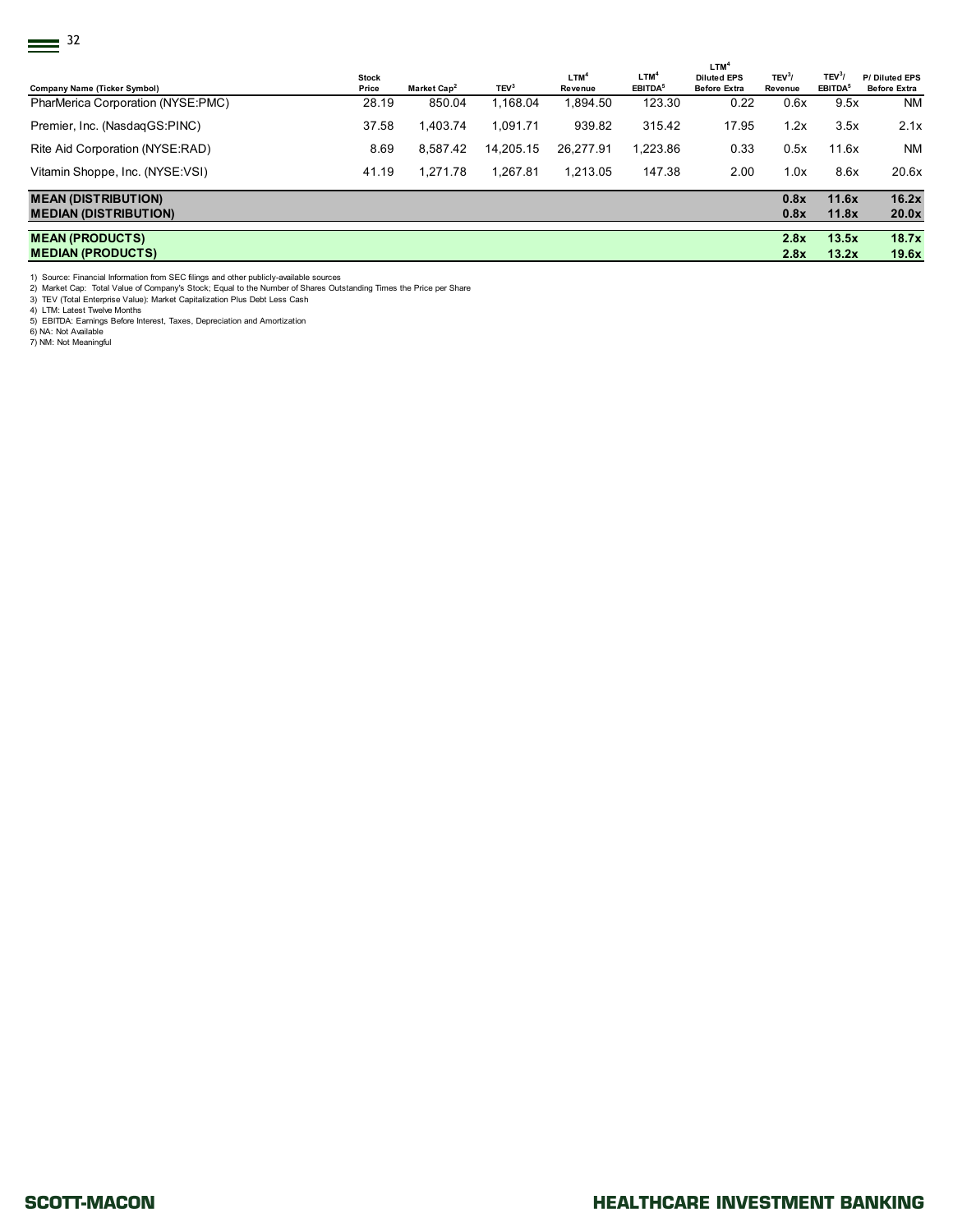| Company Name (Ticker Symbol) | Stock Price | Market Cap[2] | TEV[3] | LTM[4] Revenue | LTM[4] EBITDA[5] | LTM[4] Diluted EPS Before Extra | TEV[3]/ Revenue | TEV[3]/ EBITDA[5] | P/ Diluted EPS Before Extra |
|---|---|---|---|---|---|---|---|---|---|
| PharMerica Corporation (NYSE:PMC) | 28.19 | 850.04 | 1,168.04 | 1,894.50 | 123.30 | 0.22 | 0.6x | 9.5x | NM |
| Premier, Inc. (NasdaqGS:PINC) | 37.58 | 1,403.74 | 1,091.71 | 939.82 | 315.42 | 17.95 | 1.2x | 3.5x | 2.1x |
| Rite Aid Corporation (NYSE:RAD) | 8.69 | 8,587.42 | 14,205.15 | 26,277.91 | 1,223.86 | 0.33 | 0.5x | 11.6x | NM |
| Vitamin Shoppe, Inc. (NYSE:VSI) | 41.19 | 1,271.78 | 1,267.81 | 1,213.05 | 147.38 | 2.00 | 1.0x | 8.6x | 20.6x |
| **MEAN (DISTRIBUTION)** | | | | | | | **0.8x** | **11.6x** | **16.2x** |
| **MEDIAN (DISTRIBUTION)** | | | | | | | **0.8x** | **11.8x** | **20.0x** |
| **MEAN (PRODUCTS)** | | | | | | | **2.8x** | **13.5x** | **18.7x** |
| **MEDIAN (PRODUCTS)** | | | | | | | **2.8x** | **13.2x** | **19.6x** |

1) Source: Financial Information from SEC filings and other publicly-available sources
2) Market Cap: Total Value of Company's Stock; Equal to the Number of Shares Outstanding Times the Price per Share
3) TEV (Total Enterprise Value): Market Capitalization Plus Debt Less Cash
4) LTM: Latest Twelve Months
5) EBITDA: Earnings Before Interest, Taxes, Depreciation and Amortization
6) NA: Not Available
7) NM: Not Meaningful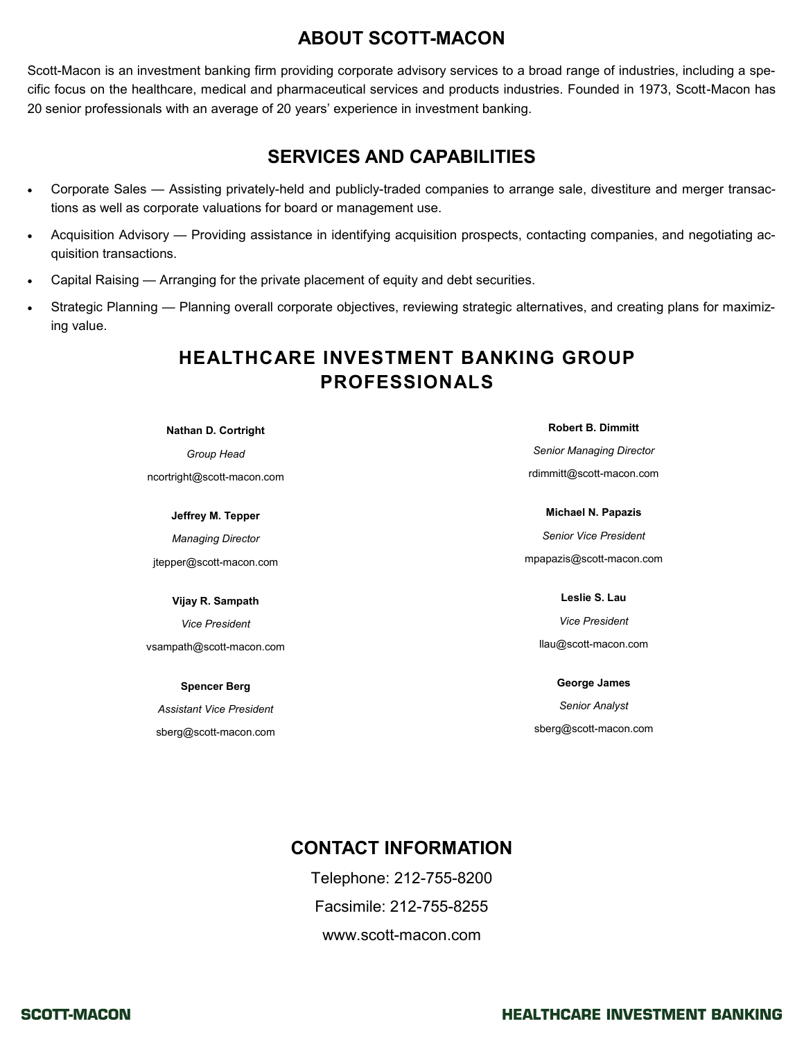## ABOUT SCOTT-MACON

Scott-Macon is an investment banking firm providing corporate advisory services to a broad range of industries, including a specific focus on the healthcare, medical and pharmaceutical services and products industries. Founded in 1973, Scott-Macon has 20 senior professionals with an average of 20 years' experience in investment banking.

## SERVICES AND CAPABILITIES

- Corporate Sales — Assisting privately-held and publicly-traded companies to arrange sale, divestiture and merger transactions as well as corporate valuations for board or management use.
- Acquisition Advisory — Providing assistance in identifying acquisition prospects, contacting companies, and negotiating acquisition transactions.
- Capital Raising — Arranging for the private placement of equity and debt securities.
- Strategic Planning — Planning overall corporate objectives, reviewing strategic alternatives, and creating plans for maximizing value.

## HEALTHCARE INVESTMENT BANKING GROUP PROFESSIONALS

**Nathan D. Cortright**
*Group Head*
ncortright@scott-macon.com

**Robert B. Dimmitt**
*Senior Managing Director*
rdimmitt@scott-macon.com

**Jeffrey M. Tepper**
*Managing Director*
jtepper@scott-macon.com

**Michael N. Papazis**
*Senior Vice President*
mpapazis@scott-macon.com

**Vijay R. Sampath**
*Vice President*
vsampath@scott-macon.com

**Leslie S. Lau**
*Vice President*
llau@scott-macon.com

**Spencer Berg**
*Assistant Vice President*
sberg@scott-macon.com

**George James**
*Senior Analyst*
sberg@scott-macon.com

## CONTACT INFORMATION

Telephone: 212-755-8200

Facsimile: 212-755-8255

www.scott-macon.com